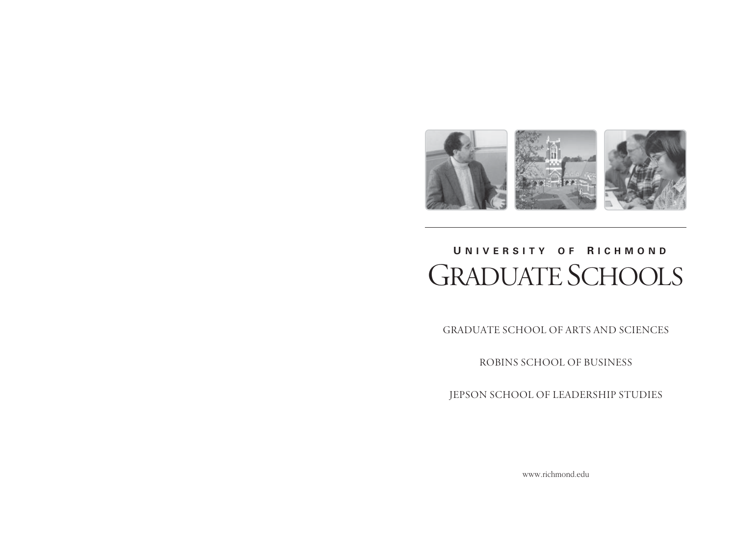# University of Richmond

# Graduate Schools

GRADUATE SCHOOL OF ARTS AND SCIENCES

ROBINS SCHOOL OF BUSINESS

JEPSON SCHOOL OF LEADERSHIP STUDIES

www.richmond.edu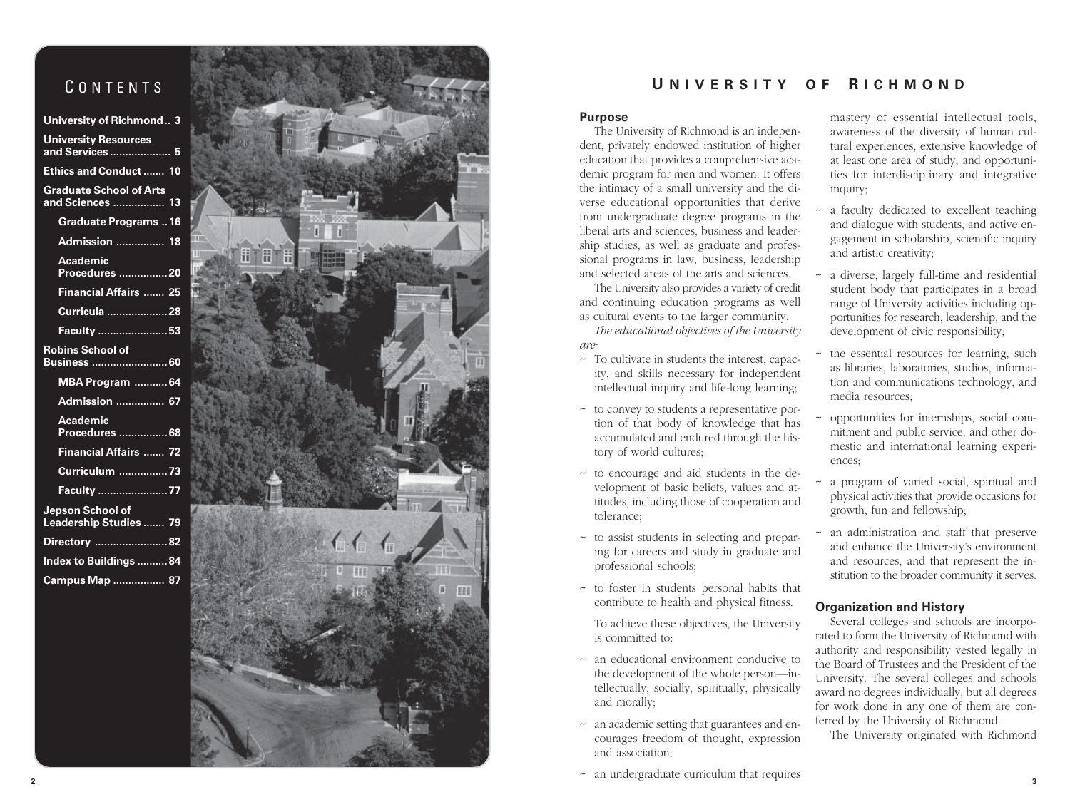# Contents

- University of Richmond .. 3
- University Resources and Services .................... 5
- Ethics and Conduct ....... 10
- Graduate School of Arts and Sciences ................. 13
  - Graduate Programs .. 16
  - Admission ................ 18
  - Academic Procedures ................ 20
  - Financial Affairs ....... 25
  - Curricula .................... 28
  - Faculty ....................... 53
- Robins School of Business ......................... 60
  - MBA Program ........... 64
  - Admission ................ 67
  - Academic Procedures ................ 68
  - Financial Affairs ....... 72
  - Curriculum ................ 73
  - Faculty ....................... 77
- Jepson School of Leadership Studies ....... 79
- Directory ........................ 82
- Index to Buildings .......... 84
- Campus Map ................. 87

# University of Richmond

### Purpose

The University of Richmond is an independent, privately endowed institution of higher education that provides a comprehensive academic program for men and women. It offers the intimacy of a small university and the diverse educational opportunities that derive from undergraduate degree programs in the liberal arts and sciences, business and leadership studies, as well as graduate and professional programs in law, business, leadership and selected areas of the arts and sciences.

The University also provides a variety of credit and continuing education programs as well as cultural events to the larger community.

*The educational objectives of the University are:*

- To cultivate in students the interest, capacity, and skills necessary for independent intellectual inquiry and life-long learning;
- to convey to students a representative portion of that body of knowledge that has accumulated and endured through the history of world cultures;
- to encourage and aid students in the development of basic beliefs, values and attitudes, including those of cooperation and tolerance;
- to assist students in selecting and preparing for careers and study in graduate and professional schools;
- to foster in students personal habits that contribute to health and physical fitness.

To achieve these objectives, the University is committed to:

- an educational environment conducive to the development of the whole person—intellectually, socially, spiritually, physically and morally;
- an academic setting that guarantees and encourages freedom of thought, expression and association;
- an undergraduate curriculum that requires mastery of essential intellectual tools, awareness of the diversity of human cultural experiences, extensive knowledge of at least one area of study, and opportunities for interdisciplinary and integrative inquiry;
- a faculty dedicated to excellent teaching and dialogue with students, and active engagement in scholarship, scientific inquiry and artistic creativity;
- a diverse, largely full-time and residential student body that participates in a broad range of University activities including opportunities for research, leadership, and the development of civic responsibility;
- the essential resources for learning, such as libraries, laboratories, studios, information and communications technology, and media resources;
- opportunities for internships, social commitment and public service, and other domestic and international learning experiences;
- a program of varied social, spiritual and physical activities that provide occasions for growth, fun and fellowship;
- an administration and staff that preserve and enhance the University's environment and resources, and that represent the institution to the broader community it serves.

### Organization and History

Several colleges and schools are incorporated to form the University of Richmond with authority and responsibility vested legally in the Board of Trustees and the President of the University. The several colleges and schools award no degrees individually, but all degrees for work done in any one of them are conferred by the University of Richmond.

The University originated with Richmond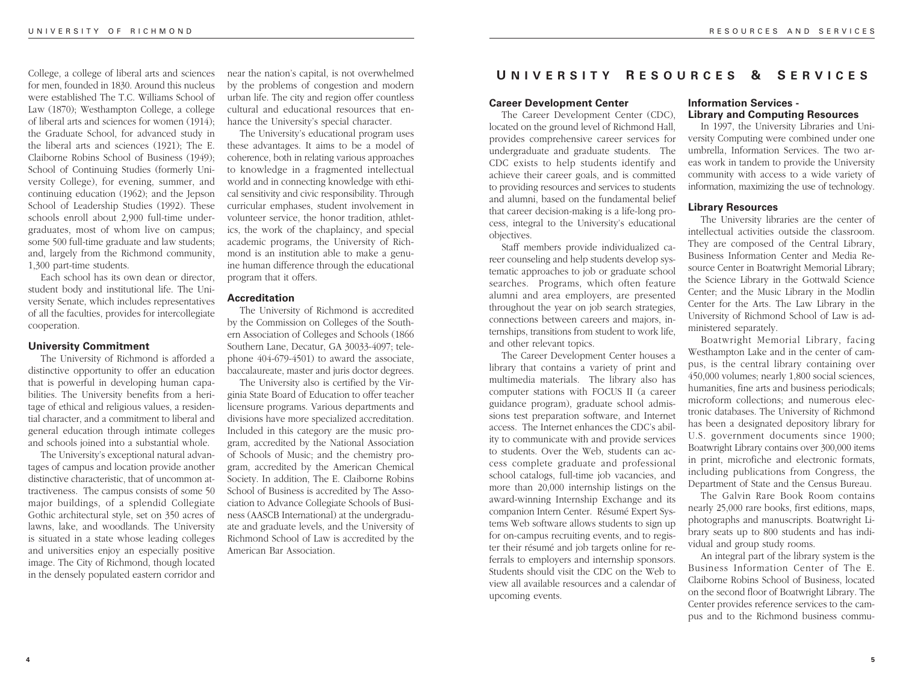College, a college of liberal arts and sciences for men, founded in 1830. Around this nucleus were established The T.C. Williams School of Law (1870); Westhampton College, a college of liberal arts and sciences for women (1914); the Graduate School, for advanced study in the liberal arts and sciences (1921); The E. Claiborne Robins School of Business (1949); School of Continuing Studies (formerly University College), for evening, summer, and continuing education (1962); and the Jepson School of Leadership Studies (1992). These schools enroll about 2,900 full-time undergraduates, most of whom live on campus; some 500 full-time graduate and law students; and, largely from the Richmond community, 1,300 part-time students.

Each school has its own dean or director, student body and institutional life. The University Senate, which includes representatives of all the faculties, provides for intercollegiate cooperation.

### University Commitment

The University of Richmond is afforded a distinctive opportunity to offer an education that is powerful in developing human capabilities. The University benefits from a heritage of ethical and religious values, a residential character, and a commitment to liberal and general education through intimate colleges and schools joined into a substantial whole.

The University's exceptional natural advantages of campus and location provide another distinctive characteristic, that of uncommon attractiveness. The campus consists of some 50 major buildings, of a splendid Collegiate Gothic architectural style, set on 350 acres of lawns, lake, and woodlands. The University is situated in a state whose leading colleges and universities enjoy an especially positive image. The City of Richmond, though located in the densely populated eastern corridor and near the nation's capital, is not overwhelmed by the problems of congestion and modern urban life. The city and region offer countless cultural and educational resources that enhance the University's special character.

The University's educational program uses these advantages. It aims to be a model of coherence, both in relating various approaches to knowledge in a fragmented intellectual world and in connecting knowledge with ethical sensitivity and civic responsibility. Through curricular emphases, student involvement in volunteer service, the honor tradition, athletics, the work of the chaplaincy, and special academic programs, the University of Richmond is an institution able to make a genuine human difference through the educational program that it offers.

### Accreditation

The University of Richmond is accredited by the Commission on Colleges of the Southern Association of Colleges and Schools (1866 Southern Lane, Decatur, GA 30033-4097; telephone 404-679-4501) to award the associate, baccalaureate, master and juris doctor degrees.

The University also is certified by the Virginia State Board of Education to offer teacher licensure programs. Various departments and divisions have more specialized accreditation. Included in this category are the music program, accredited by the National Association of Schools of Music; and the chemistry program, accredited by the American Chemical Society. In addition, The E. Claiborne Robins School of Business is accredited by The Association to Advance Collegiate Schools of Business (AASCB International) at the undergraduate and graduate levels, and the University of Richmond School of Law is accredited by the American Bar Association.

## University Resources & Services

### Career Development Center

The Career Development Center (CDC), located on the ground level of Richmond Hall, provides comprehensive career services for undergraduate and graduate students. The CDC exists to help students identify and achieve their career goals, and is committed to providing resources and services to students and alumni, based on the fundamental belief that career decision-making is a life-long process, integral to the University's educational objectives.

Staff members provide individualized career counseling and help students develop systematic approaches to job or graduate school searches. Programs, which often feature alumni and area employers, are presented throughout the year on job search strategies, connections between careers and majors, internships, transitions from student to work life, and other relevant topics.

The Career Development Center houses a library that contains a variety of print and multimedia materials. The library also has computer stations with FOCUS II (a career guidance program), graduate school admissions test preparation software, and Internet access. The Internet enhances the CDC's ability to communicate with and provide services to students. Over the Web, students can access complete graduate and professional school catalogs, full-time job vacancies, and more than 20,000 internship listings on the award-winning Internship Exchange and its companion Intern Center. Résumé Expert Systems Web software allows students to sign up for on-campus recruiting events, and to register their résumé and job targets online for referrals to employers and internship sponsors. Students should visit the CDC on the Web to view all available resources and a calendar of upcoming events.

### Information Services - Library and Computing Resources

In 1997, the University Libraries and University Computing were combined under one umbrella, Information Services. The two areas work in tandem to provide the University community with access to a wide variety of information, maximizing the use of technology.

### Library Resources

The University libraries are the center of intellectual activities outside the classroom. They are composed of the Central Library, Business Information Center and Media Resource Center in Boatwright Memorial Library; the Science Library in the Gottwald Science Center; and the Music Library in the Modlin Center for the Arts. The Law Library in the University of Richmond School of Law is administered separately.

Boatwright Memorial Library, facing Westhampton Lake and in the center of campus, is the central library containing over 450,000 volumes; nearly 1,800 social sciences, humanities, fine arts and business periodicals; microform collections; and numerous electronic databases. The University of Richmond has been a designated depository library for U.S. government documents since 1900; Boatwright Library contains over 300,000 items in print, microfiche and electronic formats, including publications from Congress, the Department of State and the Census Bureau.

The Galvin Rare Book Room contains nearly 25,000 rare books, first editions, maps, photographs and manuscripts. Boatwright Library seats up to 800 students and has individual and group study rooms.

An integral part of the library system is the Business Information Center of The E. Claiborne Robins School of Business, located on the second floor of Boatwright Library. The Center provides reference services to the campus and to the Richmond business commu-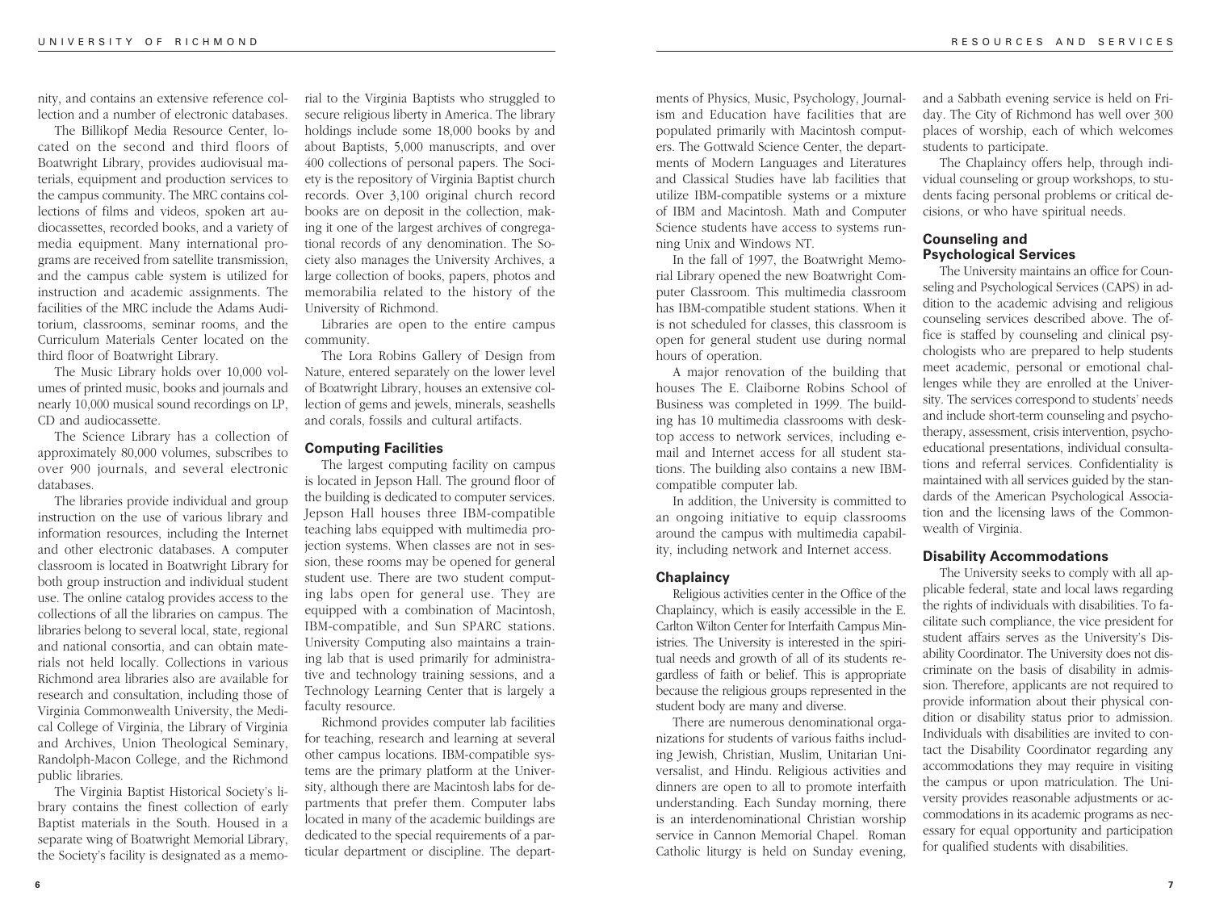nity, and contains an extensive reference collection and a number of electronic databases.

The Billikopf Media Resource Center, located on the second and third floors of Boatwright Library, provides audiovisual materials, equipment and production services to the campus community. The MRC contains collections of films and videos, spoken art audiocassettes, recorded books, and a variety of media equipment. Many international programs are received from satellite transmission, and the campus cable system is utilized for instruction and academic assignments. The facilities of the MRC include the Adams Auditorium, classrooms, seminar rooms, and the Curriculum Materials Center located on the third floor of Boatwright Library.

The Music Library holds over 10,000 volumes of printed music, books and journals and nearly 10,000 musical sound recordings on LP, CD and audiocassette.

The Science Library has a collection of approximately 80,000 volumes, subscribes to over 900 journals, and several electronic databases.

The libraries provide individual and group instruction on the use of various library and information resources, including the Internet and other electronic databases. A computer classroom is located in Boatwright Library for both group instruction and individual student use. The online catalog provides access to the collections of all the libraries on campus. The libraries belong to several local, state, regional and national consortia, and can obtain materials not held locally. Collections in various Richmond area libraries also are available for research and consultation, including those of Virginia Commonwealth University, the Medical College of Virginia, the Library of Virginia and Archives, Union Theological Seminary, Randolph-Macon College, and the Richmond public libraries.

The Virginia Baptist Historical Society's library contains the finest collection of early Baptist materials in the South. Housed in a separate wing of Boatwright Memorial Library, the Society's facility is designated as a memorial to the Virginia Baptists who struggled to secure religious liberty in America. The library holdings include some 18,000 books by and about Baptists, 5,000 manuscripts, and over 400 collections of personal papers. The Society is the repository of Virginia Baptist church records. Over 3,100 original church record books are on deposit in the collection, making it one of the largest archives of congregational records of any denomination. The Society also manages the University Archives, a large collection of books, papers, photos and memorabilia related to the history of the University of Richmond.

Libraries are open to the entire campus community.

The Lora Robins Gallery of Design from Nature, entered separately on the lower level of Boatwright Library, houses an extensive collection of gems and jewels, minerals, seashells and corals, fossils and cultural artifacts.

### Computing Facilities

The largest computing facility on campus is located in Jepson Hall. The ground floor of the building is dedicated to computer services. Jepson Hall houses three IBM-compatible teaching labs equipped with multimedia projection systems. When classes are not in session, these rooms may be opened for general student use. There are two student computing labs open for general use. They are equipped with a combination of Macintosh, IBM-compatible, and Sun SPARC stations. University Computing also maintains a training lab that is used primarily for administrative and technology training sessions, and a Technology Learning Center that is largely a faculty resource.

Richmond provides computer lab facilities for teaching, research and learning at several other campus locations. IBM-compatible systems are the primary platform at the University, although there are Macintosh labs for departments that prefer them. Computer labs located in many of the academic buildings are dedicated to the special requirements of a particular department or discipline. The departments of Physics, Music, Psychology, Journalism and Education have facilities that are populated primarily with Macintosh computers. The Gottwald Science Center, the departments of Modern Languages and Literatures and Classical Studies have lab facilities that utilize IBM-compatible systems or a mixture of IBM and Macintosh. Math and Computer Science students have access to systems running Unix and Windows NT.

In the fall of 1997, the Boatwright Memorial Library opened the new Boatwright Computer Classroom. This multimedia classroom has IBM-compatible student stations. When it is not scheduled for classes, this classroom is open for general student use during normal hours of operation.

A major renovation of the building that houses The E. Claiborne Robins School of Business was completed in 1999. The building has 10 multimedia classrooms with desktop access to network services, including e-mail and Internet access for all student stations. The building also contains a new IBM-compatible computer lab.

In addition, the University is committed to an ongoing initiative to equip classrooms around the campus with multimedia capability, including network and Internet access.

### Chaplaincy

Religious activities center in the Office of the Chaplaincy, which is easily accessible in the E. Carlton Wilton Center for Interfaith Campus Ministries. The University is interested in the spiritual needs and growth of all of its students regardless of faith or belief. This is appropriate because the religious groups represented in the student body are many and diverse.

There are numerous denominational organizations for students of various faiths including Jewish, Christian, Muslim, Unitarian Universalist, and Hindu. Religious activities and dinners are open to all to promote interfaith understanding. Each Sunday morning, there is an interdenominational Christian worship service in Cannon Memorial Chapel. Roman Catholic liturgy is held on Sunday evening, and a Sabbath evening service is held on Friday. The City of Richmond has well over 300 places of worship, each of which welcomes students to participate.

The Chaplaincy offers help, through individual counseling or group workshops, to students facing personal problems or critical decisions, or who have spiritual needs.

### Counseling and Psychological Services

The University maintains an office for Counseling and Psychological Services (CAPS) in addition to the academic advising and religious counseling services described above. The office is staffed by counseling and clinical psychologists who are prepared to help students meet academic, personal or emotional challenges while they are enrolled at the University. The services correspond to students' needs and include short-term counseling and psychotherapy, assessment, crisis intervention, psychoeducational presentations, individual consultations and referral services. Confidentiality is maintained with all services guided by the standards of the American Psychological Association and the licensing laws of the Commonwealth of Virginia.

### Disability Accommodations

The University seeks to comply with all applicable federal, state and local laws regarding the rights of individuals with disabilities. To facilitate such compliance, the vice president for student affairs serves as the University's Disability Coordinator. The University does not discriminate on the basis of disability in admission. Therefore, applicants are not required to provide information about their physical condition or disability status prior to admission. Individuals with disabilities are invited to contact the Disability Coordinator regarding any accommodations they may require in visiting the campus or upon matriculation. The University provides reasonable adjustments or accommodations in its academic programs as necessary for equal opportunity and participation for qualified students with disabilities.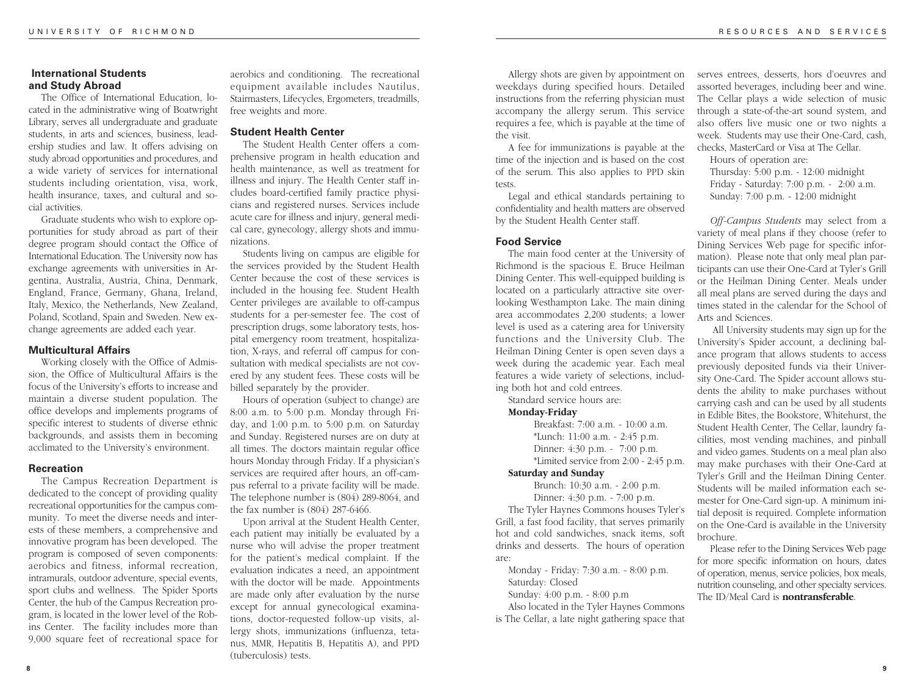### International Students and Study Abroad

The Office of International Education, located in the administrative wing of Boatwright Library, serves all undergraduate and graduate students, in arts and sciences, business, leadership studies and law. It offers advising on study abroad opportunities and procedures, and a wide variety of services for international students including orientation, visa, work, health insurance, taxes, and cultural and social activities.

Graduate students who wish to explore opportunities for study abroad as part of their degree program should contact the Office of International Education. The University now has exchange agreements with universities in Argentina, Australia, Austria, China, Denmark, England, France, Germany, Ghana, Ireland, Italy, Mexico, the Netherlands, New Zealand, Poland, Scotland, Spain and Sweden. New exchange agreements are added each year.

### Multicultural Affairs

Working closely with the Office of Admission, the Office of Multicultural Affairs is the focus of the University's efforts to increase and maintain a diverse student population. The office develops and implements programs of specific interest to students of diverse ethnic backgrounds, and assists them in becoming acclimated to the University's environment.

### Recreation

The Campus Recreation Department is dedicated to the concept of providing quality recreational opportunities for the campus community. To meet the diverse needs and interests of these members, a comprehensive and innovative program has been developed. The program is composed of seven components: aerobics and fitness, informal recreation, intramurals, outdoor adventure, special events, sport clubs and wellness. The Spider Sports Center, the hub of the Campus Recreation program, is located in the lower level of the Robins Center. The facility includes more than 9,000 square feet of recreational space for aerobics and conditioning. The recreational equipment available includes Nautilus, Stairmasters, Lifecycles, Ergometers, treadmills, free weights and more.

### Student Health Center

The Student Health Center offers a comprehensive program in health education and health maintenance, as well as treatment for illness and injury. The Health Center staff includes board-certified family practice physicians and registered nurses. Services include acute care for illness and injury, general medical care, gynecology, allergy shots and immunizations.

Students living on campus are eligible for the services provided by the Student Health Center because the cost of these services is included in the housing fee. Student Health Center privileges are available to off-campus students for a per-semester fee. The cost of prescription drugs, some laboratory tests, hospital emergency room treatment, hospitalization, X-rays, and referral off campus for consultation with medical specialists are not covered by any student fees. These costs will be billed separately by the provider.

Hours of operation (subject to change) are 8:00 a.m. to 5:00 p.m. Monday through Friday, and 1:00 p.m. to 5:00 p.m. on Saturday and Sunday. Registered nurses are on duty at all times. The doctors maintain regular office hours Monday through Friday. If a physician's services are required after hours, an off-campus referral to a private facility will be made. The telephone number is (804) 289-8064, and the fax number is (804) 287-6466.

Upon arrival at the Student Health Center, each patient may initially be evaluated by a nurse who will advise the proper treatment for the patient's medical complaint. If the evaluation indicates a need, an appointment with the doctor will be made. Appointments are made only after evaluation by the nurse except for annual gynecological examinations, doctor-requested follow-up visits, allergy shots, immunizations (influenza, tetanus, MMR, Hepatitis B, Hepatitis A), and PPD (tuberculosis) tests.

Allergy shots are given by appointment on weekdays during specified hours. Detailed instructions from the referring physician must accompany the allergy serum. This service requires a fee, which is payable at the time of the visit.

A fee for immunizations is payable at the time of the injection and is based on the cost of the serum. This also applies to PPD skin tests.

Legal and ethical standards pertaining to confidentiality and health matters are observed by the Student Health Center staff.

### Food Service

The main food center at the University of Richmond is the spacious E. Bruce Heilman Dining Center. This well-equipped building is located on a particularly attractive site overlooking Westhampton Lake. The main dining area accommodates 2,200 students; a lower level is used as a catering area for University functions and the University Club. The Heilman Dining Center is open seven days a week during the academic year. Each meal features a wide variety of selections, including both hot and cold entrees.

Standard service hours are:

**Monday-Friday**

Breakfast: 7:00 a.m. - 10:00 a.m.
*Lunch: 11:00 a.m. - 2:45 p.m.
Dinner: 4:30 p.m. - 7:00 p.m.
*Limited service from 2:00 - 2:45 p.m.

**Saturday and Sunday**

Brunch: 10:30 a.m. - 2:00 p.m.
Dinner: 4:30 p.m. - 7:00 p.m.

The Tyler Haynes Commons houses Tyler's Grill, a fast food facility, that serves primarily hot and cold sandwiches, snack items, soft drinks and desserts. The hours of operation are:

Monday - Friday: 7:30 a.m. - 8:00 p.m.
Saturday: Closed
Sunday: 4:00 p.m. - 8:00 p.m

Also located in the Tyler Haynes Commons is The Cellar, a late night gathering space that serves entrees, desserts, hors d'oeuvres and assorted beverages, including beer and wine. The Cellar plays a wide selection of music through a state-of-the-art sound system, and also offers live music one or two nights a week. Students may use their One-Card, cash, checks, MasterCard or Visa at The Cellar.

Hours of operation are:

Thursday: 5:00 p.m. - 12:00 midnight
Friday - Saturday: 7:00 p.m. - 2:00 a.m.
Sunday: 7:00 p.m. - 12:00 midnight

*Off-Campus Students* may select from a variety of meal plans if they choose (refer to Dining Services Web page for specific information). Please note that only meal plan participants can use their One-Card at Tyler's Grill or the Heilman Dining Center. Meals under all meal plans are served during the days and times stated in the calendar for the School of Arts and Sciences.

All University students may sign up for the University's Spider account, a declining balance program that allows students to access previously deposited funds via their University One-Card. The Spider account allows students the ability to make purchases without carrying cash and can be used by all students in Edible Bites, the Bookstore, Whitehurst, the Student Health Center, The Cellar, laundry facilities, most vending machines, and pinball and video games. Students on a meal plan also may make purchases with their One-Card at Tyler's Grill and the Heilman Dining Center. Students will be mailed information each semester for One-Card sign-up. A minimum initial deposit is required. Complete information on the One-Card is available in the University brochure.

Please refer to the Dining Services Web page for more specific information on hours, dates of operation, menus, service policies, box meals, nutrition counseling, and other specialty services. The ID/Meal Card is **nontransferable**.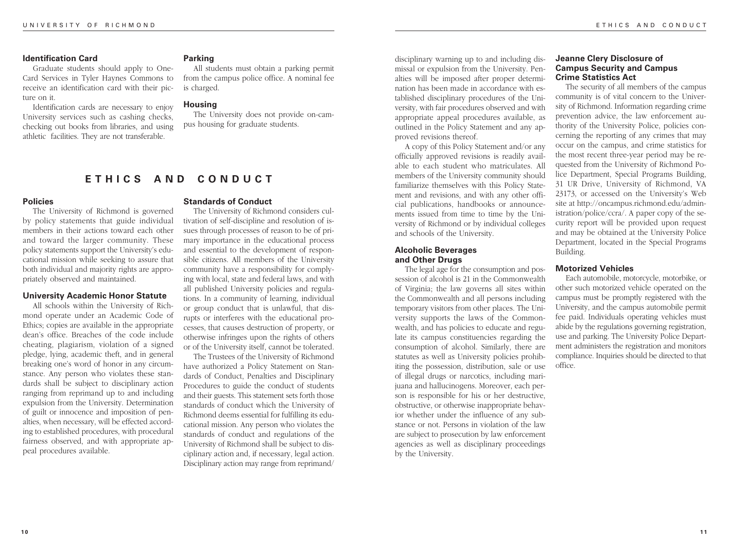### Identification Card

Graduate students should apply to One-Card Services in Tyler Haynes Commons to receive an identification card with their picture on it.

Identification cards are necessary to enjoy University services such as cashing checks, checking out books from libraries, and using athletic facilities. They are not transferable.

### Parking

All students must obtain a parking permit from the campus police office. A nominal fee is charged.

### Housing

The University does not provide on-campus housing for graduate students.

## ETHICS AND CONDUCT

### Policies

The University of Richmond is governed by policy statements that guide individual members in their actions toward each other and toward the larger community. These policy statements support the University's educational mission while seeking to assure that both individual and majority rights are appropriately observed and maintained.

### University Academic Honor Statute

All schools within the University of Richmond operate under an Academic Code of Ethics; copies are available in the appropriate dean's office. Breaches of the code include cheating, plagiarism, violation of a signed pledge, lying, academic theft, and in general breaking one's word of honor in any circumstance. Any person who violates these standards shall be subject to disciplinary action ranging from reprimand up to and including expulsion from the University. Determination of guilt or innocence and imposition of penalties, when necessary, will be effected according to established procedures, with procedural fairness observed, and with appropriate appeal procedures available.

### Standards of Conduct

The University of Richmond considers cultivation of self-discipline and resolution of issues through processes of reason to be of primary importance in the educational process and essential to the development of responsible citizens. All members of the University community have a responsibility for complying with local, state and federal laws, and with all published University policies and regulations. In a community of learning, individual or group conduct that is unlawful, that disrupts or interferes with the educational processes, that causes destruction of property, or otherwise infringes upon the rights of others or of the University itself, cannot be tolerated.

The Trustees of the University of Richmond have authorized a Policy Statement on Standards of Conduct, Penalties and Disciplinary Procedures to guide the conduct of students and their guests. This statement sets forth those standards of conduct which the University of Richmond deems essential for fulfilling its educational mission. Any person who violates the standards of conduct and regulations of the University of Richmond shall be subject to disciplinary action and, if necessary, legal action. Disciplinary action may range from reprimand/disciplinary warning up to and including dismissal or expulsion from the University. Penalties will be imposed after proper determination has been made in accordance with established disciplinary procedures of the University, with fair procedures observed and with appropriate appeal procedures available, as outlined in the Policy Statement and any approved revisions thereof.

A copy of this Policy Statement and/or any officially approved revisions is readily available to each student who matriculates. All members of the University community should familiarize themselves with this Policy Statement and revisions, and with any other official publications, handbooks or announcements issued from time to time by the University of Richmond or by individual colleges and schools of the University.

### Alcoholic Beverages and Other Drugs

The legal age for the consumption and possession of alcohol is 21 in the Commonwealth of Virginia; the law governs all sites within the Commonwealth and all persons including temporary visitors from other places. The University supports the laws of the Commonwealth, and has policies to educate and regulate its campus constituencies regarding the consumption of alcohol. Similarly, there are statutes as well as University policies prohibiting the possession, distribution, sale or use of illegal drugs or narcotics, including marijuana and hallucinogens. Moreover, each person is responsible for his or her destructive, obstructive, or otherwise inappropriate behavior whether under the influence of any substance or not. Persons in violation of the law are subject to prosecution by law enforcement agencies as well as disciplinary proceedings by the University.

### Jeanne Clery Disclosure of Campus Security and Campus Crime Statistics Act

The security of all members of the campus community is of vital concern to the University of Richmond. Information regarding crime prevention advice, the law enforcement authority of the University Police, policies concerning the reporting of any crimes that may occur on the campus, and crime statistics for the most recent three-year period may be requested from the University of Richmond Police Department, Special Programs Building, 31 UR Drive, University of Richmond, VA 23173, or accessed on the University's Web site at http://oncampus.richmond.edu/administration/police/ccra/. A paper copy of the security report will be provided upon request and may be obtained at the University Police Department, located in the Special Programs Building.

### Motorized Vehicles

Each automobile, motorcycle, motorbike, or other such motorized vehicle operated on the campus must be promptly registered with the University, and the campus automobile permit fee paid. Individuals operating vehicles must abide by the regulations governing registration, use and parking. The University Police Department administers the registration and monitors compliance. Inquiries should be directed to that office.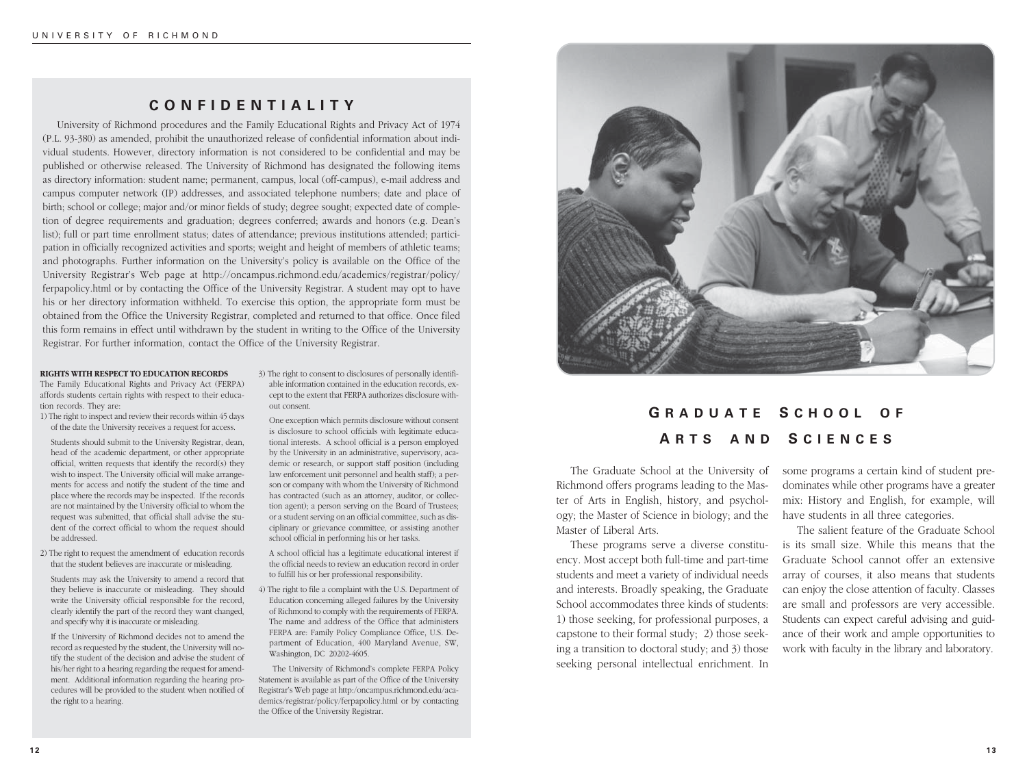## CONFIDENTIALITY

University of Richmond procedures and the Family Educational Rights and Privacy Act of 1974 (P.L. 93-380) as amended, prohibit the unauthorized release of confidential information about individual students. However, directory information is not considered to be confidential and may be published or otherwise released. The University of Richmond has designated the following items as directory information: student name; permanent, campus, local (off-campus), e-mail address and campus computer network (IP) addresses, and associated telephone numbers; date and place of birth; school or college; major and/or minor fields of study; degree sought; expected date of completion of degree requirements and graduation; degrees conferred; awards and honors (e.g. Dean's list); full or part time enrollment status; dates of attendance; previous institutions attended; participation in officially recognized activities and sports; weight and height of members of athletic teams; and photographs. Further information on the University's policy is available on the Office of the University Registrar's Web page at http://oncampus.richmond.edu/academics/registrar/policy/ferpapolicy.html or by contacting the Office of the University Registrar. A student may opt to have his or her directory information withheld. To exercise this option, the appropriate form must be obtained from the Office the University Registrar, completed and returned to that office. Once filed this form remains in effect until withdrawn by the student in writing to the Office of the University Registrar. For further information, contact the Office of the University Registrar.

**RIGHTS WITH RESPECT TO EDUCATION RECORDS**

The Family Educational Rights and Privacy Act (FERPA) affords students certain rights with respect to their education records. They are:

1) The right to inspect and review their records within 45 days of the date the University receives a request for access.

   Students should submit to the University Registrar, dean, head of the academic department, or other appropriate official, written requests that identify the record(s) they wish to inspect. The University official will make arrangements for access and notify the student of the time and place where the records may be inspected. If the records are not maintained by the University official to whom the request was submitted, that official shall advise the student of the correct official to whom the request should be addressed.

2) The right to request the amendment of education records that the student believes are inaccurate or misleading.

   Students may ask the University to amend a record that they believe is inaccurate or misleading. They should write the University official responsible for the record, clearly identify the part of the record they want changed, and specify why it is inaccurate or misleading.

   If the University of Richmond decides not to amend the record as requested by the student, the University will notify the student of the decision and advise the student of his/her right to a hearing regarding the request for amendment. Additional information regarding the hearing procedures will be provided to the student when notified of the right to a hearing.

3) The right to consent to disclosures of personally identifiable information contained in the education records, except to the extent that FERPA authorizes disclosure without consent.

   One exception which permits disclosure without consent is disclosure to school officials with legitimate educational interests. A school official is a person employed by the University in an administrative, supervisory, academic or research, or support staff position (including law enforcement unit personnel and health staff); a person or company with whom the University of Richmond has contracted (such as an attorney, auditor, or collection agent); a person serving on the Board of Trustees; or a student serving on an official committee, such as disciplinary or grievance committee, or assisting another school official in performing his or her tasks.

   A school official has a legitimate educational interest if the official needs to review an education record in order to fulfill his or her professional responsibility.

4) The right to file a complaint with the U.S. Department of Education concerning alleged failures by the University of Richmond to comply with the requirements of FERPA. The name and address of the Office that administers FERPA are: Family Policy Compliance Office, U.S. Department of Education, 400 Maryland Avenue, SW, Washington, DC 20202-4605.

The University of Richmond's complete FERPA Policy Statement is available as part of the Office of the University Registrar's Web page at http:/oncampus.richmond.edu/academics/registrar/policy/ferpapolicy.html or by contacting the Office of the University Registrar.

# GRADUATE SCHOOL OF ARTS AND SCIENCES

The Graduate School at the University of Richmond offers programs leading to the Master of Arts in English, history, and psychology; the Master of Science in biology; and the Master of Liberal Arts.

These programs serve a diverse constituency. Most accept both full-time and part-time students and meet a variety of individual needs and interests. Broadly speaking, the Graduate School accommodates three kinds of students: 1) those seeking, for professional purposes, a capstone to their formal study; 2) those seeking a transition to doctoral study; and 3) those seeking personal intellectual enrichment. In some programs a certain kind of student predominates while other programs have a greater mix: History and English, for example, will have students in all three categories.

The salient feature of the Graduate School is its small size. While this means that the Graduate School cannot offer an extensive array of courses, it also means that students can enjoy the close attention of faculty. Classes are small and professors are very accessible. Students can expect careful advising and guidance of their work and ample opportunities to work with faculty in the library and laboratory.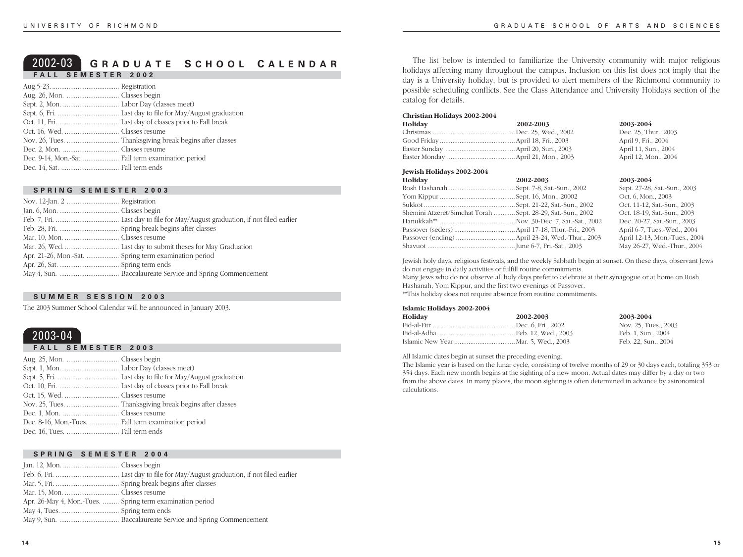# 2002-03 Graduate School Calendar

## Fall Semester 2002

| | |
|---|---|
| Aug.5-23. | Registration |
| Aug. 26, Mon. | Classes begin |
| Sept. 2, Mon. | Labor Day (classes meet) |
| Sept. 6, Fri. | Last day to file for May/August graduation |
| Oct. 11, Fri. | Last day of classes prior to Fall break |
| Oct. 16, Wed. | Classes resume |
| Nov. 26, Tues. | Thanksgiving break begins after classes |
| Dec. 2, Mon. | Classes resume |
| Dec. 9-14, Mon.-Sat. | Fall term examination period |
| Dec. 14, Sat. | Fall term ends |

## Spring Semester 2003

| | |
|---|---|
| Nov. 12-Jan. 2 | Registration |
| Jan. 6, Mon. | Classes begin |
| Feb. 7, Fri. | Last day to file for May/August graduation, if not filed earlier |
| Feb. 28, Fri. | Spring break begins after classes |
| Mar. 10, Mon. | Classes resume |
| Mar. 26, Wed. | Last day to submit theses for May Graduation |
| Apr. 21-26, Mon.-Sat. | Spring term examination period |
| Apr. 26, Sat. | Spring term ends |
| May 4, Sun. | Baccalaureate Service and Spring Commencement |

## Summer Session 2003

The 2003 Summer School Calendar will be announced in January 2003.

# 2003-04

## Fall Semester 2003

| | |
|---|---|
| Aug. 25, Mon. | Classes begin |
| Sept. 1, Mon. | Labor Day (classes meet) |
| Sept. 5, Fri. | Last day to file for May/August graduation |
| Oct. 10, Fri. | Last day of classes prior to Fall break |
| Oct. 15, Wed. | Classes resume |
| Nov. 25, Tues. | Thanksgiving break begins after classes |
| Dec. 1, Mon. | Classes resume |
| Dec. 8-16, Mon.-Tues. | Fall term examination period |
| Dec. 16, Tues. | Fall term ends |

## Spring Semester 2004

| | |
|---|---|
| Jan. 12, Mon. | Classes begin |
| Feb. 6, Fri. | Last day to file for May/August graduation, if not filed earlier |
| Mar. 5, Fri. | Spring break begins after classes |
| Mar. 15, Mon. | Classes resume |
| Apr. 26-May 4, Mon.-Tues. | Spring term examination period |
| May 4, Tues. | Spring term ends |
| May 9, Sun. | Baccalaureate Service and Spring Commencement |

The list below is intended to familiarize the University community with major religious holidays affecting many throughout the campus. Inclusion on this list does not imply that the day is a University holiday, but is provided to alert members of the Richmond community to possible scheduling conflicts. See the Class Attendance and University Holidays section of the catalog for details.

**Christian Holidays 2002-2004**

| Holiday | 2002-2003 | 2003-2004 |
|---|---|---|
| Christmas | Dec. 25, Wed., 2002 | Dec. 25, Thur., 2003 |
| Good Friday | April 18, Fri., 2003 | April 9, Fri., 2004 |
| Easter Sunday | April 20, Sun., 2003 | April 11, Sun., 2004 |
| Easter Monday | April 21, Mon., 2003 | April 12, Mon., 2004 |

**Jewish Holidays 2002-2004**

| Holiday | 2002-2003 | 2003-2004 |
|---|---|---|
| Rosh Hashanah | Sept. 7-8, Sat.-Sun., 2002 | Sept. 27-28, Sat.-Sun., 2003 |
| Yom Kippur | Sept. 16, Mon., 20002 | Oct. 6, Mon., 2003 |
| Sukkot | Sept. 21-22, Sat.-Sun., 2002 | Oct. 11-12, Sat.-Sun., 2003 |
| Shemini Atzeret/Simchat Torah | Sept. 28-29, Sat.-Sun., 2002 | Oct. 18-19, Sat.-Sun., 2003 |
| Hanukkah** | Nov. 30-Dec. 7, Sat.-Sat., 2002 | Dec. 20-27, Sat.-Sun., 2003 |
| Passover (seders) | April 17-18, Thur.-Fri., 2003 | April 6-7, Tues.-Wed., 2004 |
| Passover (ending) | April 23-24, Wed.-Thur., 2003 | April 12-13, Mon.-Tues., 2004 |
| Shavuot | June 6-7, Fri.-Sat., 2003 | May 26-27, Wed.-Thur., 2004 |

Jewish holy days, religious festivals, and the weekly Sabbath begin at sunset. On these days, observant Jews do not engage in daily activities or fulfill routine commitments.

Many Jews who do not observe all holy days prefer to celebrate at their synagogue or at home on Rosh Hashanah, Yom Kippur, and the first two evenings of Passover.

**This holiday does not require absence from routine commitments.

**Islamic Holidays 2002-2004**

| Holiday | 2002-2003 | 2003-2004 |
|---|---|---|
| Eid-al-Fitr | Dec. 6, Fri., 2002 | Nov. 25, Tues., 2003 |
| Eid-al-Adha | Feb. 12, Wed., 2003 | Feb. 1, Sun., 2004 |
| Islamic New Year | Mar. 5, Wed., 2003 | Feb. 22, Sun., 2004 |

All Islamic dates begin at sunset the preceding evening.

The Islamic year is based on the lunar cycle, consisting of twelve months of 29 or 30 days each, totaling 353 or 354 days. Each new month begins at the sighting of a new moon. Actual dates may differ by a day or two from the above dates. In many places, the moon sighting is often determined in advance by astronomical calculations.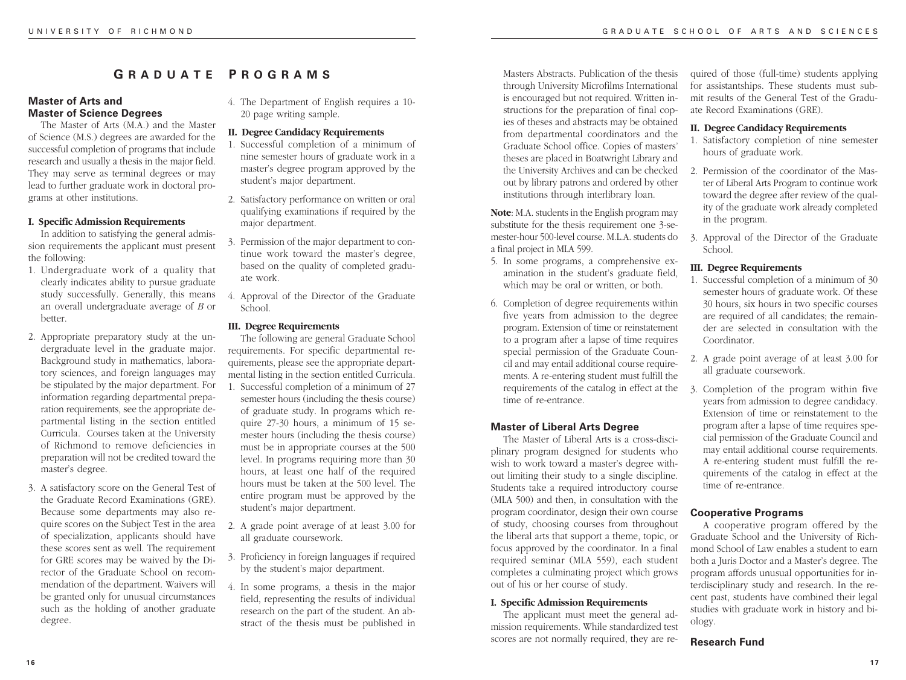# Graduate Programs

## Master of Arts and Master of Science Degrees

The Master of Arts (M.A.) and the Master of Science (M.S.) degrees are awarded for the successful completion of programs that include research and usually a thesis in the major field. They may serve as terminal degrees or may lead to further graduate work in doctoral programs at other institutions.

### I. Specific Admission Requirements

In addition to satisfying the general admission requirements the applicant must present the following:

1. Undergraduate work of a quality that clearly indicates ability to pursue graduate study successfully. Generally, this means an overall undergraduate average of *B* or better.
2. Appropriate preparatory study at the undergraduate level in the graduate major. Background study in mathematics, laboratory sciences, and foreign languages may be stipulated by the major department. For information regarding departmental preparation requirements, see the appropriate departmental listing in the section entitled Curricula. Courses taken at the University of Richmond to remove deficiencies in preparation will not be credited toward the master's degree.
3. A satisfactory score on the General Test of the Graduate Record Examinations (GRE). Because some departments may also require scores on the Subject Test in the area of specialization, applicants should have these scores sent as well. The requirement for GRE scores may be waived by the Director of the Graduate School on recommendation of the department. Waivers will be granted only for unusual circumstances such as the holding of another graduate degree.
4. The Department of English requires a 10-20 page writing sample.

### II. Degree Candidacy Requirements

1. Successful completion of a minimum of nine semester hours of graduate work in a master's degree program approved by the student's major department.
2. Satisfactory performance on written or oral qualifying examinations if required by the major department.
3. Permission of the major department to continue work toward the master's degree, based on the quality of completed graduate work.
4. Approval of the Director of the Graduate School.

### III. Degree Requirements

The following are general Graduate School requirements. For specific departmental requirements, please see the appropriate departmental listing in the section entitled Curricula.

1. Successful completion of a minimum of 27 semester hours (including the thesis course) of graduate study. In programs which require 27-30 hours, a minimum of 15 semester hours (including the thesis course) must be in appropriate courses at the 500 level. In programs requiring more than 30 hours, at least one half of the required hours must be taken at the 500 level. The entire program must be approved by the student's major department.
2. A grade point average of at least 3.00 for all graduate coursework.
3. Proficiency in foreign languages if required by the student's major department.
4. In some programs, a thesis in the major field, representing the results of individual research on the part of the student. An abstract of the thesis must be published in Masters Abstracts. Publication of the thesis through University Microfilms International is encouraged but not required. Written instructions for the preparation of final copies of theses and abstracts may be obtained from departmental coordinators and the Graduate School office. Copies of masters' theses are placed in Boatwright Library and the University Archives and can be checked out by library patrons and ordered by other institutions through interlibrary loan.

**Note**: M.A. students in the English program may substitute for the thesis requirement one 3-semester-hour 500-level course. M.L.A. students do a final project in MLA 599.

5. In some programs, a comprehensive examination in the student's graduate field, which may be oral or written, or both.
6. Completion of degree requirements within five years from admission to the degree program. Extension of time or reinstatement to a program after a lapse of time requires special permission of the Graduate Council and may entail additional course requirements. A re-entering student must fulfill the requirements of the catalog in effect at the time of re-entrance.

## Master of Liberal Arts Degree

The Master of Liberal Arts is a cross-disciplinary program designed for students who wish to work toward a master's degree without limiting their study to a single discipline. Students take a required introductory course (MLA 500) and then, in consultation with the program coordinator, design their own course of study, choosing courses from throughout the liberal arts that support a theme, topic, or focus approved by the coordinator. In a final required seminar (MLA 559), each student completes a culminating project which grows out of his or her course of study.

### I. Specific Admission Requirements

The applicant must meet the general admission requirements. While standardized test scores are not normally required, they are required of those (full-time) students applying for assistantships. These students must submit results of the General Test of the Graduate Record Examinations (GRE).

### II. Degree Candidacy Requirements

1. Satisfactory completion of nine semester hours of graduate work.
2. Permission of the coordinator of the Master of Liberal Arts Program to continue work toward the degree after review of the quality of the graduate work already completed in the program.
3. Approval of the Director of the Graduate School.

### III. Degree Requirements

1. Successful completion of a minimum of 30 semester hours of graduate work. Of these 30 hours, six hours in two specific courses are required of all candidates; the remainder are selected in consultation with the Coordinator.
2. A grade point average of at least 3.00 for all graduate coursework.
3. Completion of the program within five years from admission to degree candidacy. Extension of time or reinstatement to the program after a lapse of time requires special permission of the Graduate Council and may entail additional course requirements. A re-entering student must fulfill the requirements of the catalog in effect at the time of re-entrance.

## Cooperative Programs

A cooperative program offered by the Graduate School and the University of Richmond School of Law enables a student to earn both a Juris Doctor and a Master's degree. The program affords unusual opportunities for interdisciplinary study and research. In the recent past, students have combined their legal studies with graduate work in history and biology.

## Research Fund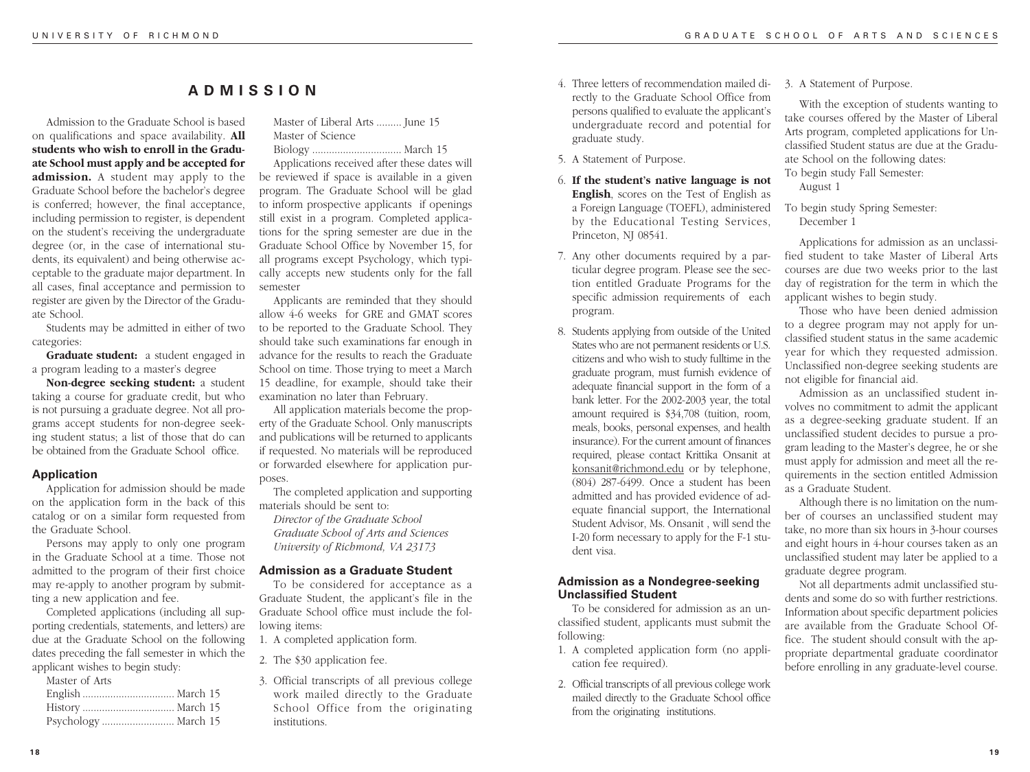# ADMISSION

Admission to the Graduate School is based on qualifications and space availability. **All students who wish to enroll in the Graduate School must apply and be accepted for admission.** A student may apply to the Graduate School before the bachelor's degree is conferred; however, the final acceptance, including permission to register, is dependent on the student's receiving the undergraduate degree (or, in the case of international students, its equivalent) and being otherwise acceptable to the graduate major department. In all cases, final acceptance and permission to register are given by the Director of the Graduate School.

Students may be admitted in either of two categories:

**Graduate student:** a student engaged in a program leading to a master's degree

**Non-degree seeking student:** a student taking a course for graduate credit, but who is not pursuing a graduate degree. Not all programs accept students for non-degree seeking student status; a list of those that do can be obtained from the Graduate School office.

## Application

Application for admission should be made on the application form in the back of this catalog or on a similar form requested from the Graduate School.

Persons may apply to only one program in the Graduate School at a time. Those not admitted to the program of their first choice may re-apply to another program by submitting a new application and fee.

Completed applications (including all supporting credentials, statements, and letters) are due at the Graduate School on the following dates preceding the fall semester in which the applicant wishes to begin study:

Master of Arts
- English ................................ March 15
- History ................................ March 15
- Psychology ......................... March 15

Master of Liberal Arts ......... June 15

Master of Science
- Biology ................................ March 15

Applications received after these dates will be reviewed if space is available in a given program. The Graduate School will be glad to inform prospective applicants if openings still exist in a program. Completed applications for the spring semester are due in the Graduate School Office by November 15, for all programs except Psychology, which typically accepts new students only for the fall semester

Applicants are reminded that they should allow 4-6 weeks for GRE and GMAT scores to be reported to the Graduate School. They should take such examinations far enough in advance for the results to reach the Graduate School on time. Those trying to meet a March 15 deadline, for example, should take their examination no later than February.

All application materials become the property of the Graduate School. Only manuscripts and publications will be returned to applicants if requested. No materials will be reproduced or forwarded elsewhere for application purposes.

The completed application and supporting materials should be sent to:

*Director of the Graduate School*
*Graduate School of Arts and Sciences*
*University of Richmond, VA 23173*

## Admission as a Graduate Student

To be considered for acceptance as a Graduate Student, the applicant's file in the Graduate School office must include the following items:

1. A completed application form.
2. The $30 application fee.
3. Official transcripts of all previous college work mailed directly to the Graduate School Office from the originating institutions.
4. Three letters of recommendation mailed directly to the Graduate School Office from persons qualified to evaluate the applicant's undergraduate record and potential for graduate study.
5. A Statement of Purpose.
6. **If the student's native language is not English**, scores on the Test of English as a Foreign Language (TOEFL), administered by the Educational Testing Services, Princeton, NJ 08541.
7. Any other documents required by a particular degree program. Please see the section entitled Graduate Programs for the specific admission requirements of each program.
8. Students applying from outside of the United States who are not permanent residents or U.S. citizens and who wish to study fulltime in the graduate program, must furnish evidence of adequate financial support in the form of a bank letter. For the 2002-2003 year, the total amount required is $34,708 (tuition, room, meals, books, personal expenses, and health insurance). For the current amount of finances required, please contact Krittika Onsanit at konsanit@richmond.edu or by telephone, (804) 287-6499. Once a student has been admitted and has provided evidence of adequate financial support, the International Student Advisor, Ms. Onsanit , will send the I-20 form necessary to apply for the F-1 student visa.

## Admission as a Nondegree-seeking Unclassified Student

To be considered for admission as an unclassified student, applicants must submit the following:

1. A completed application form (no application fee required).
2. Official transcripts of all previous college work mailed directly to the Graduate School office from the originating institutions.
3. A Statement of Purpose.

With the exception of students wanting to take courses offered by the Master of Liberal Arts program, completed applications for Unclassified Student status are due at the Graduate School on the following dates:

To begin study Fall Semester:
August 1

To begin study Spring Semester:
December 1

Applications for admission as an unclassified student to take Master of Liberal Arts courses are due two weeks prior to the last day of registration for the term in which the applicant wishes to begin study.

Those who have been denied admission to a degree program may not apply for unclassified student status in the same academic year for which they requested admission. Unclassified non-degree seeking students are not eligible for financial aid.

Admission as an unclassified student involves no commitment to admit the applicant as a degree-seeking graduate student. If an unclassified student decides to pursue a program leading to the Master's degree, he or she must apply for admission and meet all the requirements in the section entitled Admission as a Graduate Student.

Although there is no limitation on the number of courses an unclassified student may take, no more than six hours in 3-hour courses and eight hours in 4-hour courses taken as an unclassified student may later be applied to a graduate degree program.

Not all departments admit unclassified students and some do so with further restrictions. Information about specific department policies are available from the Graduate School Office. The student should consult with the appropriate departmental graduate coordinator before enrolling in any graduate-level course.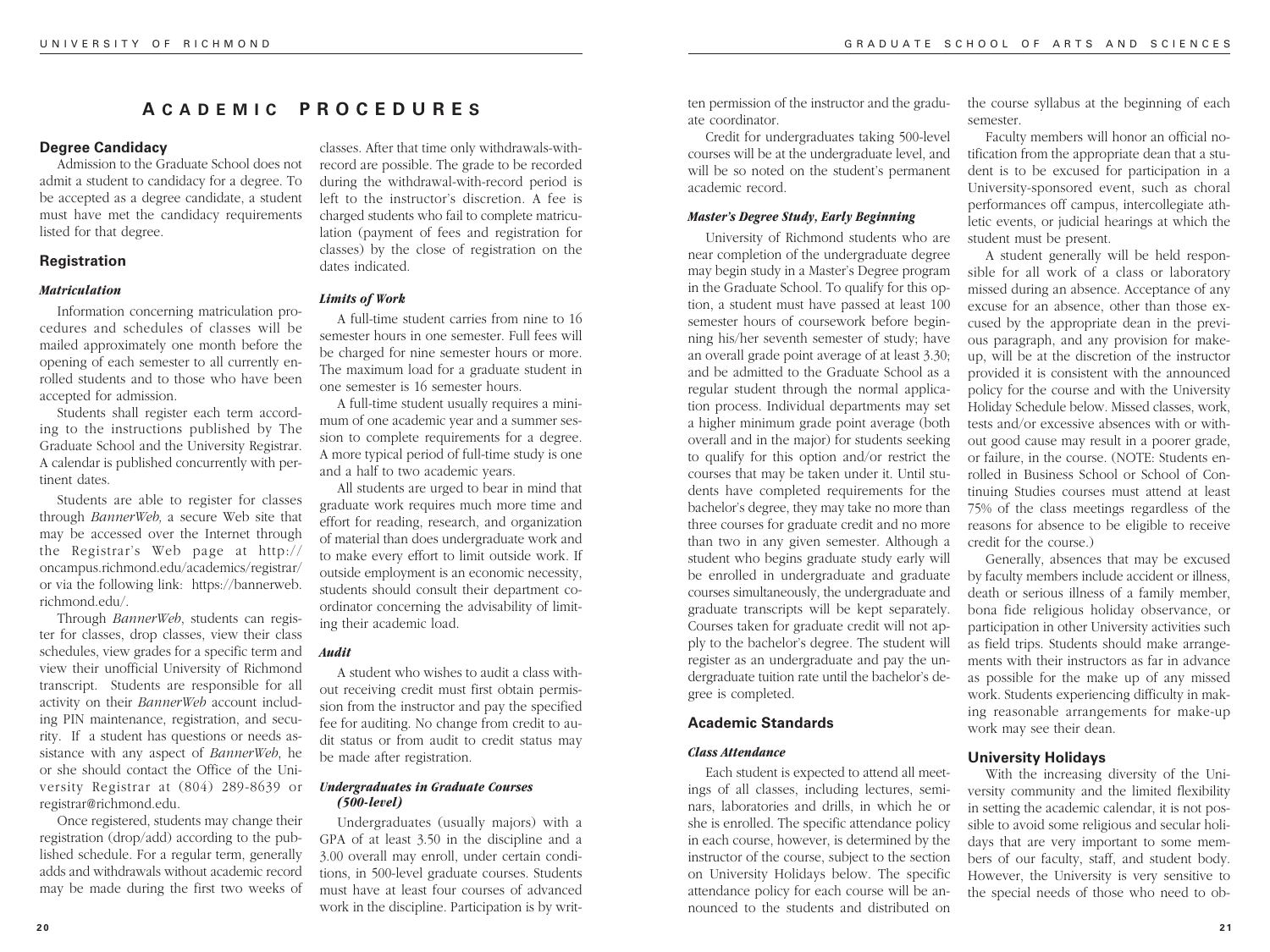# ACADEMIC PROCEDURES

## Degree Candidacy

Admission to the Graduate School does not admit a student to candidacy for a degree. To be accepted as a degree candidate, a student must have met the candidacy requirements listed for that degree.

## Registration

### *Matriculation*

Information concerning matriculation procedures and schedules of classes will be mailed approximately one month before the opening of each semester to all currently enrolled students and to those who have been accepted for admission.

Students shall register each term according to the instructions published by The Graduate School and the University Registrar. A calendar is published concurrently with pertinent dates.

Students are able to register for classes through *BannerWeb,* a secure Web site that may be accessed over the Internet through the Registrar's Web page at http://oncampus.richmond.edu/academics/registrar/ or via the following link: https://bannerweb.richmond.edu/.

Through *BannerWeb*, students can register for classes, drop classes, view their class schedules, view grades for a specific term and view their unofficial University of Richmond transcript. Students are responsible for all activity on their *BannerWeb* account including PIN maintenance, registration, and security. If a student has questions or needs assistance with any aspect of *BannerWeb*, he or she should contact the Office of the University Registrar at (804) 289-8639 or registrar@richmond.edu.

Once registered, students may change their registration (drop/add) according to the published schedule. For a regular term, generally adds and withdrawals without academic record may be made during the first two weeks of classes. After that time only withdrawals-with-record are possible. The grade to be recorded during the withdrawal-with-record period is left to the instructor's discretion. A fee is charged students who fail to complete matriculation (payment of fees and registration for classes) by the close of registration on the dates indicated.

### *Limits of Work*

A full-time student carries from nine to 16 semester hours in one semester. Full fees will be charged for nine semester hours or more. The maximum load for a graduate student in one semester is 16 semester hours.

A full-time student usually requires a minimum of one academic year and a summer session to complete requirements for a degree. A more typical period of full-time study is one and a half to two academic years.

All students are urged to bear in mind that graduate work requires much more time and effort for reading, research, and organization of material than does undergraduate work and to make every effort to limit outside work. If outside employment is an economic necessity, students should consult their department coordinator concerning the advisability of limiting their academic load.

### *Audit*

A student who wishes to audit a class without receiving credit must first obtain permission from the instructor and pay the specified fee for auditing. No change from credit to audit status or from audit to credit status may be made after registration.

### *Undergraduates in Graduate Courses (500-level)*

Undergraduates (usually majors) with a GPA of at least 3.50 in the discipline and a 3.00 overall may enroll, under certain conditions, in 500-level graduate courses. Students must have at least four courses of advanced work in the discipline. Participation is by written permission of the instructor and the graduate coordinator.

Credit for undergraduates taking 500-level courses will be at the undergraduate level, and will be so noted on the student's permanent academic record.

### *Master's Degree Study, Early Beginning*

University of Richmond students who are near completion of the undergraduate degree may begin study in a Master's Degree program in the Graduate School. To qualify for this option, a student must have passed at least 100 semester hours of coursework before beginning his/her seventh semester of study; have an overall grade point average of at least 3.30; and be admitted to the Graduate School as a regular student through the normal application process. Individual departments may set a higher minimum grade point average (both overall and in the major) for students seeking to qualify for this option and/or restrict the courses that may be taken under it. Until students have completed requirements for the bachelor's degree, they may take no more than three courses for graduate credit and no more than two in any given semester. Although a student who begins graduate study early will be enrolled in undergraduate and graduate courses simultaneously, the undergraduate and graduate transcripts will be kept separately. Courses taken for graduate credit will not apply to the bachelor's degree. The student will register as an undergraduate and pay the undergraduate tuition rate until the bachelor's degree is completed.

## Academic Standards

### *Class Attendance*

Each student is expected to attend all meetings of all classes, including lectures, seminars, laboratories and drills, in which he or she is enrolled. The specific attendance policy in each course, however, is determined by the instructor of the course, subject to the section on University Holidays below. The specific attendance policy for each course will be announced to the students and distributed on the course syllabus at the beginning of each semester.

Faculty members will honor an official notification from the appropriate dean that a student is to be excused for participation in a University-sponsored event, such as choral performances off campus, intercollegiate athletic events, or judicial hearings at which the student must be present.

A student generally will be held responsible for all work of a class or laboratory missed during an absence. Acceptance of any excuse for an absence, other than those excused by the appropriate dean in the previous paragraph, and any provision for make-up, will be at the discretion of the instructor provided it is consistent with the announced policy for the course and with the University Holiday Schedule below. Missed classes, work, tests and/or excessive absences with or without good cause may result in a poorer grade, or failure, in the course. (NOTE: Students enrolled in Business School or School of Continuing Studies courses must attend at least 75% of the class meetings regardless of the reasons for absence to be eligible to receive credit for the course.)

Generally, absences that may be excused by faculty members include accident or illness, death or serious illness of a family member, bona fide religious holiday observance, or participation in other University activities such as field trips. Students should make arrangements with their instructors as far in advance as possible for the make up of any missed work. Students experiencing difficulty in making reasonable arrangements for make-up work may see their dean.

## University Holidays

With the increasing diversity of the University community and the limited flexibility in setting the academic calendar, it is not possible to avoid some religious and secular holidays that are very important to some members of our faculty, staff, and student body. However, the University is very sensitive to the special needs of those who need to ob-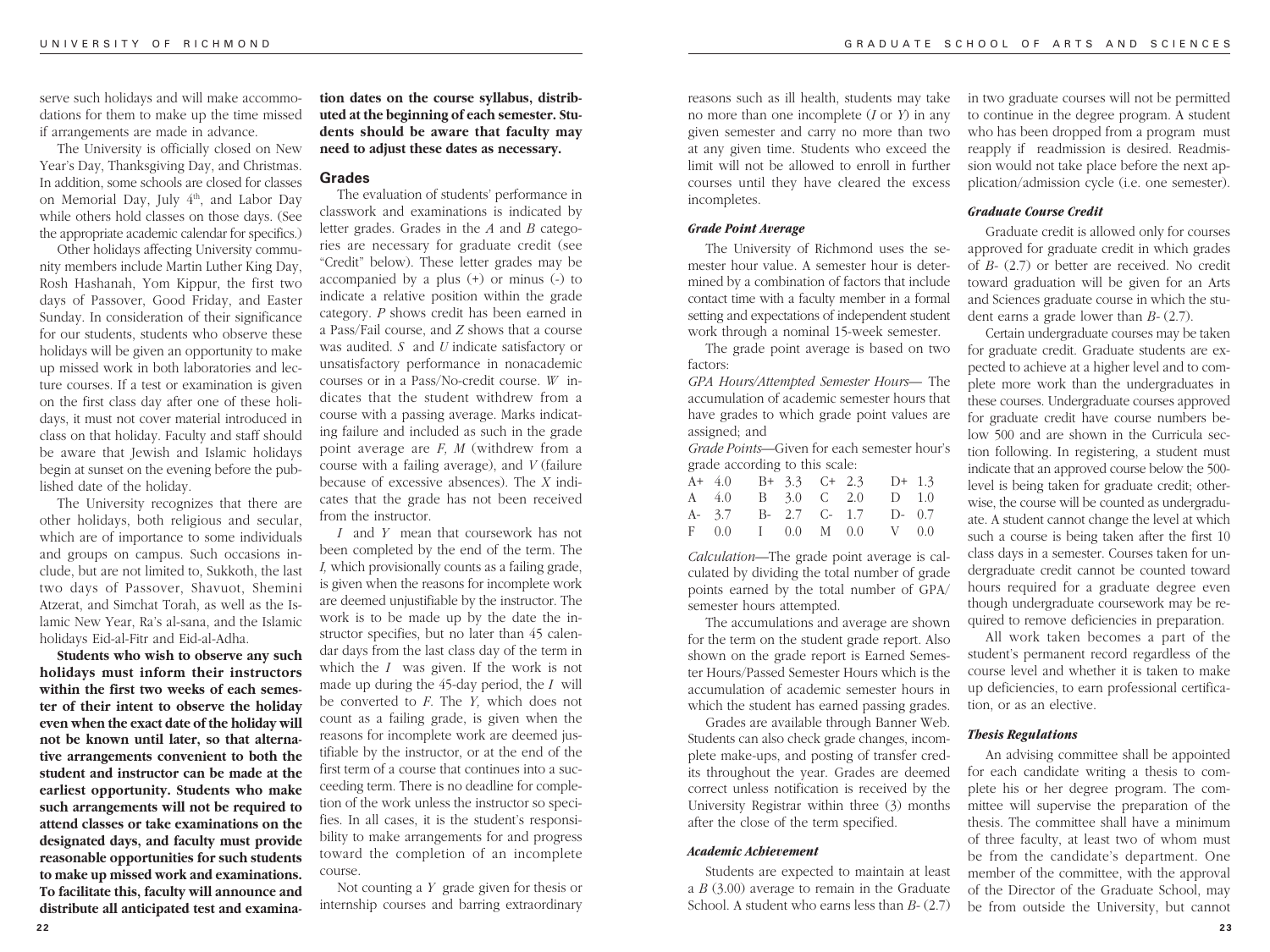serve such holidays and will make accommodations for them to make up the time missed if arrangements are made in advance.

The University is officially closed on New Year's Day, Thanksgiving Day, and Christmas. In addition, some schools are closed for classes on Memorial Day, July 4th, and Labor Day while others hold classes on those days. (See the appropriate academic calendar for specifics.)

Other holidays affecting University community members include Martin Luther King Day, Rosh Hashanah, Yom Kippur, the first two days of Passover, Good Friday, and Easter Sunday. In consideration of their significance for our students, students who observe these holidays will be given an opportunity to make up missed work in both laboratories and lecture courses. If a test or examination is given on the first class day after one of these holidays, it must not cover material introduced in class on that holiday. Faculty and staff should be aware that Jewish and Islamic holidays begin at sunset on the evening before the published date of the holiday.

The University recognizes that there are other holidays, both religious and secular, which are of importance to some individuals and groups on campus. Such occasions include, but are not limited to, Sukkoth, the last two days of Passover, Shavuot, Shemini Atzerat, and Simchat Torah, as well as the Islamic New Year, Ra's al-sana, and the Islamic holidays Eid-al-Fitr and Eid-al-Adha.

**Students who wish to observe any such holidays must inform their instructors within the first two weeks of each semester of their intent to observe the holiday even when the exact date of the holiday will not be known until later, so that alternative arrangements convenient to both the student and instructor can be made at the earliest opportunity. Students who make such arrangements will not be required to attend classes or take examinations on the designated days, and faculty must provide reasonable opportunities for such students to make up missed work and examinations. To facilitate this, faculty will announce and distribute all anticipated test and examination dates on the course syllabus, distributed at the beginning of each semester. Students should be aware that faculty may need to adjust these dates as necessary.**

## Grades

The evaluation of students' performance in classwork and examinations is indicated by letter grades. Grades in the *A* and *B* categories are necessary for graduate credit (see "Credit" below). These letter grades may be accompanied by a plus (+) or minus (-) to indicate a relative position within the grade category. *P* shows credit has been earned in a Pass/Fail course, and *Z* shows that a course was audited. *S* and *U* indicate satisfactory or unsatisfactory performance in nonacademic courses or in a Pass/No-credit course. *W* indicates that the student withdrew from a course with a passing average. Marks indicating failure and included as such in the grade point average are *F, M* (withdrew from a course with a failing average), and *V* (failure because of excessive absences). The *X* indicates that the grade has not been received from the instructor.

*I* and *Y* mean that coursework has not been completed by the end of the term. The *I,* which provisionally counts as a failing grade, is given when the reasons for incomplete work are deemed unjustifiable by the instructor. The work is to be made up by the date the instructor specifies, but no later than 45 calendar days from the last class day of the term in which the *I* was given. If the work is not made up during the 45-day period, the *I* will be converted to *F*. The *Y,* which does not count as a failing grade, is given when the reasons for incomplete work are deemed justifiable by the instructor, or at the end of the first term of a course that continues into a succeeding term. There is no deadline for completion of the work unless the instructor so specifies. In all cases, it is the student's responsibility to make arrangements for and progress toward the completion of an incomplete course.

Not counting a *Y* grade given for thesis or internship courses and barring extraordinary reasons such as ill health, students may take no more than one incomplete (*I* or *Y*) in any given semester and carry no more than two at any given time. Students who exceed the limit will not be allowed to enroll in further courses until they have cleared the excess incompletes.

### *Grade Point Average*

The University of Richmond uses the semester hour value. A semester hour is determined by a combination of factors that include contact time with a faculty member in a formal setting and expectations of independent student work through a nominal 15-week semester.

The grade point average is based on two factors:

*GPA Hours/Attempted Semester Hours*— The accumulation of academic semester hours that have grades to which grade point values are assigned; and

*Grade Points*—Given for each semester hour's grade according to this scale:

| | | | | | | | |
|---|---|---|---|---|---|---|---|
| A+ | 4.0 | B+ | 3.3 | C+ | 2.3 | D+ | 1.3 |
| A | 4.0 | B | 3.0 | C | 2.0 | D | 1.0 |
| A- | 3.7 | B- | 2.7 | C- | 1.7 | D- | 0.7 |
| F | 0.0 | I | 0.0 | M | 0.0 | V | 0.0 |

*Calculation*—The grade point average is calculated by dividing the total number of grade points earned by the total number of GPA/semester hours attempted.

The accumulations and average are shown for the term on the student grade report. Also shown on the grade report is Earned Semester Hours/Passed Semester Hours which is the accumulation of academic semester hours in which the student has earned passing grades.

Grades are available through Banner Web. Students can also check grade changes, incomplete make-ups, and posting of transfer credits throughout the year. Grades are deemed correct unless notification is received by the University Registrar within three (3) months after the close of the term specified.

### *Academic Achievement*

Students are expected to maintain at least a *B* (3.00) average to remain in the Graduate School. A student who earns less than *B-* (2.7) in two graduate courses will not be permitted to continue in the degree program. A student who has been dropped from a program must reapply if readmission is desired. Readmission would not take place before the next application/admission cycle (i.e. one semester).

### *Graduate Course Credit*

Graduate credit is allowed only for courses approved for graduate credit in which grades of *B-* (2.7) or better are received. No credit toward graduation will be given for an Arts and Sciences graduate course in which the student earns a grade lower than *B-* (2.7).

Certain undergraduate courses may be taken for graduate credit. Graduate students are expected to achieve at a higher level and to complete more work than the undergraduates in these courses. Undergraduate courses approved for graduate credit have course numbers below 500 and are shown in the Curricula section following. In registering, a student must indicate that an approved course below the 500-level is being taken for graduate credit; otherwise, the course will be counted as undergraduate. A student cannot change the level at which such a course is being taken after the first 10 class days in a semester. Courses taken for undergraduate credit cannot be counted toward hours required for a graduate degree even though undergraduate coursework may be required to remove deficiencies in preparation.

All work taken becomes a part of the student's permanent record regardless of the course level and whether it is taken to make up deficiencies, to earn professional certification, or as an elective.

### *Thesis Regulations*

An advising committee shall be appointed for each candidate writing a thesis to complete his or her degree program. The committee will supervise the preparation of the thesis. The committee shall have a minimum of three faculty, at least two of whom must be from the candidate's department. One member of the committee, with the approval of the Director of the Graduate School, may be from outside the University, but cannot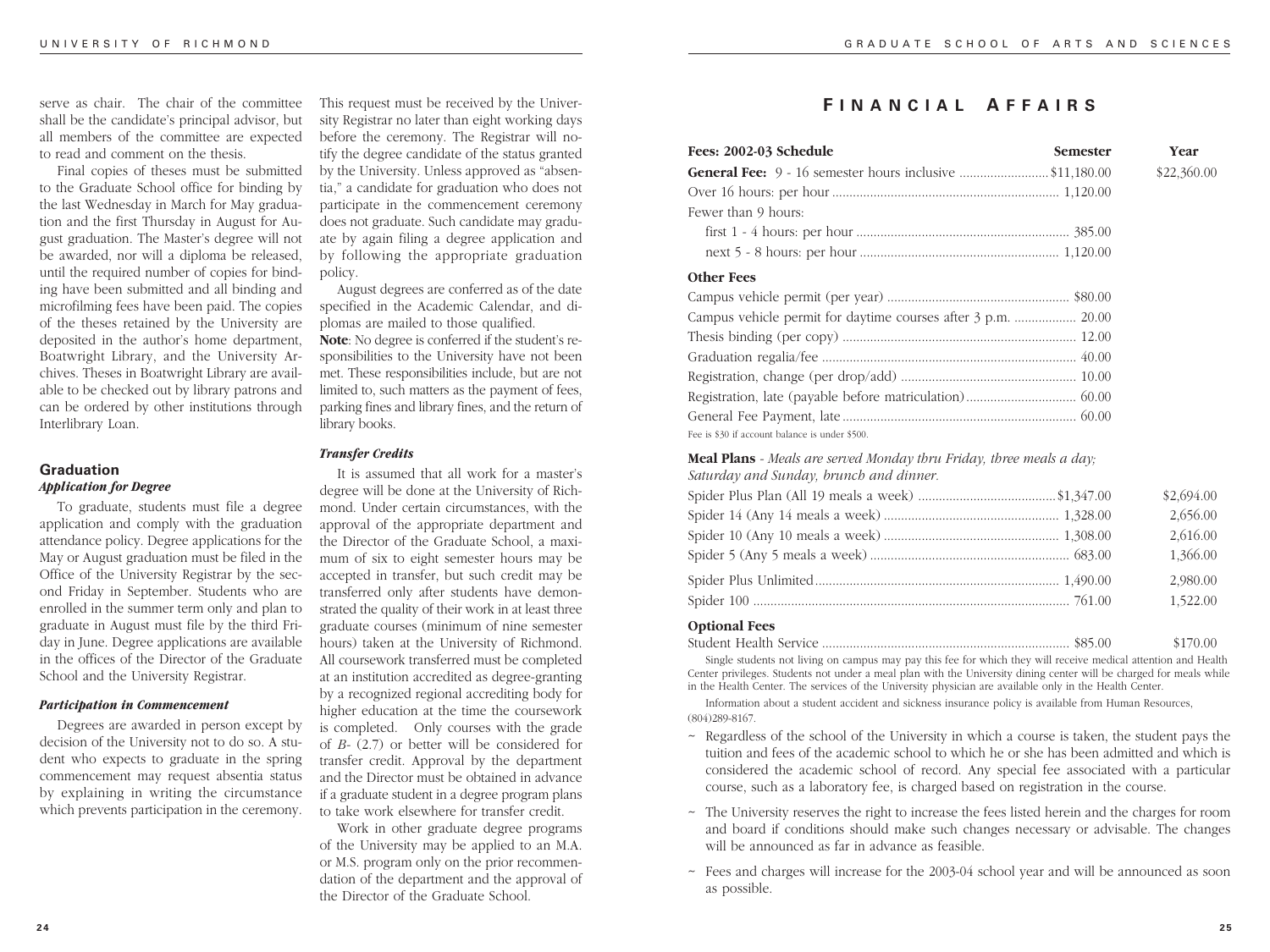serve as chair. The chair of the committee shall be the candidate's principal advisor, but all members of the committee are expected to read and comment on the thesis.

Final copies of theses must be submitted to the Graduate School office for binding by the last Wednesday in March for May graduation and the first Thursday in August for August graduation. The Master's degree will not be awarded, nor will a diploma be released, until the required number of copies for binding have been submitted and all binding and microfilming fees have been paid. The copies of the theses retained by the University are deposited in the author's home department, Boatwright Library, and the University Archives. Theses in Boatwright Library are available to be checked out by library patrons and can be ordered by other institutions through Interlibrary Loan.

## Graduation

### *Application for Degree*

To graduate, students must file a degree application and comply with the graduation attendance policy. Degree applications for the May or August graduation must be filed in the Office of the University Registrar by the second Friday in September. Students who are enrolled in the summer term only and plan to graduate in August must file by the third Friday in June. Degree applications are available in the offices of the Director of the Graduate School and the University Registrar.

### *Participation in Commencement*

Degrees are awarded in person except by decision of the University not to do so. A student who expects to graduate in the spring commencement may request absentia status by explaining in writing the circumstance which prevents participation in the ceremony. This request must be received by the University Registrar no later than eight working days before the ceremony. The Registrar will notify the degree candidate of the status granted by the University. Unless approved as "absentia," a candidate for graduation who does not participate in the commencement ceremony does not graduate. Such candidate may graduate by again filing a degree application and by following the appropriate graduation policy.

August degrees are conferred as of the date specified in the Academic Calendar, and diplomas are mailed to those qualified.

**Note**: No degree is conferred if the student's responsibilities to the University have not been met. These responsibilities include, but are not limited to, such matters as the payment of fees, parking fines and library fines, and the return of library books.

### *Transfer Credits*

It is assumed that all work for a master's degree will be done at the University of Richmond. Under certain circumstances, with the approval of the appropriate department and the Director of the Graduate School, a maximum of six to eight semester hours may be accepted in transfer, but such credit may be transferred only after students have demonstrated the quality of their work in at least three graduate courses (minimum of nine semester hours) taken at the University of Richmond. All coursework transferred must be completed at an institution accredited as degree-granting by a recognized regional accrediting body for higher education at the time the coursework is completed. Only courses with the grade of *B-* (2.7) or better will be considered for transfer credit. Approval by the department and the Director must be obtained in advance if a graduate student in a degree program plans to take work elsewhere for transfer credit.

Work in other graduate degree programs of the University may be applied to an M.A. or M.S. program only on the prior recommendation of the department and the approval of the Director of the Graduate School.

# Financial Affairs

| Fees: 2002-03 Schedule | Semester | Year |
|---|---|---|
| **General Fee:** 9 - 16 semester hours inclusive | $11,180.00 | $22,360.00 |
| Over 16 hours: per hour | 1,120.00 | |
| Fewer than 9 hours: | | |
| first 1 - 4 hours: per hour | 385.00 | |
| next 5 - 8 hours: per hour | 1,120.00 | |

**Other Fees**

| | |
|---|---|
| Campus vehicle permit (per year) | $80.00 |
| Campus vehicle permit for daytime courses after 3 p.m. | 20.00 |
| Thesis binding (per copy) | 12.00 |
| Graduation regalia/fee | 40.00 |
| Registration, change (per drop/add) | 10.00 |
| Registration, late (payable before matriculation) | 60.00 |
| General Fee Payment, late | 60.00 |

Fee is $30 if account balance is under $500.

**Meal Plans** - *Meals are served Monday thru Friday, three meals a day; Saturday and Sunday, brunch and dinner.*

| | Semester | Year |
|---|---|---|
| Spider Plus Plan (All 19 meals a week) | $1,347.00 | $2,694.00 |
| Spider 14 (Any 14 meals a week) | 1,328.00 | 2,656.00 |
| Spider 10 (Any 10 meals a week) | 1,308.00 | 2,616.00 |
| Spider 5 (Any 5 meals a week) | 683.00 | 1,366.00 |
| Spider Plus Unlimited | 1,490.00 | 2,980.00 |
| Spider 100 | 761.00 | 1,522.00 |

**Optional Fees**

| | Semester | Year |
|---|---|---|
| Student Health Service | $85.00 | $170.00 |

Single students not living on campus may pay this fee for which they will receive medical attention and Health Center privileges. Students not under a meal plan with the University dining center will be charged for meals while in the Health Center. The services of the University physician are available only in the Health Center.

Information about a student accident and sickness insurance policy is available from Human Resources, (804)289-8167.

~ Regardless of the school of the University in which a course is taken, the student pays the tuition and fees of the academic school to which he or she has been admitted and which is considered the academic school of record. Any special fee associated with a particular course, such as a laboratory fee, is charged based on registration in the course.

~ The University reserves the right to increase the fees listed herein and the charges for room and board if conditions should make such changes necessary or advisable. The changes will be announced as far in advance as feasible.

~ Fees and charges will increase for the 2003-04 school year and will be announced as soon as possible.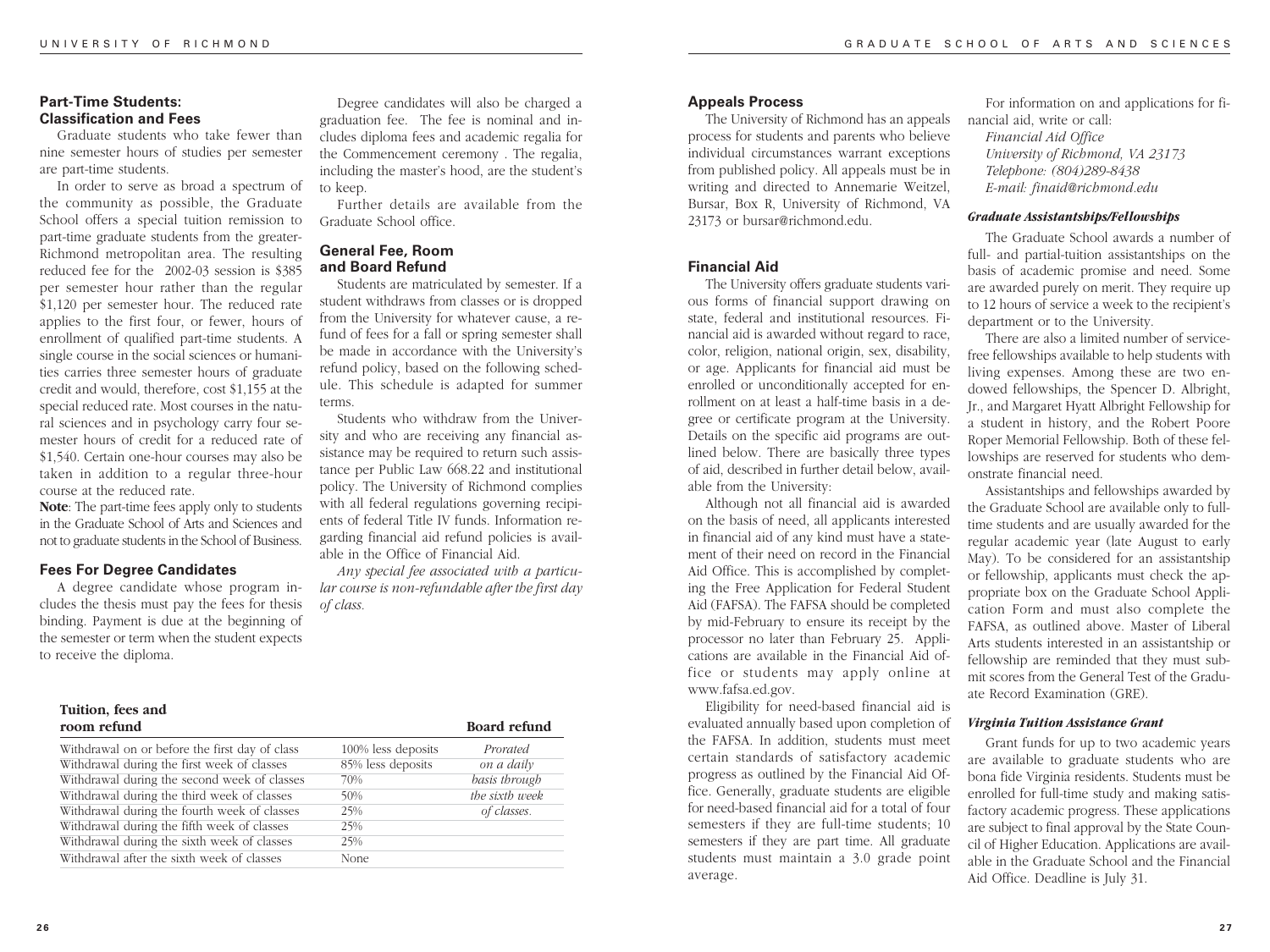## Part-Time Students: Classification and Fees

Graduate students who take fewer than nine semester hours of studies per semester are part-time students.

In order to serve as broad a spectrum of the community as possible, the Graduate School offers a special tuition remission to part-time graduate students from the greater-Richmond metropolitan area. The resulting reduced fee for the 2002-03 session is $385 per semester hour rather than the regular $1,120 per semester hour. The reduced rate applies to the first four, or fewer, hours of enrollment of qualified part-time students. A single course in the social sciences or humanities carries three semester hours of graduate credit and would, therefore, cost $1,155 at the special reduced rate. Most courses in the natural sciences and in psychology carry four semester hours of credit for a reduced rate of $1,540. Certain one-hour courses may also be taken in addition to a regular three-hour course at the reduced rate.

**Note**: The part-time fees apply only to students in the Graduate School of Arts and Sciences and not to graduate students in the School of Business.

## Fees For Degree Candidates

A degree candidate whose program includes the thesis must pay the fees for thesis binding. Payment is due at the beginning of the semester or term when the student expects to receive the diploma.

Degree candidates will also be charged a graduation fee. The fee is nominal and includes diploma fees and academic regalia for the Commencement ceremony . The regalia, including the master's hood, are the student's to keep.

Further details are available from the Graduate School office.

## General Fee, Room and Board Refund

Students are matriculated by semester. If a student withdraws from classes or is dropped from the University for whatever cause, a refund of fees for a fall or spring semester shall be made in accordance with the University's refund policy, based on the following schedule. This schedule is adapted for summer terms.

Students who withdraw from the University and who are receiving any financial assistance may be required to return such assistance per Public Law 668.22 and institutional policy. The University of Richmond complies with all federal regulations governing recipients of federal Title IV funds. Information regarding financial aid refund policies is available in the Office of Financial Aid.

*Any special fee associated with a particular course is non-refundable after the first day of class.*

| Tuition, fees and room refund | | Board refund |
|---|---|---|
| Withdrawal on or before the first day of class | 100% less deposits | *Prorated* |
| Withdrawal during the first week of classes | 85% less deposits | *on a daily* |
| Withdrawal during the second week of classes | 70% | *basis through* |
| Withdrawal during the third week of classes | 50% | *the sixth week* |
| Withdrawal during the fourth week of classes | 25% | *of classes.* |
| Withdrawal during the fifth week of classes | 25% | |
| Withdrawal during the sixth week of classes | 25% | |
| Withdrawal after the sixth week of classes | None | |

## Appeals Process

The University of Richmond has an appeals process for students and parents who believe individual circumstances warrant exceptions from published policy. All appeals must be in writing and directed to Annemarie Weitzel, Bursar, Box R, University of Richmond, VA 23173 or bursar@richmond.edu.

## Financial Aid

The University offers graduate students various forms of financial support drawing on state, federal and institutional resources. Financial aid is awarded without regard to race, color, religion, national origin, sex, disability, or age. Applicants for financial aid must be enrolled or unconditionally accepted for enrollment on at least a half-time basis in a degree or certificate program at the University. Details on the specific aid programs are outlined below. There are basically three types of aid, described in further detail below, available from the University:

Although not all financial aid is awarded on the basis of need, all applicants interested in financial aid of any kind must have a statement of their need on record in the Financial Aid Office. This is accomplished by completing the Free Application for Federal Student Aid (FAFSA). The FAFSA should be completed by mid-February to ensure its receipt by the processor no later than February 25. Applications are available in the Financial Aid office or students may apply online at www.fafsa.ed.gov.

Eligibility for need-based financial aid is evaluated annually based upon completion of the FAFSA. In addition, students must meet certain standards of satisfactory academic progress as outlined by the Financial Aid Office. Generally, graduate students are eligible for need-based financial aid for a total of four semesters if they are full-time students; 10 semesters if they are part time. All graduate students must maintain a 3.0 grade point average.

For information on and applications for financial aid, write or call:

*Financial Aid Office*
*University of Richmond, VA 23173*
*Telephone: (804)289-8438*
*E-mail: finaid@richmond.edu*

### *Graduate Assistantships/Fellowships*

The Graduate School awards a number of full- and partial-tuition assistantships on the basis of academic promise and need. Some are awarded purely on merit. They require up to 12 hours of service a week to the recipient's department or to the University.

There are also a limited number of service-free fellowships available to help students with living expenses. Among these are two endowed fellowships, the Spencer D. Albright, Jr., and Margaret Hyatt Albright Fellowship for a student in history, and the Robert Poore Roper Memorial Fellowship. Both of these fellowships are reserved for students who demonstrate financial need.

Assistantships and fellowships awarded by the Graduate School are available only to full-time students and are usually awarded for the regular academic year (late August to early May). To be considered for an assistantship or fellowship, applicants must check the appropriate box on the Graduate School Application Form and must also complete the FAFSA, as outlined above. Master of Liberal Arts students interested in an assistantship or fellowship are reminded that they must submit scores from the General Test of the Graduate Record Examination (GRE).

### *Virginia Tuition Assistance Grant*

Grant funds for up to two academic years are available to graduate students who are bona fide Virginia residents. Students must be enrolled for full-time study and making satisfactory academic progress. These applications are subject to final approval by the State Council of Higher Education. Applications are available in the Graduate School and the Financial Aid Office. Deadline is July 31.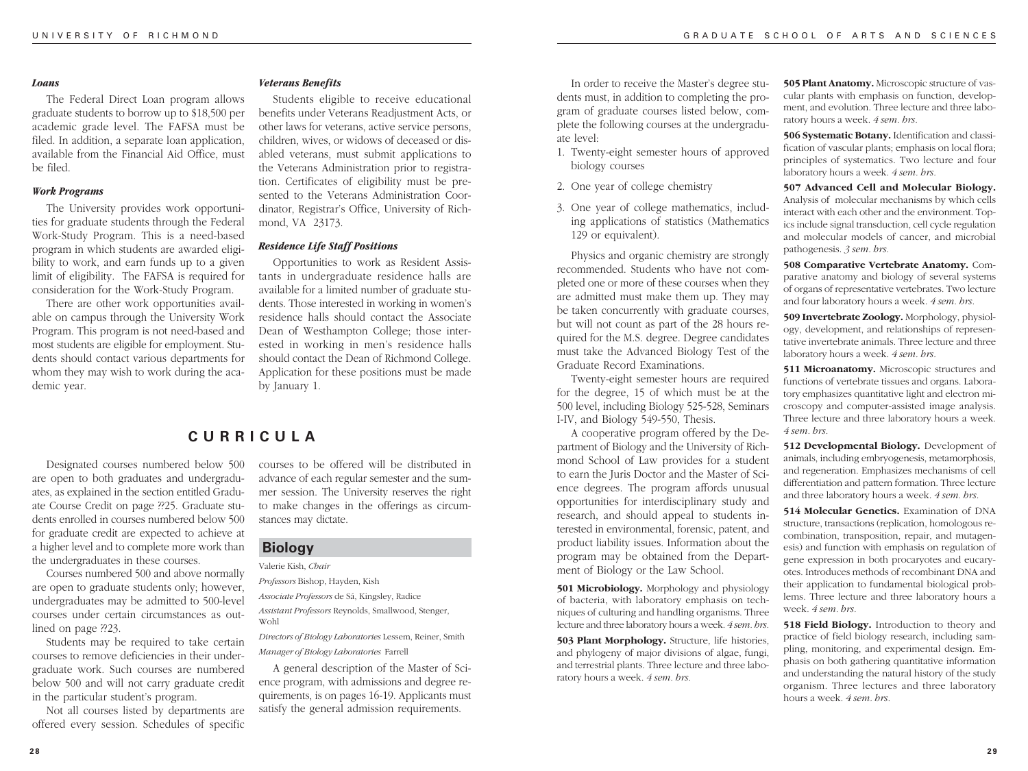### *Loans*

The Federal Direct Loan program allows graduate students to borrow up to $18,500 per academic grade level. The FAFSA must be filed. In addition, a separate loan application, available from the Financial Aid Office, must be filed.

### *Work Programs*

The University provides work opportunities for graduate students through the Federal Work-Study Program. This is a need-based program in which students are awarded eligibility to work, and earn funds up to a given limit of eligibility. The FAFSA is required for consideration for the Work-Study Program.

There are other work opportunities available on campus through the University Work Program. This program is not need-based and most students are eligible for employment. Students should contact various departments for whom they may wish to work during the academic year.

### *Veterans Benefits*

Students eligible to receive educational benefits under Veterans Readjustment Acts, or other laws for veterans, active service persons, children, wives, or widows of deceased or disabled veterans, must submit applications to the Veterans Administration prior to registration. Certificates of eligibility must be presented to the Veterans Administration Coordinator, Registrar's Office, University of Richmond, VA 23173.

### *Residence Life Staff Positions*

Opportunities to work as Resident Assistants in undergraduate residence halls are available for a limited number of graduate students. Those interested in working in women's residence halls should contact the Associate Dean of Westhampton College; those interested in working in men's residence halls should contact the Dean of Richmond College. Application for these positions must be made by January 1.

# CURRICULA

Designated courses numbered below 500 are open to both graduates and undergraduates, as explained in the section entitled Graduate Course Credit on page ??25. Graduate students enrolled in courses numbered below 500 for graduate credit are expected to achieve at a higher level and to complete more work than the undergraduates in these courses.

Courses numbered 500 and above normally are open to graduate students only; however, undergraduates may be admitted to 500-level courses under certain circumstances as outlined on page ??23.

Students may be required to take certain courses to remove deficiencies in their undergraduate work. Such courses are numbered below 500 and will not carry graduate credit in the particular student's program.

Not all courses listed by departments are offered every session. Schedules of specific courses to be offered will be distributed in advance of each regular semester and the summer session. The University reserves the right to make changes in the offerings as circumstances may dictate.

## Biology

Valerie Kish, *Chair*

*Professors* Bishop, Hayden, Kish

*Associate Professors* de Sá, Kingsley, Radice

*Assistant Professors* Reynolds, Smallwood, Stenger, Wohl

*Directors of Biology Laboratories* Lessem, Reiner, Smith

*Manager of Biology Laboratories* Farrell

A general description of the Master of Science program, with admissions and degree requirements, is on pages 16-19. Applicants must satisfy the general admission requirements.

In order to receive the Master's degree students must, in addition to completing the program of graduate courses listed below, complete the following courses at the undergraduate level:

1. Twenty-eight semester hours of approved biology courses
2. One year of college chemistry
3. One year of college mathematics, including applications of statistics (Mathematics 129 or equivalent).

Physics and organic chemistry are strongly recommended. Students who have not completed one or more of these courses when they are admitted must make them up. They may be taken concurrently with graduate courses, but will not count as part of the 28 hours required for the M.S. degree. Degree candidates must take the Advanced Biology Test of the Graduate Record Examinations.

Twenty-eight semester hours are required for the degree, 15 of which must be at the 500 level, including Biology 525-528, Seminars I-IV, and Biology 549-550, Thesis.

A cooperative program offered by the Department of Biology and the University of Richmond School of Law provides for a student to earn the Juris Doctor and the Master of Science degrees. The program affords unusual opportunities for interdisciplinary study and research, and should appeal to students interested in environmental, forensic, patent, and product liability issues. Information about the program may be obtained from the Department of Biology or the Law School.

**501 Microbiology.** Morphology and physiology of bacteria, with laboratory emphasis on techniques of culturing and handling organisms. Three lecture and three laboratory hours a week. *4 sem. hrs.*

**503 Plant Morphology.** Structure, life histories, and phylogeny of major divisions of algae, fungi, and terrestrial plants. Three lecture and three laboratory hours a week. *4 sem. hrs.*

**505 Plant Anatomy.** Microscopic structure of vascular plants with emphasis on function, development, and evolution. Three lecture and three laboratory hours a week. *4 sem. hrs.*

**506 Systematic Botany.** Identification and classification of vascular plants; emphasis on local flora; principles of systematics. Two lecture and four laboratory hours a week. *4 sem. hrs.*

**507 Advanced Cell and Molecular Biology.** Analysis of molecular mechanisms by which cells interact with each other and the environment. Topics include signal transduction, cell cycle regulation and molecular models of cancer, and microbial pathogenesis. *3 sem. hrs.*

**508 Comparative Vertebrate Anatomy.** Comparative anatomy and biology of several systems of organs of representative vertebrates. Two lecture and four laboratory hours a week. *4 sem. hrs.*

**509 Invertebrate Zoology.** Morphology, physiology, development, and relationships of representative invertebrate animals. Three lecture and three laboratory hours a week. *4 sem. hrs.*

**511 Microanatomy.** Microscopic structures and functions of vertebrate tissues and organs. Laboratory emphasizes quantitative light and electron microscopy and computer-assisted image analysis. Three lecture and three laboratory hours a week. *4 sem. hrs.*

**512 Developmental Biology.** Development of animals, including embryogenesis, metamorphosis, and regeneration. Emphasizes mechanisms of cell differentiation and pattern formation. Three lecture and three laboratory hours a week. *4 sem. hrs.*

**514 Molecular Genetics.** Examination of DNA structure, transactions (replication, homologous recombination, transposition, repair, and mutagenesis) and function with emphasis on regulation of gene expression in both procaryotes and eucaryotes. Introduces methods of recombinant DNA and their application to fundamental biological problems. Three lecture and three laboratory hours a week. *4 sem. hrs.*

**518 Field Biology.** Introduction to theory and practice of field biology research, including sampling, monitoring, and experimental design. Emphasis on both gathering quantitative information and understanding the natural history of the study organism. Three lectures and three laboratory hours a week. *4 sem. hrs.*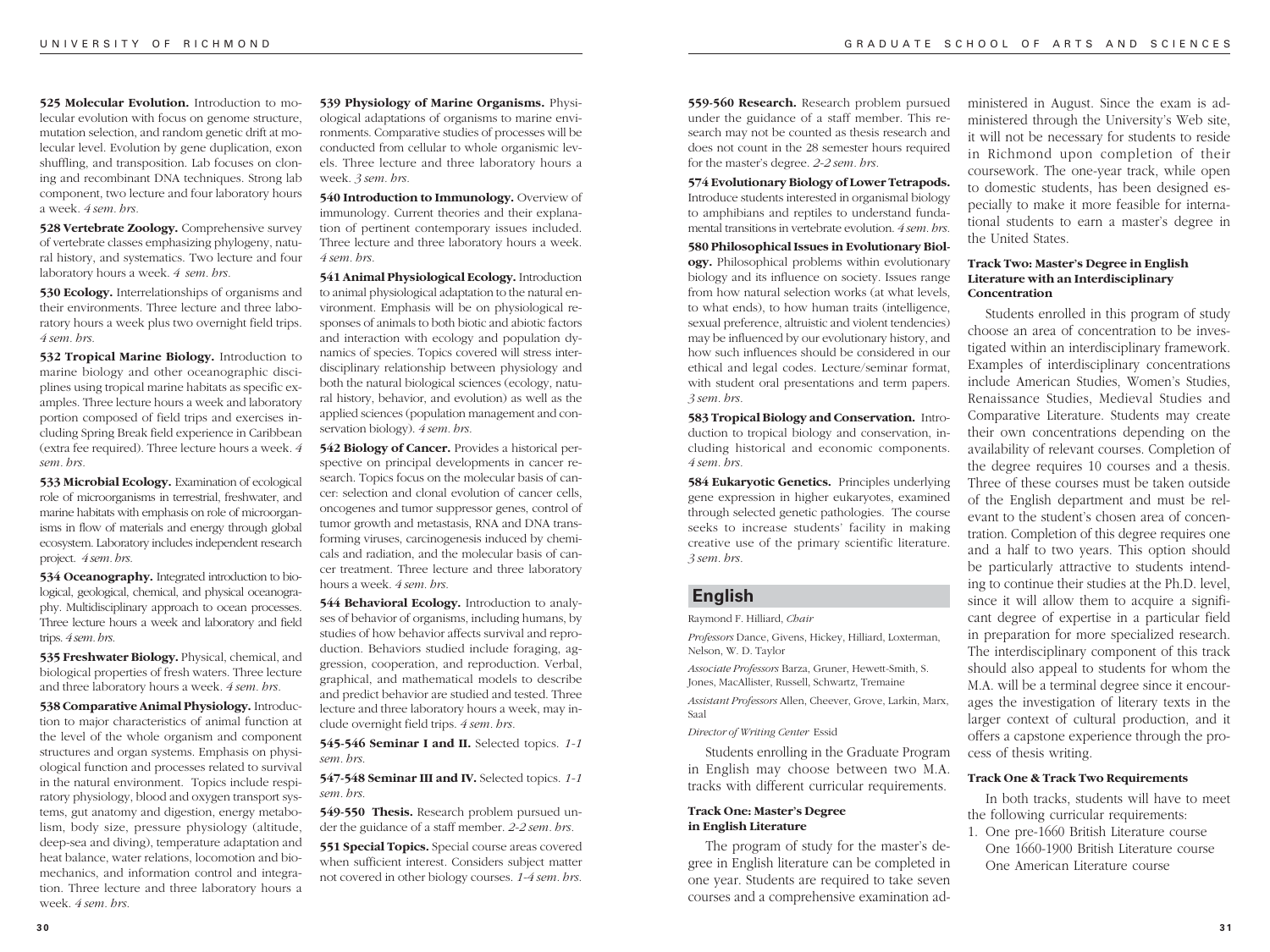**525 Molecular Evolution.** Introduction to molecular evolution with focus on genome structure, mutation selection, and random genetic drift at molecular level. Evolution by gene duplication, exon shuffling, and transposition. Lab focuses on cloning and recombinant DNA techniques. Strong lab component, two lecture and four laboratory hours a week. *4 sem. hrs.*

**528 Vertebrate Zoology.** Comprehensive survey of vertebrate classes emphasizing phylogeny, natural history, and systematics. Two lecture and four laboratory hours a week. *4 sem. hrs.*

**530 Ecology.** Interrelationships of organisms and their environments. Three lecture and three laboratory hours a week plus two overnight field trips. *4 sem. hrs.*

**532 Tropical Marine Biology.** Introduction to marine biology and other oceanographic disciplines using tropical marine habitats as specific examples. Three lecture hours a week and laboratory portion composed of field trips and exercises including Spring Break field experience in Caribbean (extra fee required). Three lecture hours a week. *4 sem. hrs.*

**533 Microbial Ecology.** Examination of ecological role of microorganisms in terrestrial, freshwater, and marine habitats with emphasis on role of microorganisms in flow of materials and energy through global ecosystem. Laboratory includes independent research project. *4 sem. hrs.*

**534 Oceanography.** Integrated introduction to biological, geological, chemical, and physical oceanography. Multidisciplinary approach to ocean processes. Three lecture hours a week and laboratory and field trips. *4 sem. hrs.*

**535 Freshwater Biology.** Physical, chemical, and biological properties of fresh waters. Three lecture and three laboratory hours a week. *4 sem. hrs.*

**538 Comparative Animal Physiology.** Introduction to major characteristics of animal function at the level of the whole organism and component structures and organ systems. Emphasis on physiological function and processes related to survival in the natural environment. Topics include respiratory physiology, blood and oxygen transport systems, gut anatomy and digestion, energy metabolism, body size, pressure physiology (altitude, deep-sea and diving), temperature adaptation and heat balance, water relations, locomotion and biomechanics, and information control and integration. Three lecture and three laboratory hours a week. *4 sem. hrs.*

**539 Physiology of Marine Organisms.** Physiological adaptations of organisms to marine environments. Comparative studies of processes will be conducted from cellular to whole organismic levels. Three lecture and three laboratory hours a week. *3 sem. hrs.*

**540 Introduction to Immunology.** Overview of immunology. Current theories and their explanation of pertinent contemporary issues included. Three lecture and three laboratory hours a week. *4 sem. hrs.*

**541 Animal Physiological Ecology.** Introduction to animal physiological adaptation to the natural environment. Emphasis will be on physiological responses of animals to both biotic and abiotic factors and interaction with ecology and population dynamics of species. Topics covered will stress interdisciplinary relationship between physiology and both the natural biological sciences (ecology, natural history, behavior, and evolution) as well as the applied sciences (population management and conservation biology). *4 sem. hrs.*

**542 Biology of Cancer.** Provides a historical perspective on principal developments in cancer research. Topics focus on the molecular basis of cancer: selection and clonal evolution of cancer cells, oncogenes and tumor suppressor genes, control of tumor growth and metastasis, RNA and DNA transforming viruses, carcinogenesis induced by chemicals and radiation, and the molecular basis of cancer treatment. Three lecture and three laboratory hours a week. *4 sem. hrs.*

**544 Behavioral Ecology.** Introduction to analyses of behavior of organisms, including humans, by studies of how behavior affects survival and reproduction. Behaviors studied include foraging, aggression, cooperation, and reproduction. Verbal, graphical, and mathematical models to describe and predict behavior are studied and tested. Three lecture and three laboratory hours a week, may include overnight field trips. *4 sem. hrs.*

**545-546 Seminar I and II.** Selected topics. *1-1 sem. hrs.*

**547-548 Seminar III and IV.** Selected topics. *1-1 sem. hrs.*

**549-550 Thesis.** Research problem pursued under the guidance of a staff member. *2-2 sem. hrs.*

**551 Special Topics.** Special course areas covered when sufficient interest. Considers subject matter not covered in other biology courses. *1-4 sem. hrs.*

**559-560 Research.** Research problem pursued under the guidance of a staff member. This research may not be counted as thesis research and does not count in the 28 semester hours required for the master's degree. *2-2 sem. hrs.*

**574 Evolutionary Biology of Lower Tetrapods.** Introduce students interested in organismal biology to amphibians and reptiles to understand fundamental transitions in vertebrate evolution. *4 sem. hrs.*

**580 Philosophical Issues in Evolutionary Biology.** Philosophical problems within evolutionary biology and its influence on society. Issues range from how natural selection works (at what levels, to what ends), to how human traits (intelligence, sexual preference, altruistic and violent tendencies) may be influenced by our evolutionary history, and how such influences should be considered in our ethical and legal codes. Lecture/seminar format, with student oral presentations and term papers. *3 sem. hrs.*

**583 Tropical Biology and Conservation.** Introduction to tropical biology and conservation, including historical and economic components. *4 sem. hrs.*

**584 Eukaryotic Genetics.** Principles underlying gene expression in higher eukaryotes, examined through selected genetic pathologies. The course seeks to increase students' facility in making creative use of the primary scientific literature. *3 sem. hrs.*

## English

Raymond F. Hilliard, *Chair*

*Professors* Dance, Givens, Hickey, Hilliard, Loxterman, Nelson, W. D. Taylor

*Associate Professors* Barza, Gruner, Hewett-Smith, S. Jones, MacAllister, Russell, Schwartz, Tremaine

*Assistant Professors* Allen, Cheever, Grove, Larkin, Marx, Saal

*Director of Writing Center* Essid

Students enrolling in the Graduate Program in English may choose between two M.A. tracks with different curricular requirements.

### Track One: Master's Degree in English Literature

The program of study for the master's degree in English literature can be completed in one year. Students are required to take seven courses and a comprehensive examination administered in August. Since the exam is administered through the University's Web site, it will not be necessary for students to reside in Richmond upon completion of their coursework. The one-year track, while open to domestic students, has been designed especially to make it more feasible for international students to earn a master's degree in the United States.

### Track Two: Master's Degree in English Literature with an Interdisciplinary Concentration

Students enrolled in this program of study choose an area of concentration to be investigated within an interdisciplinary framework. Examples of interdisciplinary concentrations include American Studies, Women's Studies, Renaissance Studies, Medieval Studies and Comparative Literature. Students may create their own concentrations depending on the availability of relevant courses. Completion of the degree requires 10 courses and a thesis. Three of these courses must be taken outside of the English department and must be relevant to the student's chosen area of concentration. Completion of this degree requires one and a half to two years. This option should be particularly attractive to students intending to continue their studies at the Ph.D. level, since it will allow them to acquire a significant degree of expertise in a particular field in preparation for more specialized research. The interdisciplinary component of this track should also appeal to students for whom the M.A. will be a terminal degree since it encourages the investigation of literary texts in the larger context of cultural production, and it offers a capstone experience through the process of thesis writing.

### Track One & Track Two Requirements

In both tracks, students will have to meet the following curricular requirements:

1. One pre-1660 British Literature course
   One 1660-1900 British Literature course
   One American Literature course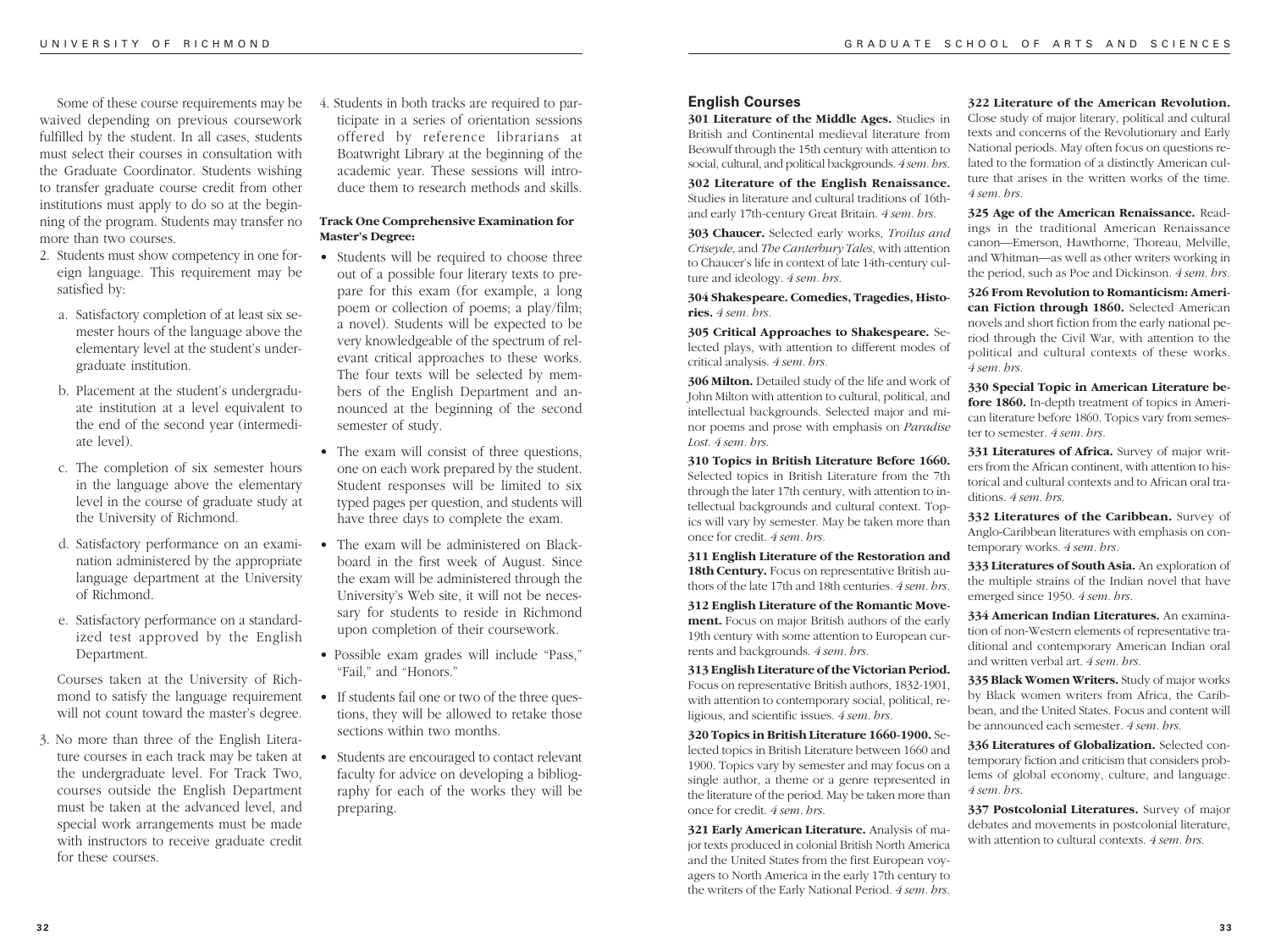Some of these course requirements may be waived depending on previous coursework fulfilled by the student. In all cases, students must select their courses in consultation with the Graduate Coordinator. Students wishing to transfer graduate course credit from other institutions must apply to do so at the beginning of the program. Students may transfer no more than two courses.

2. Students must show competency in one foreign language. This requirement may be satisfied by:

   a. Satisfactory completion of at least six semester hours of the language above the elementary level at the student's undergraduate institution.

   b. Placement at the student's undergraduate institution at a level equivalent to the end of the second year (intermediate level).

   c. The completion of six semester hours in the language above the elementary level in the course of graduate study at the University of Richmond.

   d. Satisfactory performance on an examination administered by the appropriate language department at the University of Richmond.

   e. Satisfactory performance on a standardized test approved by the English Department.

   Courses taken at the University of Richmond to satisfy the language requirement will not count toward the master's degree.

3. No more than three of the English Literature courses in each track may be taken at the undergraduate level. For Track Two, courses outside the English Department must be taken at the advanced level, and special work arrangements must be made with instructors to receive graduate credit for these courses.

4. Students in both tracks are required to participate in a series of orientation sessions offered by reference librarians at Boatwright Library at the beginning of the academic year. These sessions will introduce them to research methods and skills.

**Track One Comprehensive Examination for Master's Degree:**

- Students will be required to choose three out of a possible four literary texts to prepare for this exam (for example, a long poem or collection of poems; a play/film; a novel). Students will be expected to be very knowledgeable of the spectrum of relevant critical approaches to these works. The four texts will be selected by members of the English Department and announced at the beginning of the second semester of study.
- The exam will consist of three questions, one on each work prepared by the student. Student responses will be limited to six typed pages per question, and students will have three days to complete the exam.
- The exam will be administered on Blackboard in the first week of August. Since the exam will be administered through the University's Web site, it will not be necessary for students to reside in Richmond upon completion of their coursework.
- Possible exam grades will include "Pass," "Fail," and "Honors."
- If students fail one or two of the three questions, they will be allowed to retake those sections within two months.
- Students are encouraged to contact relevant faculty for advice on developing a bibliography for each of the works they will be preparing.

## English Courses

**301 Literature of the Middle Ages.** Studies in British and Continental medieval literature from Beowulf through the 15th century with attention to social, cultural, and political backgrounds. *4 sem. hrs.*

**302 Literature of the English Renaissance.** Studies in literature and cultural traditions of 16th- and early 17th-century Great Britain. *4 sem. hrs.*

**303 Chaucer.** Selected early works, *Troilus and Criseyde*, and *The Canterbury Tales*, with attention to Chaucer's life in context of late 14th-century culture and ideology. *4 sem. hrs.*

**304 Shakespeare. Comedies, Tragedies, Histories.** *4 sem. hrs.*

**305 Critical Approaches to Shakespeare.** Selected plays, with attention to different modes of critical analysis. *4 sem. hrs.*

**306 Milton.** Detailed study of the life and work of John Milton with attention to cultural, political, and intellectual backgrounds. Selected major and minor poems and prose with emphasis on *Paradise Lost*. *4 sem. hrs.*

**310 Topics in British Literature Before 1660.** Selected topics in British Literature from the 7th through the later 17th century, with attention to intellectual backgrounds and cultural context. Topics will vary by semester. May be taken more than once for credit. *4 sem. hrs.*

**311 English Literature of the Restoration and 18th Century.** Focus on representative British authors of the late 17th and 18th centuries. *4 sem. hrs.*

**312 English Literature of the Romantic Movement.** Focus on major British authors of the early 19th century with some attention to European currents and backgrounds. *4 sem. hrs.*

**313 English Literature of the Victorian Period.** Focus on representative British authors, 1832-1901, with attention to contemporary social, political, religious, and scientific issues. *4 sem. hrs.*

**320 Topics in British Literature 1660-1900.** Selected topics in British Literature between 1660 and 1900. Topics vary by semester and may focus on a single author, a theme or a genre represented in the literature of the period. May be taken more than once for credit. *4 sem. hrs.*

**321 Early American Literature.** Analysis of major texts produced in colonial British North America and the United States from the first European voyagers to North America in the early 17th century to the writers of the Early National Period. *4 sem. hrs.*

**322 Literature of the American Revolution.** Close study of major literary, political and cultural texts and concerns of the Revolutionary and Early National periods. May often focus on questions related to the formation of a distinctly American culture that arises in the written works of the time. *4 sem. hrs.*

**325 Age of the American Renaissance.** Readings in the traditional American Renaissance canon—Emerson, Hawthorne, Thoreau, Melville, and Whitman—as well as other writers working in the period, such as Poe and Dickinson. *4 sem. hrs.*

**326 From Revolution to Romanticism: American Fiction through 1860.** Selected American novels and short fiction from the early national period through the Civil War, with attention to the political and cultural contexts of these works. *4 sem. hrs.*

**330 Special Topic in American Literature before 1860.** In-depth treatment of topics in American literature before 1860. Topics vary from semester to semester. *4 sem. hrs.*

**331 Literatures of Africa.** Survey of major writers from the African continent, with attention to historical and cultural contexts and to African oral traditions. *4 sem. hrs.*

**332 Literatures of the Caribbean.** Survey of Anglo-Caribbean literatures with emphasis on contemporary works. *4 sem. hrs.*

**333 Literatures of South Asia.** An exploration of the multiple strains of the Indian novel that have emerged since 1950. *4 sem. hrs.*

**334 American Indian Literatures.** An examination of non-Western elements of representative traditional and contemporary American Indian oral and written verbal art. *4 sem. hrs.*

**335 Black Women Writers.** Study of major works by Black women writers from Africa, the Caribbean, and the United States. Focus and content will be announced each semester. *4 sem. hrs.*

**336 Literatures of Globalization.** Selected contemporary fiction and criticism that considers problems of global economy, culture, and language. *4 sem. hrs.*

**337 Postcolonial Literatures.** Survey of major debates and movements in postcolonial literature, with attention to cultural contexts. *4 sem. hrs.*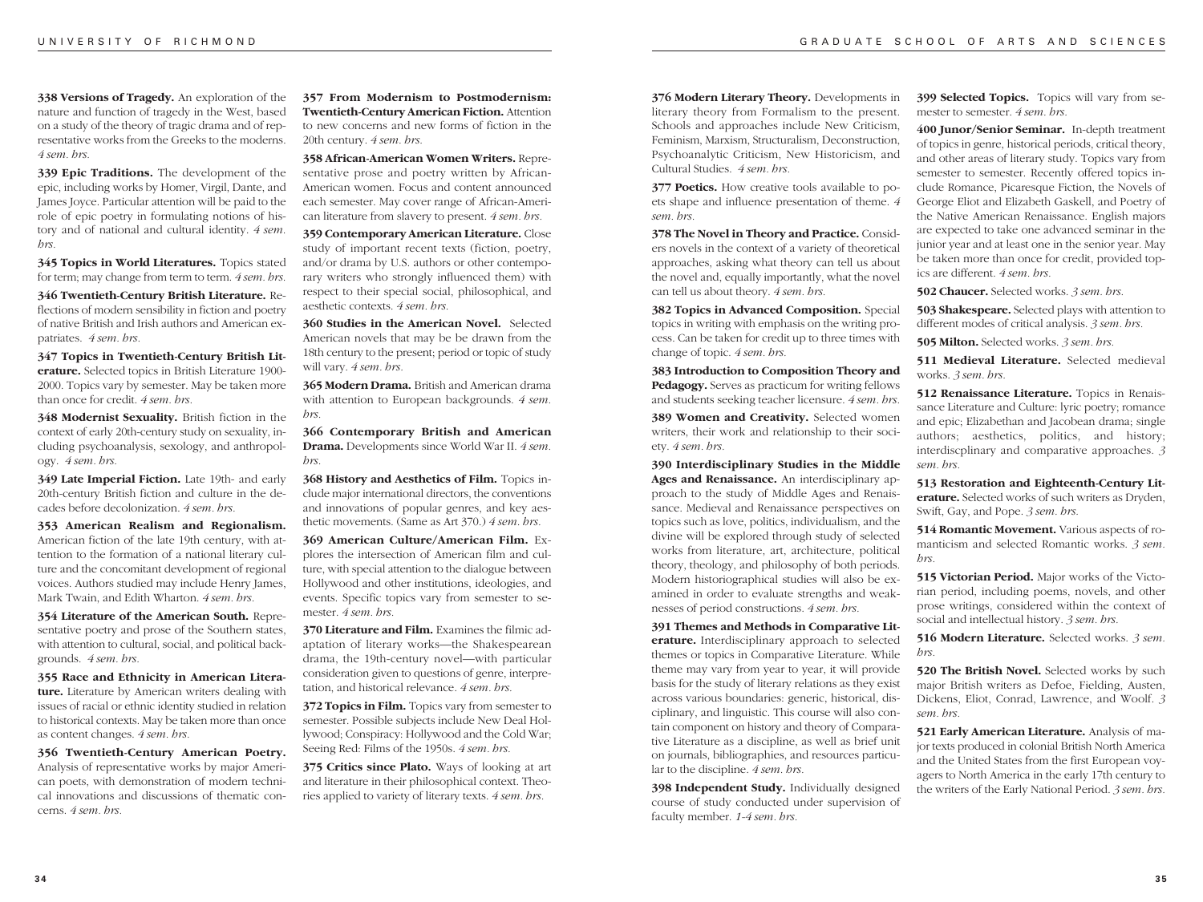**338 Versions of Tragedy.** An exploration of the nature and function of tragedy in the West, based on a study of the theory of tragic drama and of representative works from the Greeks to the moderns. *4 sem. hrs.*

**339 Epic Traditions.** The development of the epic, including works by Homer, Virgil, Dante, and James Joyce. Particular attention will be paid to the role of epic poetry in formulating notions of history and of national and cultural identity. *4 sem. hrs.*

**345 Topics in World Literatures.** Topics stated for term; may change from term to term. *4 sem. hrs.*

**346 Twentieth-Century British Literature.** Reflections of modern sensibility in fiction and poetry of native British and Irish authors and American expatriates. *4 sem. hrs.*

**347 Topics in Twentieth-Century British Literature.** Selected topics in British Literature 1900-2000. Topics vary by semester. May be taken more than once for credit. *4 sem. hrs.*

**348 Modernist Sexuality.** British fiction in the context of early 20th-century study on sexuality, including psychoanalysis, sexology, and anthropology. *4 sem. hrs.*

**349 Late Imperial Fiction.** Late 19th- and early 20th-century British fiction and culture in the decades before decolonization. *4 sem. hrs.*

**353 American Realism and Regionalism.** American fiction of the late 19th century, with attention to the formation of a national literary culture and the concomitant development of regional voices. Authors studied may include Henry James, Mark Twain, and Edith Wharton. *4 sem. hrs.*

**354 Literature of the American South.** Representative poetry and prose of the Southern states, with attention to cultural, social, and political backgrounds. *4 sem. hrs.*

**355 Race and Ethnicity in American Literature.** Literature by American writers dealing with issues of racial or ethnic identity studied in relation to historical contexts. May be taken more than once as content changes. *4 sem. hrs.*

**356 Twentieth-Century American Poetry.** Analysis of representative works by major American poets, with demonstration of modern technical innovations and discussions of thematic concerns. *4 sem. hrs.*

**357 From Modernism to Postmodernism: Twentieth-Century American Fiction.** Attention to new concerns and new forms of fiction in the 20th century. *4 sem. hrs.*

**358 African-American Women Writers.** Representative prose and poetry written by African-American women. Focus and content announced each semester. May cover range of African-American literature from slavery to present. *4 sem. hrs.*

**359 Contemporary American Literature.** Close study of important recent texts (fiction, poetry, and/or drama by U.S. authors or other contemporary writers who strongly influenced them) with respect to their special social, philosophical, and aesthetic contexts. *4 sem. hrs.*

**360 Studies in the American Novel.** Selected American novels that may be be drawn from the 18th century to the present; period or topic of study will vary. *4 sem. hrs.*

**365 Modern Drama.** British and American drama with attention to European backgrounds. *4 sem. hrs.*

**366 Contemporary British and American Drama.** Developments since World War II. *4 sem. hrs.*

**368 History and Aesthetics of Film.** Topics include major international directors, the conventions and innovations of popular genres, and key aesthetic movements. (Same as Art 370.) *4 sem. hrs.*

**369 American Culture/American Film.** Explores the intersection of American film and culture, with special attention to the dialogue between Hollywood and other institutions, ideologies, and events. Specific topics vary from semester to semester. *4 sem. hrs.*

**370 Literature and Film.** Examines the filmic adaptation of literary works—the Shakespearean drama, the 19th-century novel—with particular consideration given to questions of genre, interpretation, and historical relevance. *4 sem. hrs.*

**372 Topics in Film.** Topics vary from semester to semester. Possible subjects include New Deal Hollywood; Conspiracy: Hollywood and the Cold War; Seeing Red: Films of the 1950s. *4 sem. hrs.*

**375 Critics since Plato.** Ways of looking at art and literature in their philosophical context. Theories applied to variety of literary texts. *4 sem. hrs.*

**376 Modern Literary Theory.** Developments in literary theory from Formalism to the present. Schools and approaches include New Criticism, Feminism, Marxism, Structuralism, Deconstruction, Psychoanalytic Criticism, New Historicism, and Cultural Studies. *4 sem. hrs.*

**377 Poetics.** How creative tools available to poets shape and influence presentation of theme. *4 sem. hrs.*

**378 The Novel in Theory and Practice.** Considers novels in the context of a variety of theoretical approaches, asking what theory can tell us about the novel and, equally importantly, what the novel can tell us about theory. *4 sem. hrs.*

**382 Topics in Advanced Composition.** Special topics in writing with emphasis on the writing process. Can be taken for credit up to three times with change of topic. *4 sem. hrs.*

**383 Introduction to Composition Theory and Pedagogy.** Serves as practicum for writing fellows and students seeking teacher licensure. *4 sem. hrs.*

**389 Women and Creativity.** Selected women writers, their work and relationship to their society. *4 sem. hrs.*

**390 Interdisciplinary Studies in the Middle Ages and Renaissance.** An interdisciplinary approach to the study of Middle Ages and Renaissance. Medieval and Renaissance perspectives on topics such as love, politics, individualism, and the divine will be explored through study of selected works from literature, art, architecture, political theory, theology, and philosophy of both periods. Modern historiographical studies will also be examined in order to evaluate strengths and weaknesses of period constructions. *4 sem. hrs.*

**391 Themes and Methods in Comparative Literature.** Interdisciplinary approach to selected themes or topics in Comparative Literature. While theme may vary from year to year, it will provide basis for the study of literary relations as they exist across various boundaries: generic, historical, disciplinary, and linguistic. This course will also contain component on history and theory of Comparative Literature as a discipline, as well as brief unit on journals, bibliographies, and resources particular to the discipline. *4 sem. hrs.*

**398 Independent Study.** Individually designed course of study conducted under supervision of faculty member. *1-4 sem. hrs.*

**399 Selected Topics.** Topics will vary from semester to semester. *4 sem. hrs.*

**400 Junor/Senior Seminar.** In-depth treatment of topics in genre, historical periods, critical theory, and other areas of literary study. Topics vary from semester to semester. Recently offered topics include Romance, Picaresque Fiction, the Novels of George Eliot and Elizabeth Gaskell, and Poetry of the Native American Renaissance. English majors are expected to take one advanced seminar in the junior year and at least one in the senior year. May be taken more than once for credit, provided topics are different. *4 sem. hrs.*

**502 Chaucer.** Selected works. *3 sem. hrs.*

**503 Shakespeare.** Selected plays with attention to different modes of critical analysis. *3 sem. hrs.*

**505 Milton.** Selected works. *3 sem. hrs.*

**511 Medieval Literature.** Selected medieval works. *3 sem. hrs.*

**512 Renaissance Literature.** Topics in Renaissance Literature and Culture: lyric poetry; romance and epic; Elizabethan and Jacobean drama; single authors; aesthetics, politics, and history; interdiscplinary and comparative approaches. *3 sem. hrs.*

**513 Restoration and Eighteenth-Century Literature.** Selected works of such writers as Dryden, Swift, Gay, and Pope. *3 sem. hrs.*

**514 Romantic Movement.** Various aspects of romanticism and selected Romantic works. *3 sem. hrs.*

**515 Victorian Period.** Major works of the Victorian period, including poems, novels, and other prose writings, considered within the context of social and intellectual history. *3 sem. hrs.*

**516 Modern Literature.** Selected works. *3 sem. hrs.*

**520 The British Novel.** Selected works by such major British writers as Defoe, Fielding, Austen, Dickens, Eliot, Conrad, Lawrence, and Woolf. *3 sem. hrs.*

**521 Early American Literature.** Analysis of major texts produced in colonial British North America and the United States from the first European voyagers to North America in the early 17th century to the writers of the Early National Period. *3 sem. hrs.*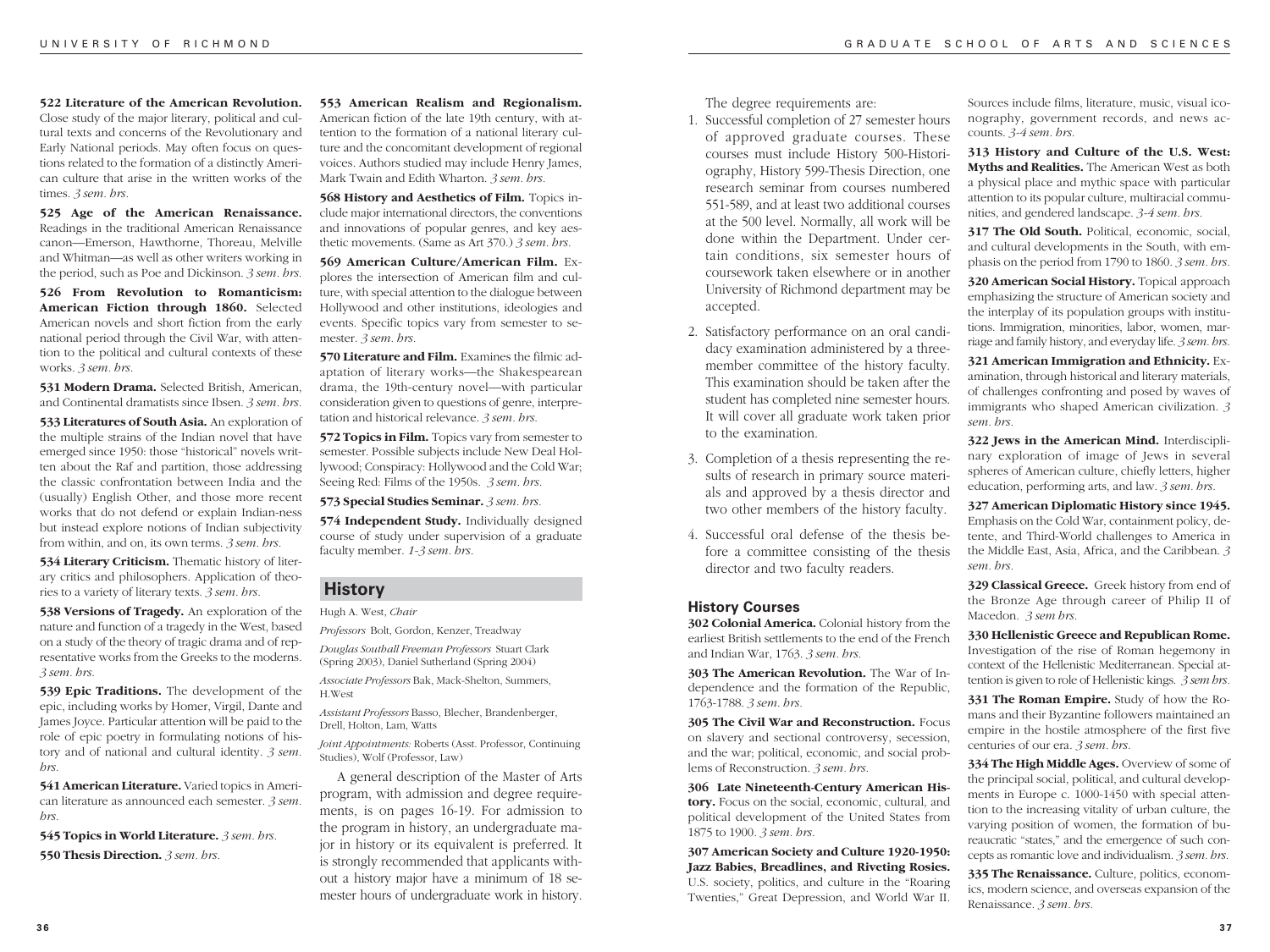**522 Literature of the American Revolution.** Close study of the major literary, political and cultural texts and concerns of the Revolutionary and Early National periods. May often focus on questions related to the formation of a distinctly American culture that arise in the written works of the times. *3 sem. hrs.*

**525 Age of the American Renaissance.** Readings in the traditional American Renaissance canon—Emerson, Hawthorne, Thoreau, Melville and Whitman—as well as other writers working in the period, such as Poe and Dickinson. *3 sem. hrs.*

**526 From Revolution to Romanticism: American Fiction through 1860.** Selected American novels and short fiction from the early national period through the Civil War, with attention to the political and cultural contexts of these works. *3 sem. hrs.*

**531 Modern Drama.** Selected British, American, and Continental dramatists since Ibsen. *3 sem. hrs.*

**533 Literatures of South Asia.** An exploration of the multiple strains of the Indian novel that have emerged since 1950: those "historical" novels written about the Raj and partition, those addressing the classic confrontation between India and the (usually) English Other, and those more recent works that do not defend or explain Indian-ness but instead explore notions of Indian subjectivity from within, and on, its own terms. *3 sem. hrs.*

**534 Literary Criticism.** Thematic history of literary critics and philosophers. Application of theories to a variety of literary texts. *3 sem. hrs.*

**538 Versions of Tragedy.** An exploration of the nature and function of a tragedy in the West, based on a study of the theory of tragic drama and of representative works from the Greeks to the moderns. *3 sem. hrs.*

**539 Epic Traditions.** The development of the epic, including works by Homer, Virgil, Dante and James Joyce. Particular attention will be paid to the role of epic poetry in formulating notions of history and of national and cultural identity. *3 sem. hrs.*

**541 American Literature.** Varied topics in American literature as announced each semester. *3 sem. hrs.*

**545 Topics in World Literature.** *3 sem. hrs.*

**550 Thesis Direction.** *3 sem. hrs.*

**553 American Realism and Regionalism.** American fiction of the late 19th century, with attention to the formation of a national literary culture and the concomitant development of regional voices. Authors studied may include Henry James, Mark Twain and Edith Wharton. *3 sem. hrs.*

**568 History and Aesthetics of Film.** Topics include major international directors, the conventions and innovations of popular genres, and key aesthetic movements. (Same as Art 370.) *3 sem. hrs.*

**569 American Culture/American Film.** Explores the intersection of American film and culture, with special attention to the dialogue between Hollywood and other institutions, ideologies and events. Specific topics vary from semester to semester. *3 sem. hrs.*

**570 Literature and Film.** Examines the filmic adaptation of literary works—the Shakespearean drama, the 19th-century novel—with particular consideration given to questions of genre, interpretation and historical relevance. *3 sem. hrs.*

**572 Topics in Film.** Topics vary from semester to semester. Possible subjects include New Deal Hollywood; Conspiracy: Hollywood and the Cold War; Seeing Red: Films of the 1950s. *3 sem. hrs.*

**573 Special Studies Seminar.** *3 sem. hrs.*

**574 Independent Study.** Individually designed course of study under supervision of a graduate faculty member. *1-3 sem. hrs.*

## History

Hugh A. West, *Chair*

*Professors* Bolt, Gordon, Kenzer, Treadway

*Douglas Southall Freeman Professors* Stuart Clark (Spring 2003), Daniel Sutherland (Spring 2004)

*Associate Professors* Bak, Mack-Shelton, Summers, H.West

*Assistant Professors* Basso, Blecher, Brandenberger, Drell, Holton, Lam, Watts

*Joint Appointments:* Roberts (Asst. Professor, Continuing Studies), Wolf (Professor, Law)

A general description of the Master of Arts program, with admission and degree requirements, is on pages 16-19. For admission to the program in history, an undergraduate major in history or its equivalent is preferred. It is strongly recommended that applicants without a history major have a minimum of 18 semester hours of undergraduate work in history.

The degree requirements are:

1. Successful completion of 27 semester hours of approved graduate courses. These courses must include History 500-Historiography, History 599-Thesis Direction, one research seminar from courses numbered 551-589, and at least two additional courses at the 500 level. Normally, all work will be done within the Department. Under certain conditions, six semester hours of coursework taken elsewhere or in another University of Richmond department may be accepted.
2. Satisfactory performance on an oral candidacy examination administered by a three-member committee of the history faculty. This examination should be taken after the student has completed nine semester hours. It will cover all graduate work taken prior to the examination.
3. Completion of a thesis representing the results of research in primary source materials and approved by a thesis director and two other members of the history faculty.
4. Successful oral defense of the thesis before a committee consisting of the thesis director and two faculty readers.

### History Courses

**302 Colonial America.** Colonial history from the earliest British settlements to the end of the French and Indian War, 1763. *3 sem. hrs.*

**303 The American Revolution.** The War of Independence and the formation of the Republic, 1763-1788. *3 sem. hrs.*

**305 The Civil War and Reconstruction.** Focus on slavery and sectional controversy, secession, and the war; political, economic, and social problems of Reconstruction. *3 sem. hrs.*

**306 Late Nineteenth-Century American History.** Focus on the social, economic, cultural, and political development of the United States from 1875 to 1900. *3 sem. hrs.*

**307 American Society and Culture 1920-1950: Jazz Babies, Breadlines, and Riveting Rosies.** U.S. society, politics, and culture in the "Roaring Twenties," Great Depression, and World War II. Sources include films, literature, music, visual iconography, government records, and news accounts. *3-4 sem. hrs.*

**313 History and Culture of the U.S. West: Myths and Realities.** The American West as both a physical place and mythic space with particular attention to its popular culture, multiracial communities, and gendered landscape. *3-4 sem. hrs.*

**317 The Old South.** Political, economic, social, and cultural developments in the South, with emphasis on the period from 1790 to 1860. *3 sem. hrs.*

**320 American Social History.** Topical approach emphasizing the structure of American society and the interplay of its population groups with institutions. Immigration, minorities, labor, women, marriage and family history, and everyday life. *3 sem. hrs.*

**321 American Immigration and Ethnicity.** Examination, through historical and literary materials, of challenges confronting and posed by waves of immigrants who shaped American civilization. *3 sem. hrs.*

**322 Jews in the American Mind.** Interdisciplinary exploration of image of Jews in several spheres of American culture, chiefly letters, higher education, performing arts, and law. *3 sem. hrs.*

**327 American Diplomatic History since 1945.** Emphasis on the Cold War, containment policy, detente, and Third-World challenges to America in the Middle East, Asia, Africa, and the Caribbean. *3 sem. hrs.*

**329 Classical Greece.** Greek history from end of the Bronze Age through career of Philip II of Macedon. *3 sem hrs.*

**330 Hellenistic Greece and Republican Rome.** Investigation of the rise of Roman hegemony in context of the Hellenistic Mediterranean. Special attention is given to role of Hellenistic kings. *3 sem hrs.*

**331 The Roman Empire.** Study of how the Romans and their Byzantine followers maintained an empire in the hostile atmosphere of the first five centuries of our era. *3 sem. hrs.*

**334 The High Middle Ages.** Overview of some of the principal social, political, and cultural developments in Europe c. 1000-1450 with special attention to the increasing vitality of urban culture, the varying position of women, the formation of bureaucratic "states," and the emergence of such concepts as romantic love and individualism. *3 sem. hrs.*

**335 The Renaissance.** Culture, politics, economics, modern science, and overseas expansion of the Renaissance. *3 sem. hrs.*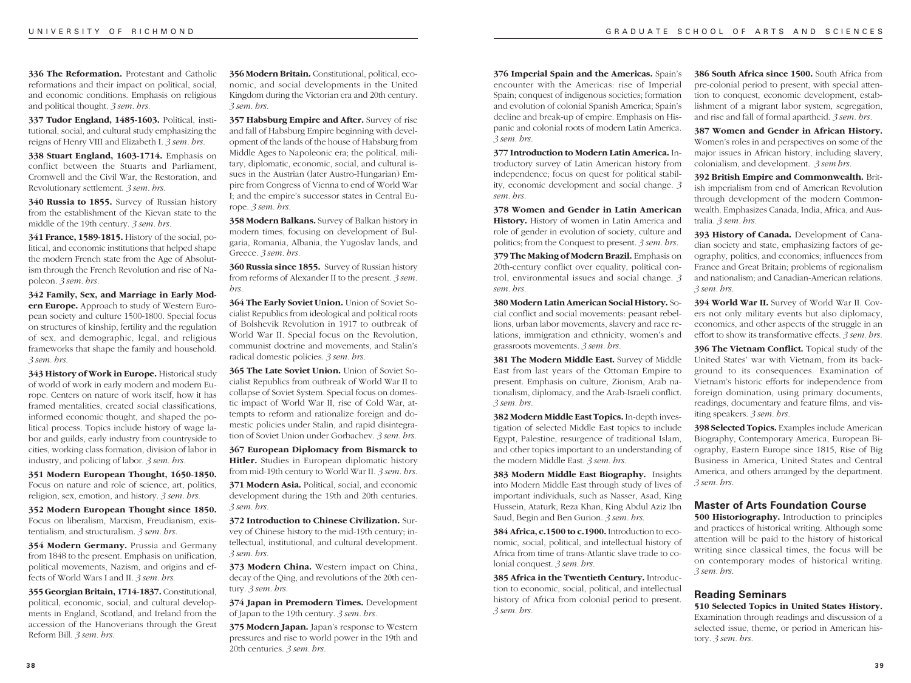**336 The Reformation.** Protestant and Catholic reformations and their impact on political, social, and economic conditions. Emphasis on religious and political thought. *3 sem. hrs.*

**337 Tudor England, 1485-1603.** Political, institutional, social, and cultural study emphasizing the reigns of Henry VIII and Elizabeth I. *3 sem. hrs.*

**338 Stuart England, 1603-1714.** Emphasis on conflict between the Stuarts and Parliament, Cromwell and the Civil War, the Restoration, and Revolutionary settlement. *3 sem. hrs.*

**340 Russia to 1855.** Survey of Russian history from the establishment of the Kievan state to the middle of the 19th century. *3 sem. hrs.*

**341 France, 1589-1815.** History of the social, political, and economic institutions that helped shape the modern French state from the Age of Absolutism through the French Revolution and rise of Napoleon. *3 sem. hrs.*

**342 Family, Sex, and Marriage in Early Modern Europe.** Approach to study of Western European society and culture 1500-1800. Special focus on structures of kinship, fertility and the regulation of sex, and demographic, legal, and religious frameworks that shape the family and household. *3 sem. hrs.*

**343 History of Work in Europe.** Historical study of world of work in early modern and modern Europe. Centers on nature of work itself, how it has framed mentalities, created social classifications, informed economic thought, and shaped the political process. Topics include history of wage labor and guilds, early industry from countryside to cities, working class formation, division of labor in industry, and policing of labor. *3 sem. hrs.*

**351 Modern European Thought, 1650-1850.** Focus on nature and role of science, art, politics, religion, sex, emotion, and history. *3 sem. hrs.*

**352 Modern European Thought since 1850.** Focus on liberalism, Marxism, Freudianism, existentialism, and structuralism. *3 sem. hrs.*

**354 Modern Germany.** Prussia and Germany from 1848 to the present. Emphasis on unification, political movements, Nazism, and origins and effects of World Wars I and II. *3 sem. hrs.*

**355 Georgian Britain, 1714-1837.** Constitutional, political, economic, social, and cultural developments in England, Scotland, and Ireland from the accession of the Hanoverians through the Great Reform Bill. *3 sem. hrs.*

**356 Modern Britain.** Constitutional, political, economic, and social developments in the United Kingdom during the Victorian era and 20th century. *3 sem. hrs.*

**357 Habsburg Empire and After.** Survey of rise and fall of Habsburg Empire beginning with development of the lands of the house of Habsburg from Middle Ages to Napoleonic era; the political, military, diplomatic, economic, social, and cultural issues in the Austrian (later Austro-Hungarian) Empire from Congress of Vienna to end of World War I; and the empire's successor states in Central Europe. *3 sem. hrs.*

**358 Modern Balkans.** Survey of Balkan history in modern times, focusing on development of Bulgaria, Romania, Albania, the Yugoslav lands, and Greece. *3 sem. hrs.*

**360 Russia since 1855.** Survey of Russian history from reforms of Alexander II to the present. *3 sem. hrs.*

**364 The Early Soviet Union.** Union of Soviet Socialist Republics from ideological and political roots of Bolshevik Revolution in 1917 to outbreak of World War II. Special focus on the Revolution, communist doctrine and movements, and Stalin's radical domestic policies. *3 sem. hrs.*

**365 The Late Soviet Union.** Union of Soviet Socialist Republics from outbreak of World War II to collapse of Soviet System. Special focus on domestic impact of World War II, rise of Cold War, attempts to reform and rationalize foreign and domestic policies under Stalin, and rapid disintegration of Soviet Union under Gorbachev. *3 sem. hrs.*

**367 European Diplomacy from Bismarck to Hitler.** Studies in European diplomatic history from mid-19th century to World War II. *3 sem. hrs.*

**371 Modern Asia.** Political, social, and economic development during the 19th and 20th centuries. *3 sem. hrs.*

**372 Introduction to Chinese Civilization.** Survey of Chinese history to the mid-19th century; intellectual, institutional, and cultural development. *3 sem. hrs.*

**373 Modern China.** Western impact on China, decay of the Qing, and revolutions of the 20th century. *3 sem. hrs.*

**374 Japan in Premodern Times.** Development of Japan to the 19th century. *3 sem. hrs.*

**375 Modern Japan.** Japan's response to Western pressures and rise to world power in the 19th and 20th centuries. *3 sem. hrs.*

**376 Imperial Spain and the Americas.** Spain's encounter with the Americas: rise of Imperial Spain; conquest of indigenous societies; formation and evolution of colonial Spanish America; Spain's decline and break-up of empire. Emphasis on Hispanic and colonial roots of modern Latin America. *3 sem. hrs.*

**377 Introduction to Modern Latin America.** Introductory survey of Latin American history from independence; focus on quest for political stability, economic development and social change. *3 sem. hrs.*

**378 Women and Gender in Latin American History.** History of women in Latin America and role of gender in evolution of society, culture and politics; from the Conquest to present. *3 sem. hrs.*

**379 The Making of Modern Brazil.** Emphasis on 20th-century conflict over equality, political control, environmental issues and social change. *3 sem. hrs.*

**380 Modern Latin American Social History.** Social conflict and social movements: peasant rebellions, urban labor movements, slavery and race relations, immigration and ethnicity, women's and grassroots movements. *3 sem. hrs.*

**381 The Modern Middle East.** Survey of Middle East from last years of the Ottoman Empire to present. Emphasis on culture, Zionism, Arab nationalism, diplomacy, and the Arab-Israeli conflict. *3 sem. hrs.*

**382 Modern Middle East Topics.** In-depth investigation of selected Middle East topics to include Egypt, Palestine, resurgence of traditional Islam, and other topics important to an understanding of the modern Middle East. *3 sem. hrs.*

**383 Modern Middle East Biography.** Insights into Modern Middle East through study of lives of important individuals, such as Nasser, Asad, King Hussein, Ataturk, Reza Khan, King Abdul Aziz Ibn Saud, Begin and Ben Gurion. *3 sem. hrs.*

**384 Africa, c.1500 to c.1900.** Introduction to economic, social, political, and intellectual history of Africa from time of trans-Atlantic slave trade to colonial conquest. *3 sem. hrs.*

**385 Africa in the Twentieth Century.** Introduction to economic, social, political, and intellectual history of Africa from colonial period to present. *3 sem. hrs.*

**386 South Africa since 1500.** South Africa from pre-colonial period to present, with special attention to conquest, economic development, establishment of a migrant labor system, segregation, and rise and fall of formal apartheid. *3 sem. hrs.*

**387 Women and Gender in African History.** Women's roles in and perspectives on some of the major issues in African history, including slavery, colonialism, and development. *3 sem hrs.*

**392 British Empire and Commonwealth.** British imperialism from end of American Revolution through development of the modern Commonwealth. Emphasizes Canada, India, Africa, and Australia. *3 sem. hrs.*

**393 History of Canada.** Development of Canadian society and state, emphasizing factors of geography, politics, and economics; influences from France and Great Britain; problems of regionalism and nationalism; and Canadian-American relations. *3 sem. hrs.*

**394 World War II.** Survey of World War II. Covers not only military events but also diplomacy, economics, and other aspects of the struggle in an effort to show its transformative effects. *3 sem. hrs.*

**396 The Vietnam Conflict.** Topical study of the United States' war with Vietnam, from its background to its consequences. Examination of Vietnam's historic efforts for independence from foreign domination, using primary documents, readings, documentary and feature films, and visiting speakers. *3 sem. hrs.*

**398 Selected Topics.** Examples include American Biography, Contemporary America, European Biography, Eastern Europe since 1815, Rise of Big Business in America, United States and Central America, and others arranged by the department. *3 sem. hrs.*

## Master of Arts Foundation Course

**500 Historiography.** Introduction to principles and practices of historical writing. Although some attention will be paid to the history of historical writing since classical times, the focus will be on contemporary modes of historical writing. *3 sem. hrs.*

## Reading Seminars

**510 Selected Topics in United States History.** Examination through readings and discussion of a selected issue, theme, or period in American history. *3 sem. hrs.*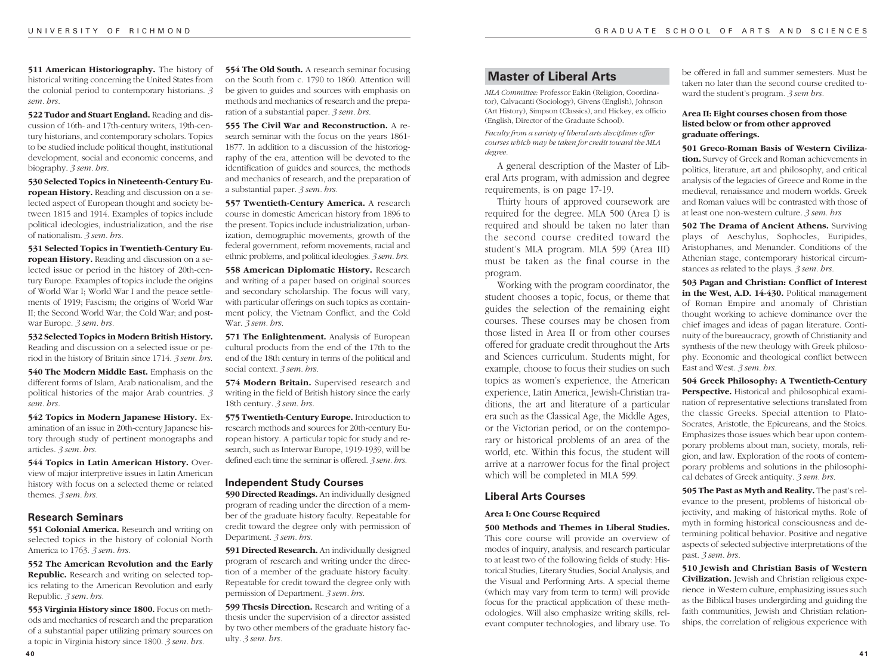**511 American Historiography.** The history of historical writing concerning the United States from the colonial period to contemporary historians. *3 sem. hrs.*

**522 Tudor and Stuart England.** Reading and discussion of 16th- and 17th-century writers, 19th-century historians, and contemporary scholars. Topics to be studied include political thought, institutional development, social and economic concerns, and biography. *3 sem. hrs.*

**530 Selected Topics in Nineteenth-Century European History.** Reading and discussion on a selected aspect of European thought and society between 1815 and 1914. Examples of topics include political ideologies, industrialization, and the rise of nationalism. *3 sem. hrs.*

**531 Selected Topics in Twentieth-Century European History.** Reading and discussion on a selected issue or period in the history of 20th-century Europe. Examples of topics include the origins of World War I; World War I and the peace settlements of 1919; Fascism; the origins of World War II; the Second World War; the Cold War; and post-war Europe. *3 sem. hrs.*

**532 Selected Topics in Modern British History.** Reading and discussion on a selected issue or period in the history of Britain since 1714. *3 sem. hrs.*

**540 The Modern Middle East.** Emphasis on the different forms of Islam, Arab nationalism, and the political histories of the major Arab countries. *3 sem. hrs.*

**542 Topics in Modern Japanese History.** Examination of an issue in 20th-century Japanese history through study of pertinent monographs and articles. *3 sem. hrs.*

**544 Topics in Latin American History.** Overview of major interpretive issues in Latin American history with focus on a selected theme or related themes. *3 sem. hrs.*

### Research Seminars

**551 Colonial America.** Research and writing on selected topics in the history of colonial North America to 1763. *3 sem. hrs.*

**552 The American Revolution and the Early Republic.** Research and writing on selected topics relating to the American Revolution and early Republic. *3 sem. hrs.*

**553 Virginia History since 1800.** Focus on methods and mechanics of research and the preparation of a substantial paper utilizing primary sources on a topic in Virginia history since 1800. *3 sem. hrs.*

**554 The Old South.** A research seminar focusing on the South from c. 1790 to 1860. Attention will be given to guides and sources with emphasis on methods and mechanics of research and the preparation of a substantial paper. *3 sem. hrs.*

**555 The Civil War and Reconstruction.** A research seminar with the focus on the years 1861-1877. In addition to a discussion of the historiography of the era, attention will be devoted to the identification of guides and sources, the methods and mechanics of research, and the preparation of a substantial paper. *3 sem. hrs.*

**557 Twentieth-Century America.** A research course in domestic American history from 1896 to the present. Topics include industrialization, urbanization, demographic movements, growth of the federal government, reform movements, racial and ethnic problems, and political ideologies. *3 sem. hrs.*

**558 American Diplomatic History.** Research and writing of a paper based on original sources and secondary scholarship. The focus will vary, with particular offerings on such topics as containment policy, the Vietnam Conflict, and the Cold War. *3 sem. hrs.*

**571 The Enlightenment.** Analysis of European cultural products from the end of the 17th to the end of the 18th century in terms of the political and social context. *3 sem. hrs.*

**574 Modern Britain.** Supervised research and writing in the field of British history since the early 18th century. *3 sem. hrs.*

**575 Twentieth-Century Europe.** Introduction to research methods and sources for 20th-century European history. A particular topic for study and research, such as Interwar Europe, 1919-1939, will be defined each time the seminar is offered. *3 sem. hrs.*

### Independent Study Courses

**590 Directed Readings.** An individually designed program of reading under the direction of a member of the graduate history faculty. Repeatable for credit toward the degree only with permission of Department. *3 sem. hrs.*

**591 Directed Research.** An individually designed program of research and writing under the direction of a member of the graduate history faculty. Repeatable for credit toward the degree only with permission of Department. *3 sem. hrs.*

**599 Thesis Direction.** Research and writing of a thesis under the supervision of a director assisted by two other members of the graduate history faculty. *3 sem. hrs.*

## Master of Liberal Arts

*MLA Committee:* Professor Eakin (Religion, Coordinator), Calvacanti (Sociology), Givens (English), Johnson (Art History), Simpson (Classics), and Hickey, ex officio (English, Director of the Graduate School).

*Faculty from a variety of liberal arts disciplines offer courses which may be taken for credit toward the MLA degree.*

A general description of the Master of Liberal Arts program, with admission and degree requirements, is on page 17-19.

Thirty hours of approved coursework are required for the degree. MLA 500 (Area I) is required and should be taken no later than the second course credited toward the student's MLA program. MLA 599 (Area III) must be taken as the final course in the program.

Working with the program coordinator, the student chooses a topic, focus, or theme that guides the selection of the remaining eight courses. These courses may be chosen from those listed in Area II or from other courses offered for graduate credit throughout the Arts and Sciences curriculum. Students might, for example, choose to focus their studies on such topics as women's experience, the American experience, Latin America, Jewish-Christian traditions, the art and literature of a particular era such as the Classical Age, the Middle Ages, or the Victorian period, or on the contemporary or historical problems of an area of the world, etc. Within this focus, the student will arrive at a narrower focus for the final project which will be completed in MLA 599.

### Liberal Arts Courses

#### Area I: One Course Required

**500 Methods and Themes in Liberal Studies.** This core course will provide an overview of modes of inquiry, analysis, and research particular to at least two of the following fields of study: Historical Studies, Literary Studies, Social Analysis, and the Visual and Performing Arts. A special theme (which may vary from term to term) will provide focus for the practical application of these methodologies. Will also emphasize writing skills, relevant computer technologies, and library use. To be offered in fall and summer semesters. Must be taken no later than the second course credited toward the student's program. *3 sem hrs.*

#### Area II: Eight courses chosen from those listed below or from other approved graduate offerings.

**501 Greco-Roman Basis of Western Civilization.** Survey of Greek and Roman achievements in politics, literature, art and philosophy, and critical analysis of the legacies of Greece and Rome in the medieval, renaissance and modern worlds. Greek and Roman values will be contrasted with those of at least one non-western culture. *3 sem. hrs*

**502 The Drama of Ancient Athens.** Surviving plays of Aeschylus, Sophocles, Euripides, Aristophanes, and Menander. Conditions of the Athenian stage, contemporary historical circumstances as related to the plays. *3 sem. hrs.*

**503 Pagan and Christian: Conflict of Interest in the West, A.D. 14-430.** Political management of Roman Empire and anomaly of Christian thought working to achieve dominance over the chief images and ideas of pagan literature. Continuity of the bureaucracy, growth of Christianity and synthesis of the new theology with Greek philosophy. Economic and theological conflict between East and West. *3 sem. hrs.*

**504 Greek Philosophy: A Twentieth-Century Perspective.** Historical and philosophical examination of representative selections translated from the classic Greeks. Special attention to Plato-Socrates, Aristotle, the Epicureans, and the Stoics. Emphasizes those issues which bear upon contemporary problems about man, society, morals, religion, and law. Exploration of the roots of contemporary problems and solutions in the philosophical debates of Greek antiquity. *3 sem. hrs.*

**505 The Past as Myth and Reality.** The past's relevance to the present, problems of historical objectivity, and making of historical myths. Role of myth in forming historical consciousness and determining political behavior. Positive and negative aspects of selected subjective interpretations of the past. *3 sem. hrs.*

**510 Jewish and Christian Basis of Western Civilization.** Jewish and Christian religious experience in Western culture, emphasizing issues such as the Biblical bases undergirding and guiding the faith communities, Jewish and Christian relationships, the correlation of religious experience with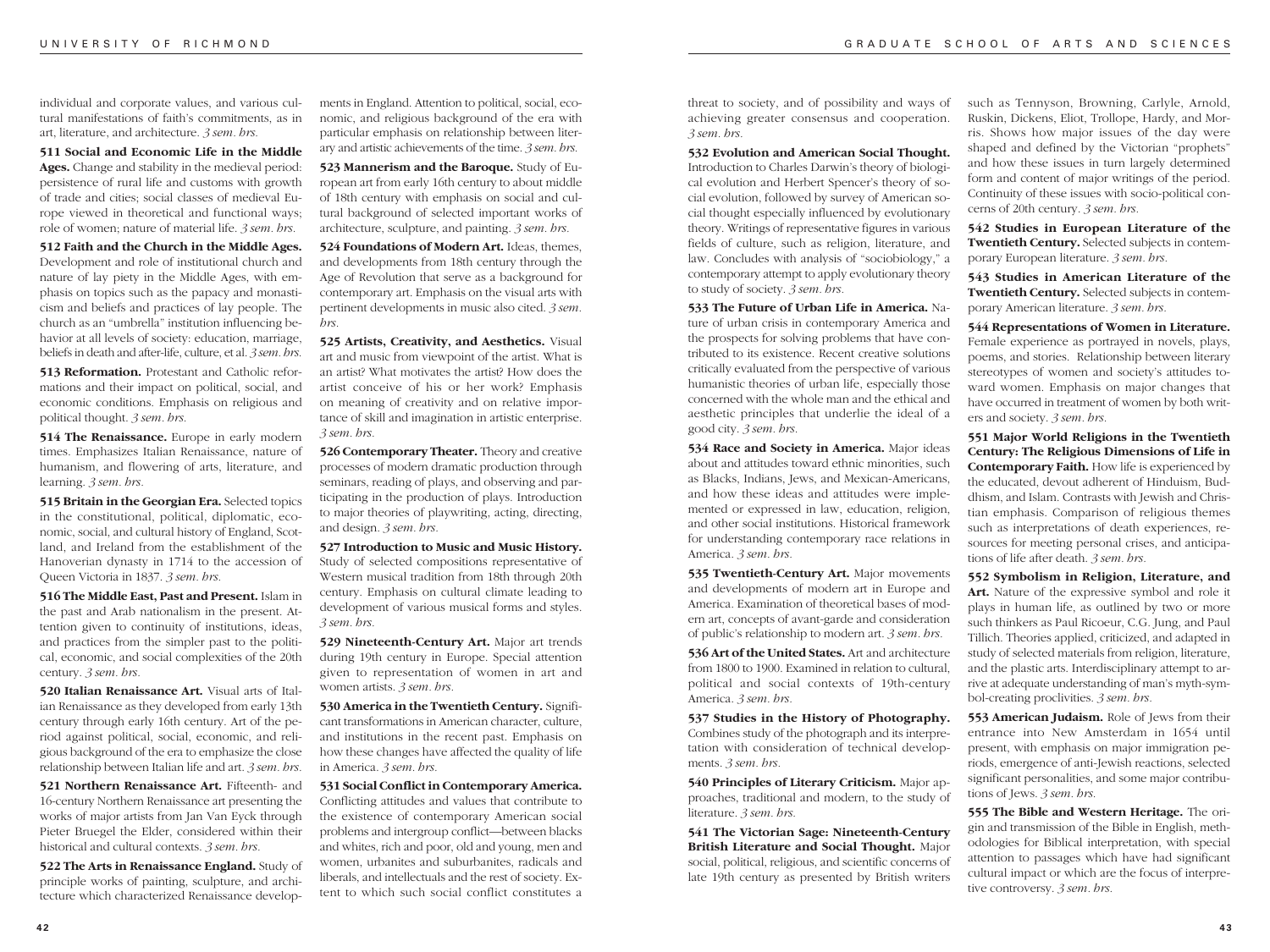individual and corporate values, and various cultural manifestations of faith's commitments, as in art, literature, and architecture. *3 sem. hrs.*

**511 Social and Economic Life in the Middle Ages.** Change and stability in the medieval period: persistence of rural life and customs with growth of trade and cities; social classes of medieval Europe viewed in theoretical and functional ways; role of women; nature of material life. *3 sem. hrs.*

**512 Faith and the Church in the Middle Ages.** Development and role of institutional church and nature of lay piety in the Middle Ages, with emphasis on topics such as the papacy and monasticism and beliefs and practices of lay people. The church as an "umbrella" institution influencing behavior at all levels of society: education, marriage, beliefs in death and after-life, culture, et al. *3 sem. hrs.*

**513 Reformation.** Protestant and Catholic reformations and their impact on political, social, and economic conditions. Emphasis on religious and political thought. *3 sem. hrs.*

**514 The Renaissance.** Europe in early modern times. Emphasizes Italian Renaissance, nature of humanism, and flowering of arts, literature, and learning. *3 sem. hrs.*

**515 Britain in the Georgian Era.** Selected topics in the constitutional, political, diplomatic, economic, social, and cultural history of England, Scotland, and Ireland from the establishment of the Hanoverian dynasty in 1714 to the accession of Queen Victoria in 1837. *3 sem. hrs.*

**516 The Middle East, Past and Present.** Islam in the past and Arab nationalism in the present. Attention given to continuity of institutions, ideas, and practices from the simpler past to the political, economic, and social complexities of the 20th century. *3 sem. hrs.*

**520 Italian Renaissance Art.** Visual arts of Italian Renaissance as they developed from early 13th century through early 16th century. Art of the period against political, social, economic, and religious background of the era to emphasize the close relationship between Italian life and art. *3 sem. hrs.*

**521 Northern Renaissance Art.** Fifteenth- and 16-century Northern Renaissance art presenting the works of major artists from Jan Van Eyck through Pieter Bruegel the Elder, considered within their historical and cultural contexts. *3 sem. hrs.*

**522 The Arts in Renaissance England.** Study of principle works of painting, sculpture, and architecture which characterized Renaissance developments in England. Attention to political, social, economic, and religious background of the era with particular emphasis on relationship between literary and artistic achievements of the time. *3 sem. hrs.*

**523 Mannerism and the Baroque.** Study of European art from early 16th century to about middle of 18th century with emphasis on social and cultural background of selected important works of architecture, sculpture, and painting. *3 sem. hrs.*

**524 Foundations of Modern Art.** Ideas, themes, and developments from 18th century through the Age of Revolution that serve as a background for contemporary art. Emphasis on the visual arts with pertinent developments in music also cited. *3 sem. hrs.*

**525 Artists, Creativity, and Aesthetics.** Visual art and music from viewpoint of the artist. What is an artist? What motivates the artist? How does the artist conceive of his or her work? Emphasis on meaning of creativity and on relative importance of skill and imagination in artistic enterprise. *3 sem. hrs.*

**526 Contemporary Theater.** Theory and creative processes of modern dramatic production through seminars, reading of plays, and observing and participating in the production of plays. Introduction to major theories of playwriting, acting, directing, and design. *3 sem. hrs.*

**527 Introduction to Music and Music History.** Study of selected compositions representative of Western musical tradition from 18th through 20th century. Emphasis on cultural climate leading to development of various musical forms and styles. *3 sem. hrs.*

**529 Nineteenth-Century Art.** Major art trends during 19th century in Europe. Special attention given to representation of women in art and women artists. *3 sem. hrs.*

**530 America in the Twentieth Century.** Significant transformations in American character, culture, and institutions in the recent past. Emphasis on how these changes have affected the quality of life in America. *3 sem. hrs.*

**531 Social Conflict in Contemporary America.** Conflicting attitudes and values that contribute to the existence of contemporary American social problems and intergroup conflict—between blacks and whites, rich and poor, old and young, men and women, urbanites and suburbanites, radicals and liberals, and intellectuals and the rest of society. Extent to which such social conflict constitutes a threat to society, and of possibility and ways of achieving greater consensus and cooperation. *3 sem. hrs.*

**532 Evolution and American Social Thought.** Introduction to Charles Darwin's theory of biological evolution and Herbert Spencer's theory of social evolution, followed by survey of American social thought especially influenced by evolutionary theory. Writings of representative figures in various fields of culture, such as religion, literature, and law. Concludes with analysis of "sociobiology," a contemporary attempt to apply evolutionary theory to study of society. *3 sem. hrs.*

**533 The Future of Urban Life in America.** Nature of urban crisis in contemporary America and the prospects for solving problems that have contributed to its existence. Recent creative solutions critically evaluated from the perspective of various humanistic theories of urban life, especially those concerned with the whole man and the ethical and aesthetic principles that underlie the ideal of a good city. *3 sem. hrs.*

**534 Race and Society in America.** Major ideas about and attitudes toward ethnic minorities, such as Blacks, Indians, Jews, and Mexican-Americans, and how these ideas and attitudes were implemented or expressed in law, education, religion, and other social institutions. Historical framework for understanding contemporary race relations in America. *3 sem. hrs.*

**535 Twentieth-Century Art.** Major movements and developments of modern art in Europe and America. Examination of theoretical bases of modern art, concepts of avant-garde and consideration of public's relationship to modern art. *3 sem. hrs.*

**536 Art of the United States.** Art and architecture from 1800 to 1900. Examined in relation to cultural, political and social contexts of 19th-century America. *3 sem. hrs.*

**537 Studies in the History of Photography.** Combines study of the photograph and its interpretation with consideration of technical developments. *3 sem. hrs.*

**540 Principles of Literary Criticism.** Major approaches, traditional and modern, to the study of literature. *3 sem. hrs.*

**541 The Victorian Sage: Nineteenth-Century British Literature and Social Thought.** Major social, political, religious, and scientific concerns of late 19th century as presented by British writers such as Tennyson, Browning, Carlyle, Arnold, Ruskin, Dickens, Eliot, Trollope, Hardy, and Morris. Shows how major issues of the day were shaped and defined by the Victorian "prophets" and how these issues in turn largely determined form and content of major writings of the period. Continuity of these issues with socio-political concerns of 20th century. *3 sem. hrs.*

**542 Studies in European Literature of the Twentieth Century.** Selected subjects in contemporary European literature. *3 sem. hrs.*

**543 Studies in American Literature of the Twentieth Century.** Selected subjects in contemporary American literature. *3 sem. hrs.*

**544 Representations of Women in Literature.** Female experience as portrayed in novels, plays, poems, and stories. Relationship between literary stereotypes of women and society's attitudes toward women. Emphasis on major changes that have occurred in treatment of women by both writers and society. *3 sem. hrs.*

**551 Major World Religions in the Twentieth Century: The Religious Dimensions of Life in Contemporary Faith.** How life is experienced by the educated, devout adherent of Hinduism, Buddhism, and Islam. Contrasts with Jewish and Christian emphasis. Comparison of religious themes such as interpretations of death experiences, resources for meeting personal crises, and anticipations of life after death. *3 sem. hrs.*

**552 Symbolism in Religion, Literature, and Art.** Nature of the expressive symbol and role it plays in human life, as outlined by two or more such thinkers as Paul Ricoeur, C.G. Jung, and Paul Tillich. Theories applied, criticized, and adapted in study of selected materials from religion, literature, and the plastic arts. Interdisciplinary attempt to arrive at adequate understanding of man's myth-symbol-creating proclivities. *3 sem. hrs.*

**553 American Judaism.** Role of Jews from their entrance into New Amsterdam in 1654 until present, with emphasis on major immigration periods, emergence of anti-Jewish reactions, selected significant personalities, and some major contributions of Jews. *3 sem. hrs.*

**555 The Bible and Western Heritage.** The origin and transmission of the Bible in English, methodologies for Biblical interpretation, with special attention to passages which have had significant cultural impact or which are the focus of interpretive controversy. *3 sem. hrs.*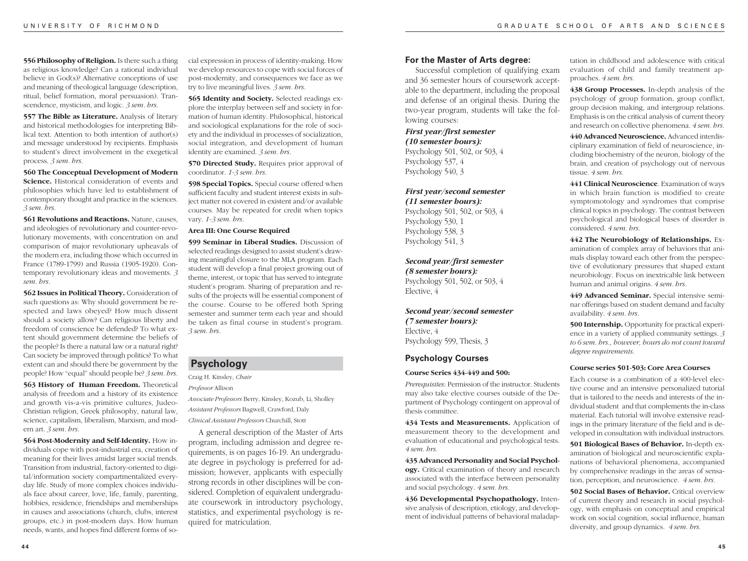**556 Philosophy of Religion.** Is there such a thing as religious knowledge? Can a rational individual believe in God(s)? Alternative conceptions of use and meaning of theological language (description, ritual, belief formation, moral persuasion). Transcendence, mysticism, and logic. *3 sem. hrs.*

**557 The Bible as Literature.** Analysis of literary and historical methodologies for interpreting Biblical text. Attention to both intention of author(s) and message understood by recipients. Emphasis to student's direct involvement in the exegetical process. *3 sem. hrs.*

**560 The Conceptual Development of Modern Science.** Historical consideration of events and philosophies which have led to establishment of contemporary thought and practice in the sciences. *3 sem. hrs.*

**561 Revolutions and Reactions.** Nature, causes, and ideologies of revolutionary and counter-revolutionary movements, with concentration on and comparison of major revolutionary upheavals of the modern era, including those which occurred in France (1789-1799) and Russia (1905-1920). Contemporary revolutionary ideas and movements. *3 sem. hrs.*

**562 Issues in Political Theory.** Consideration of such questions as: Why should government be respected and laws obeyed? How much dissent should a society allow? Can religious liberty and freedom of conscience be defended? To what extent should government determine the beliefs of the people? Is there a natural law or a natural right? Can society be improved through politics? To what extent can and should there be government by the people? How "equal" should people be? *3 sem. hrs.*

**563 History of Human Freedom.** Theoretical analysis of freedom and a history of its existence and growth vis-a-vis primitive cultures, Judeo-Christian religion, Greek philosophy, natural law, science, capitalism, liberalism, Marxism, and modern art. *3 sem. hrs.*

**564 Post-Modernity and Self-Identity.** How individuals cope with post-industrial era, creation of meaning for their lives amidst larger social trends. Transition from industrial, factory-oriented to digital/information society compartmentalized everyday life. Study of more complex choices individuals face about career, love, life, family, parenting, hobbies, residence, friendships and memberships in causes and associations (church, clubs, interest groups, etc.) in post-modern days. How human needs, wants, and hopes find different forms of social expression in process of identity-making. How we develop resources to cope with social forces of post-modernity, and consequences we face as we try to live meaningful lives. *3 sem. hrs.*

**565 Identity and Society.** Selected readings explore the interplay between self and society in formation of human identity. Philosophical, historical and sociological explanations for the role of society and the individual in processes of socialization, social integration, and development of human identity are examined. *3 sem. hrs.*

**570 Directed Study.** Requires prior approval of coordinator. *1-3 sem. hrs.*

**598 Special Topics.** Special course offered when sufficient faculty and student interest exists in subject matter not covered in existent and/or available courses. May be repeated for credit when topics vary. *1-3 sem. hrs.*

#### Area III: One Course Required

**599 Seminar in Liberal Studies.** Discussion of selected readings designed to assist student's drawing meaningful closure to the MLA program. Each student will develop a final project growing out of theme, interest, or topic that has served to integrate student's program. Sharing of preparation and results of the projects will be essential component of the course. Course to be offered both Spring semester and summer term each year and should be taken as final course in student's program. *3 sem. hrs.*

## Psychology

Craig H. Kinsley, *Chair*

*Professor* Allison

*Associate Professors* Berry, Kinsley, Kozub, Li, Sholley

*Assistant Professors* Bagwell, Crawford, Daly

*Clinical Assistant Professors* Churchill, Stott

A general description of the Master of Arts program, including admission and degree requirements, is on pages 16-19. An undergraduate degree in psychology is preferred for admission; however, applicants with especially strong records in other disciplines will be considered. Completion of equivalent undergraduate coursework in introductory psychology, statistics, and experimental psychology is required for matriculation.

### For the Master of Arts degree:

Successful completion of qualifying exam and 36 semester hours of coursework acceptable to the department, including the proposal and defense of an original thesis. During the two-year program, students will take the following courses:

***First year/first semester (10 semester hours):***
Psychology 501, 502, or 503, 4
Psychology 537, 4
Psychology 540, 3

***First year/second semester (11 semester hours):***
Psychology 501, 502, or 503, 4
Psychology 530, 1
Psychology 538, 3
Psychology 541, 3

***Second year/first semester (8 semester hours):***
Psychology 501, 502, or 503, 4
Elective, 4

***Second year/second semester (7 semester hours):***
Elective, 4
Psychology 599, Thesis, 3

### Psychology Courses

#### Course Series 434-449 and 500:

*Prerequisites*: Permission of the instructor. Students may also take elective courses outside of the Department of Psychology contingent on approval of thesis committee.

**434 Tests and Measurements.** Application of measurement theory to the development and evaluation of educational and psychological tests. *4 sem. hrs.*

**435 Advanced Personality and Social Psychology.** Critical examination of theory and research associated with the interface between personality and social psychology. *4 sem. hrs.*

**436 Developmental Psychopathology.** Intensive analysis of description, etiology, and development of individual patterns of behavioral maladaptation in childhood and adolescence with critical evaluation of child and family treatment approaches. *4 sem. hrs.*

**438 Group Processes.** In-depth analysis of the psychology of group formation, group conflict, group decision making, and intergroup relations. Emphasis is on the critical analysis of current theory and research on collective phenomena. *4 sem. hrs.*

**440 Advanced Neuroscience.** Advanced interdisciplinary examination of field of neuroscience, including biochemistry of the neuron, biology of the brain, and creation of psychology out of nervous tissue. *4 sem. hrs.*

**441 Clinical Neuroscience**. Examination of ways in which brain function is modified to create symptomotology and syndromes that comprise clinical topics in psychology. The contrast between psychological and biological bases of disorder is considered. *4 sem. hrs.*

**442 The Neurobiology of Relationships.** Examination of complex array of behaviors that animals display toward each other from the perspective of evolutionary pressures that shaped extant neurobiology. Focus on inextricable link between human and animal origins. *4 sem. hrs.*

**449 Advanced Seminar.** Special intensive seminar offerings based on student demand and faculty availability. *4 sem. hrs.*

**500 Internship.** Opportunity for practical experience in a variety of applied community settings. *3 to 6 sem. hrs., however, hours do not count toward degree requirements.*

#### Course series 501-503: Core Area Courses

Each course is a combination of a 400-level elective course and an intensive personalized tutorial that is tailored to the needs and interests of the individual student and that complements the in-class material. Each tutorial will involve extensive readings in the primary literature of the field and is developed in consultation with individual instructors.

**501 Biological Bases of Behavior.** In-depth examination of biological and neuroscientific explanations of behavioral phenomena, accompanied by comprehensive readings in the areas of sensation, perception, and neuroscience. *4 sem. hrs.*

**502 Social Bases of Behavior.** Critical overview of current theory and research in social psychology, with emphasis on conceptual and empirical work on social cognition, social influence, human diversity, and group dynamics. *4 sem. hrs.*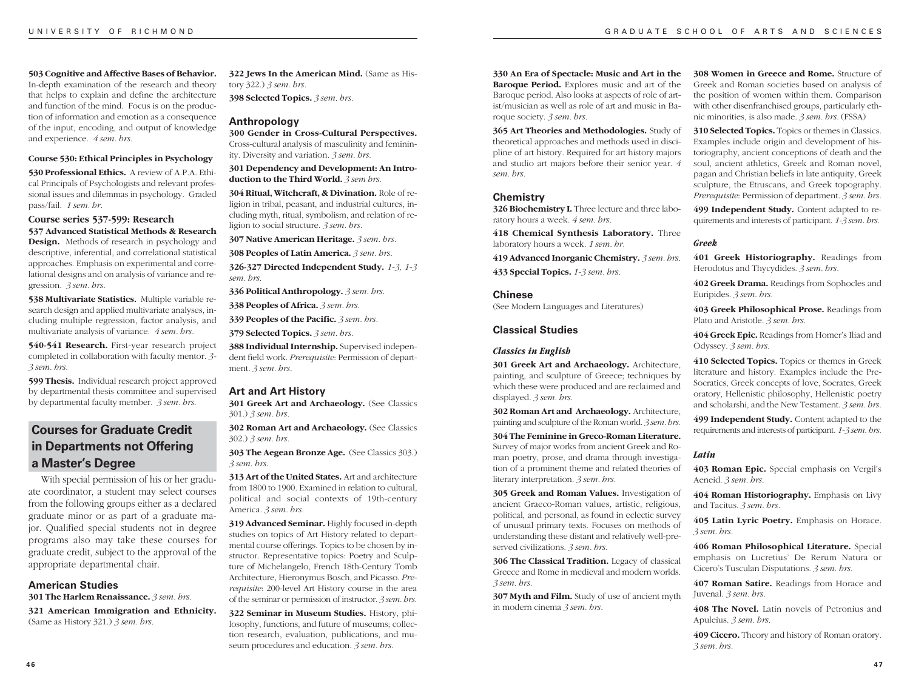**503 Cognitive and Affective Bases of Behavior.** In-depth examination of the research and theory that helps to explain and define the architecture and function of the mind. Focus is on the production of information and emotion as a consequence of the input, encoding, and output of knowledge and experience. *4 sem. hrs.*

#### Course 530: Ethical Principles in Psychology

**530 Professional Ethics.** A review of A.P.A. Ethical Principals of Psychologists and relevant professional issues and dilemmas in psychology. Graded pass/fail. *1 sem. hr.*

#### Course series 537-599: Research

**537 Advanced Statistical Methods & Research Design.** Methods of research in psychology and descriptive, inferential, and correlational statistical approaches. Emphasis on experimental and correlational designs and on analysis of variance and regression. *3 sem. hrs.*

**538 Multivariate Statistics.** Multiple variable research design and applied multivariate analyses, including multiple regression, factor analysis, and multivariate analysis of variance. *4 sem. hrs.*

**540-541 Research.** First-year research project completed in collaboration with faculty mentor. *3-3 sem. hrs.*

**599 Thesis.** Individual research project approved by departmental thesis committee and supervised by departmental faculty member. *3 sem. hrs.*

## Courses for Graduate Credit in Departments not Offering a Master's Degree

With special permission of his or her graduate coordinator, a student may select courses from the following groups either as a declared graduate minor or as part of a graduate major. Qualified special students not in degree programs also may take these courses for graduate credit, subject to the approval of the appropriate departmental chair.

### American Studies

**301 The Harlem Renaissance.** *3 sem. hrs.*

**321 American Immigration and Ethnicity.** (Same as History 321.) *3 sem. hrs.*

**322 Jews In the American Mind.** (Same as History 322.) *3 sem. hrs.*

**398 Selected Topics.** *3 sem. hrs.*

### Anthropology

**300 Gender in Cross-Cultural Perspectives.** Cross-cultural analysis of masculinity and femininity. Diversity and variation. *3 sem. hrs.*

**301 Dependency and Development: An Introduction to the Third World.** *3 sem hrs.*

**304 Ritual, Witchcraft, & Divination.** Role of religion in tribal, peasant, and industrial cultures, including myth, ritual, symbolism, and relation of religion to social structure. *3 sem. hrs.*

**307 Native American Heritage.** *3 sem. hrs.*

**308 Peoples of Latin America.** *3 sem. hrs.*

**326-327 Directed Independent Study.** *1-3, 1-3 sem. hrs.*

**336 Political Anthropology.** *3 sem. hrs.*

**338 Peoples of Africa.** *3 sem. hrs.*

**339 Peoples of the Pacific.** *3 sem. hrs.*

**379 Selected Topics.** *3 sem. hrs.*

**388 Individual Internship.** Supervised independent field work. *Prerequisite*: Permission of department. *3 sem. hrs.*

### Art and Art History

**301 Greek Art and Archaeology.** (See Classics 301.) *3 sem. hrs.*

**302 Roman Art and Archaeology.** (See Classics 302.) *3 sem. hrs.*

**303 The Aegean Bronze Age.** (See Classics 303.) *3 sem. hrs.*

**313 Art of the United States.** Art and architecture from 1800 to 1900. Examined in relation to cultural, political and social contexts of 19th-century America. *3 sem. hrs.*

**319 Advanced Seminar.** Highly focused in-depth studies on topics of Art History related to departmental course offerings. Topics to be chosen by instructor. Representative topics: Poetry and Sculpture of Michelangelo, French 18th-Century Tomb Architecture, Hieronymus Bosch, and Picasso. *Prerequisite*: 200-level Art History course in the area of the seminar or permission of instructor. *3 sem. hrs.*

**322 Seminar in Museum Studies.** History, philosophy, functions, and future of museums; collection research, evaluation, publications, and museum procedures and education. *3 sem. hrs.*

**330 An Era of Spectacle: Music and Art in the Baroque Period.** Explores music and art of the Baroque period. Also looks at aspects of role of artist/musician as well as role of art and music in Baroque society. *3 sem. hrs.*

**365 Art Theories and Methodologies.** Study of theoretical approaches and methods used in discipline of art history. Required for art history majors and studio art majors before their senior year. *4 sem. hrs.*

### Chemistry

**326 Biochemistry I.** Three lecture and three laboratory hours a week. *4 sem. hrs.*

**418 Chemical Synthesis Laboratory.** Three laboratory hours a week. *1 sem. hr.*

**419 Advanced Inorganic Chemistry.** *3 sem. hrs.*

**433 Special Topics.** *1-3 sem. hrs.*

### Chinese

(See Modern Languages and Literatures)

### Classical Studies

#### *Classics in English*

**301 Greek Art and Archaeology.** Architecture, painting, and sculpture of Greece; techniques by which these were produced and are reclaimed and displayed. *3 sem. hrs.*

**302 Roman Art and Archaeology.** Architecture, painting and sculpture of the Roman world. *3 sem. hrs.*

**304 The Feminine in Greco-Roman Literature.** Survey of major works from ancient Greek and Roman poetry, prose, and drama through investigation of a prominent theme and related theories of literary interpretation. *3 sem. hrs.*

**305 Greek and Roman Values.** Investigation of ancient Graeco-Roman values, artistic, religious, political, and personal, as found in eclectic survey of unusual primary texts. Focuses on methods of understanding these distant and relatively well-preserved civilizations. *3 sem. hrs.*

**306 The Classical Tradition.** Legacy of classical Greece and Rome in medieval and modern worlds. *3 sem. hrs.*

**307 Myth and Film.** Study of use of ancient myth in modern cinema *3 sem. hrs.*

**308 Women in Greece and Rome.** Structure of Greek and Roman societies based on analysis of the position of women within them. Comparison with other disenfranchised groups, particularly ethnic minorities, is also made. *3 sem. hrs.* (FSSA)

**310 Selected Topics.** Topics or themes in Classics. Examples include origin and development of historiography, ancient conceptions of death and the soul, ancient athletics, Greek and Roman novel, pagan and Christian beliefs in late antiquity, Greek sculpture, the Etruscans, and Greek topography. *Prerequisite*: Permission of department. *3 sem. hrs.*

**499 Independent Study.** Content adapted to requirements and interests of participant. *1-3 sem. hrs.*

#### *Greek*

**401 Greek Historiography.** Readings from Herodotus and Thycydides. *3 sem. hrs.*

**402 Greek Drama.** Readings from Sophocles and Euripides. *3 sem. hrs.*

**403 Greek Philosophical Prose.** Readings from Plato and Aristotle. *3 sem. hrs.*

**404 Greek Epic.** Readings from Homer's Iliad and Odyssey. *3 sem. hrs.*

**410 Selected Topics.** Topics or themes in Greek literature and history. Examples include the Pre-Socratics, Greek concepts of love, Socrates, Greek oratory, Hellenistic philosophy, Hellenistic poetry and scholarshi, and the New Testament. *3 sem. hrs.*

**499 Independent Study.** Content adapted to the requirements and interests of participant. *1-3 sem. hrs.*

#### *Latin*

**403 Roman Epic.** Special emphasis on Vergil's Aeneid. *3 sem. hrs.*

**404 Roman Historiography.** Emphasis on Livy and Tacitus. *3 sem. hrs.*

**405 Latin Lyric Poetry.** Emphasis on Horace. *3 sem. hrs.*

**406 Roman Philosophical Literature.** Special emphasis on Lucretius' De Rerum Natura or Cicero's Tusculan Disputations. *3 sem. hrs.*

**407 Roman Satire.** Readings from Horace and Juvenal. *3 sem. hrs.*

**408 The Novel.** Latin novels of Petronius and Apuleius. *3 sem. hrs.*

**409 Cicero.** Theory and history of Roman oratory. *3 sem. hrs.*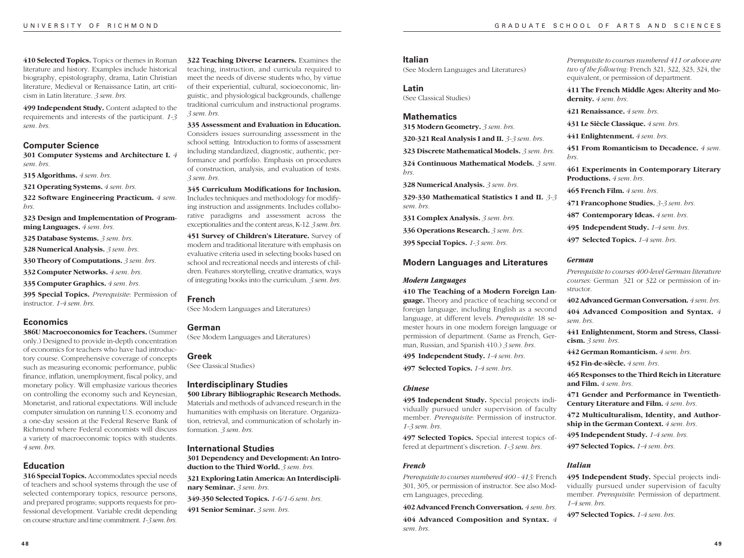**410 Selected Topics.** Topics or themes in Roman literature and history. Examples include historical biography, epistolography, drama, Latin Christian literature, Medieval or Renaissance Latin, art criticism in Latin literature. *3 sem. hrs.*

**499 Independent Study.** Content adapted to the requirements and interests of the participant. *1-3 sem. hrs.*

## Computer Science

**301 Computer Systems and Architecture I.** *4 sem. hrs.*

**315 Algorithms.** *4 sem. hrs.*

**321 Operating Systems.** *4 sem. hrs.*

**322 Software Engineering Practicum.** *4 sem. hrs.*

**323 Design and Implementation of Programming Languages.** *4 sem. hrs.*

**325 Database Systems.** *3 sem. hrs.*

**328 Numerical Analysis.** *3 sem. hrs.*

**330 Theory of Computations.** *3 sem. hrs.*

**332 Computer Networks.** *4 sem. hrs.*

**335 Computer Graphics.** *4 sem. hrs.*

**395 Special Topics.** *Prerequisite*: Permission of instructor. *1-4 sem. hrs.*

## Economics

**386U Macroeconomics for Teachers.** (Summer only.) Designed to provide in-depth concentration of economics for teachers who have had introductory course. Comprehensive coverage of concepts such as measuring economic performance, public finance, inflation, unemployment, fiscal policy, and monetary policy. Will emphasize various theories on controlling the economy such and Keynesian, Monetarist, and rational expectations. Will include computer simulation on running U.S. economy and a one-day session at the Federal Reserve Bank of Richmond where Federal economists will discuss a variety of macroeconomic topics with students. *4 sem. hrs.*

## Education

**316 Special Topics.** Accommodates special needs of teachers and school systems through the use of selected contemporary topics, resource persons, and prepared programs; supports requests for professional development. Variable credit depending on course structure and time commitment. *1-3 sem. hrs.*

**322 Teaching Diverse Learners.** Examines the teaching, instruction, and curricula required to meet the needs of diverse students who, by virtue of their experiential, cultural, socioeconomic, linguistic, and physiological backgrounds, challenge traditional curriculum and instructional programs. *3 sem. hrs.*

**335 Assessment and Evaluation in Education.** Considers issues surrounding assessment in the school setting. Introduction to forms of assessment including standardized, diagnostic, authentic, performance and portfolio. Emphasis on procedures of construction, analysis, and evaluation of tests. *3 sem. hrs.*

**345 Curriculum Modifications for Inclusion.** Includes techniques and methodology for modifying instruction and assignments. Includes collaborative paradigms and assessment across the exceptionalities and the content areas, K-12. *3 sem. hrs.*

**451 Survey of Children's Literature.** Survey of modern and traditional literature with emphasis on evaluative criteria used in selecting books based on school and recreational needs and interests of children. Features storytelling, creative dramatics, ways of integrating books into the curriculum. *3 sem. hrs.*

## French

(See Modern Languages and Literatures)

## German

(See Modern Languages and Literatures)

## Greek

(See Classical Studies)

## Interdisciplinary Studies

**500 Library Bibliographic Research Methods.** Materials and methods of advanced research in the humanities with emphasis on literature. Organization, retrieval, and communication of scholarly information. *3 sem. hrs.*

## International Studies

**301 Dependency and Development: An Introduction to the Third World.** *3 sem. hrs.*

**321 Exploring Latin America: An Interdisciplinary Seminar.** *3 sem. hrs.*

**349-350 Selected Topics.** *1-6/1-6 sem. hrs.*

**491 Senior Seminar.** *3 sem. hrs.*

## Italian

(See Modern Languages and Literatures)

## Latin

(See Classical Studies)

## Mathematics

**315 Modern Geometry.** *3 sem. hrs.*

**320-321 Real Analysis I and II.** *3-3 sem. hrs.*

**323 Discrete Mathematical Models.** *3 sem. hrs.*

**324 Continuous Mathematical Models.** *3 sem. hrs.*

**328 Numerical Analysis.** *3 sem. hrs.*

**329-330 Mathematical Statistics I and II.** *3-3 sem. hrs.*

**331 Complex Analysis.** *3 sem. hrs.*

**336 Operations Research.** *3 sem. hrs.*

**395 Special Topics.** *1-3 sem. hrs.*

## Modern Languages and Literatures

### *Modern Languages*

**410 The Teaching of a Modern Foreign Language.** Theory and practice of teaching second or foreign language, including English as a second language, at different levels. *Prerequisite*: 18 semester hours in one modern foreign language or permission of department. (Same as French, German, Russian, and Spanish 410.) *3 sem. hrs.*

**495 Independent Study.** *1-4 sem. hrs.*

**497 Selected Topics.** *1-4 sem. hrs.*

### *Chinese*

**495 Independent Study.** Special projects individually pursued under supervision of faculty member. *Prerequisite*: Permission of instructor. *1-3 sem. hrs.*

**497 Selected Topics.** Special interest topics offered at department's discretion. *1-3 sem. hrs.*

### *French*

*Prerequisite to courses numbered 400 - 413:* French 301, 305, or permission of instructor. See also Modern Languages, preceding.

**402 Advanced French Conversation.** *4 sem. hrs.*

**404 Advanced Composition and Syntax.** *4 sem. hrs.*

*Prerequisite to courses numbered 411 or above are two of the following:* French 321, 322, 323, 324, the equivalent, or permission of department.

**411 The French Middle Ages: Alterity and Modernity.** *4 sem. hrs.*

**421 Renaissance.** *4 sem. hrs.*

**431 Le Siècle Classique.** *4 sem. hrs.*

**441 Enlightenment.** *4 sem. hrs.*

**451 From Romanticism to Decadence.** *4 sem. hrs.*

**461 Experiments in Contemporary Literary Productions.** *4 sem. hrs.*

**465 French Film.** *4 sem. hrs.*

**471 Francophone Studies.** *3-3 sem. hrs.*

**487 Contemporary Ideas.** *4 sem. hrs.*

**495 Independent Study.** *1-4 sem. hrs.*

**497 Selected Topics.** *1-4 sem. hrs.*

### *German*

*Prerequisite to courses 400-level German literature courses:* German 321 or 322 or permission of instructor.

**402 Advanced German Conversation.** *4 sem. hrs.*

**404 Advanced Composition and Syntax.** *4 sem. hrs.*

**441 Enlightenment, Storm and Stress, Classicism.** *3 sem. hrs.*

**442 German Romanticism.** *4 sem. hrs.*

**452 Fin-de-siècle.** *4 sem. hrs.*

**465 Responses to the Third Reich in Literature and Film.** *4 sem. hrs.*

**471 Gender and Performance in Twentieth-Century Literature and Film.** *4 sem. hrs.*

**472 Multiculturalism, Identity, and Authorship in the German Context.** *4 sem. hrs.*

**495 Independent Study.** *1-4 sem. hrs.*

**497 Selected Topics.** *1-4 sem. hrs.*

### *Italian*

**495 Independent Study.** Special projects individually pursued under supervision of faculty member. *Prerequisite*: Permission of department. *1-4 sem. hrs.*

**497 Selected Topics.** *1-4 sem. hrs.*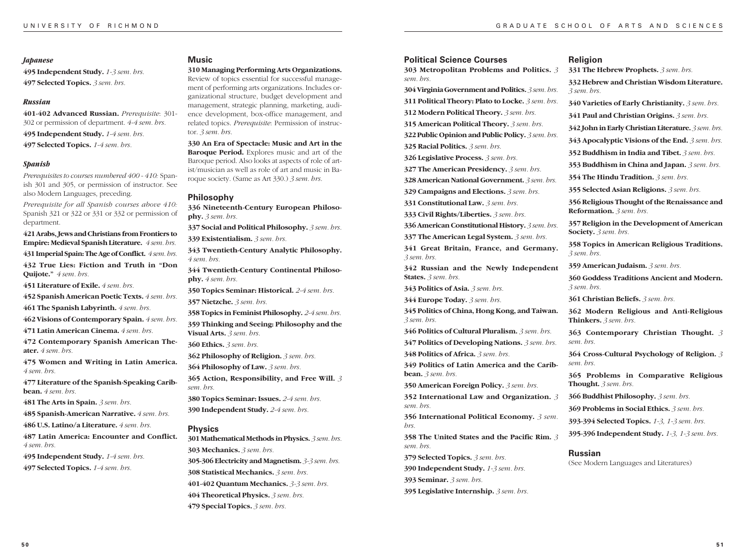### *Japanese*

**495 Independent Study.** *1-3 sem. hrs.*

**497 Selected Topics.** *3 sem. hrs.*

### *Russian*

**401-402 Advanced Russian.** *Prerequisite*: 301-302 or permission of department. *4-4 sem. hrs.*

**495 Independent Study.** *1-4 sem. hrs.*

**497 Selected Topics.** *1-4 sem. hrs.*

### *Spanish*

*Prerequisites to courses numbered 400 - 410:* Spanish 301 and 305, or permission of instructor. See also Modern Languages, preceding.

*Prerequisite for all Spanish courses above 410:* Spanish 321 or 322 or 331 or 332 or permission of department.

**421 Arabs, Jews and Christians from Frontiers to Empire: Medieval Spanish Literature.** *4 sem. hrs.*

**431 Imperial Spain: The Age of Conflict.** *4 sem. hrs.*

**432 True Lies: Fiction and Truth in "Don Quijote."** *4 sem. hrs.*

**451 Literature of Exile.** *4 sem. hrs.*

**452 Spanish American Poetic Texts.** *4 sem. hrs.*

**461 The Spanish Labyrinth.** *4 sem. hrs.*

**462 Visions of Contemporary Spain.** *4 sem. hrs.*

**471 Latin American Cinema.** *4 sem. hrs.*

**472 Contemporary Spanish American Theater.** *4 sem. hrs.*

**475 Women and Writing in Latin America.** *4 sem. hrs.*

**477 Literature of the Spanish-Speaking Caribbean.** *4 sem. hrs.*

**481 The Arts in Spain.** *3 sem. hrs.*

**485 Spanish-American Narrative.** *4 sem. hrs.*

**486 U.S. Latino/a Literature.** *4 sem. hrs.*

**487 Latin America: Encounter and Conflict.** *4 sem. hrs.*

**495 Independent Study.** *1-4 sem. hrs.*

**497 Selected Topics.** *1-4 sem. hrs.*

## Music

**310 Managing Performing Arts Organizations.** Review of topics essential for successful management of performing arts organizations. Includes organizational structure, budget development and management, strategic planning, marketing, audience development, box-office management, and related topics. *Prerequisite*: Permission of instructor. *3 sem. hrs.*

**330 An Era of Spectacle: Music and Art in the Baroque Period.** Explores music and art of the Baroque period. Also looks at aspects of role of artist/musician as well as role of art and music in Baroque society. (Same as Art 330.) *3 sem. hrs.*

## Philosophy

**336 Nineteenth-Century European Philosophy.** *3 sem. hrs.*

**337 Social and Political Philosophy.** *3 sem. hrs.*

**339 Existentialism.** *3 sem. hrs.*

**343 Twentieth-Century Analytic Philosophy.** *4 sem. hrs.*

**344 Twentieth-Century Continental Philosophy.** *4 sem. hrs.*

**350 Topics Seminar: Historical.** *2-4 sem. hrs.*

**357 Nietzche.** *3 sem. hrs.*

**358 Topics in Feminist Philosophy.** *2-4 sem. hrs.*

**359 Thinking and Seeing: Philosophy and the Visual Arts.** *3 sem. hrs.*

**360 Ethics.** *3 sem. hrs.*

**362 Philosophy of Religion.** *3 sem. hrs.*

**364 Philosophy of Law.** *3 sem. hrs.*

**365 Action, Responsibility, and Free Will.** *3 sem. hrs.*

**380 Topics Seminar: Issues.** *2-4 sem. hrs.*

**390 Independent Study.** *2-4 sem. hrs.*

## Physics

**301 Mathematical Methods in Physics.** *3 sem. hrs.*

**303 Mechanics.** *3 sem. hrs.*

**305-306 Electricity and Magnetism.** *3-3 sem. hrs.*

**308 Statistical Mechanics.** *3 sem. hrs.*

**401-402 Quantum Mechanics.** *3-3 sem. hrs.*

**404 Theoretical Physics.** *3 sem. hrs.*

**479 Special Topics.** *3 sem. hrs.*

## Political Science Courses

**303 Metropolitan Problems and Politics.** *3 sem. hrs.*

**304 Virginia Government and Politics.** *3 sem. hrs.*

**311 Political Theory: Plato to Locke.** *3 sem. hrs.*

**312 Modern Political Theory.** *3 sem. hrs.*

**315 American Political Theory.** *3 sem. hrs.*

**322 Public Opinion and Public Policy.** *3 sem. hrs.*

**325 Racial Politics.** *3 sem. hrs.*

**326 Legislative Process.** *3 sem. hrs.*

**327 The American Presidency.** *3 sem. hrs.*

**328 American National Government.** *3 sem. hrs.*

**329 Campaigns and Elections.** *3 sem. hrs.*

**331 Constitutional Law.** *3 sem. hrs.*

**333 Civil Rights/Liberties.** *3 sem. hrs.*

**336 American Constitutional History.** *3 sem. hrs.*

**337 The American Legal System.** *3 sem. hrs.*

**341 Great Britain, France, and Germany.** *3 sem. hrs.*

**342 Russian and the Newly Independent States.** *3 sem. hrs.*

**343 Politics of Asia.** *3 sem. hrs.*

**344 Europe Today.** *3 sem. hrs.*

**345 Politics of China, Hong Kong, and Taiwan.** *3 sem. hrs.*

**346 Politics of Cultural Pluralism.** *3 sem. hrs.*

**347 Politics of Developing Nations.** *3 sem. hrs.*

**348 Politics of Africa.** *3 sem. hrs.*

**349 Politics of Latin America and the Caribbean.** *3 sem. hrs.*

**350 American Foreign Policy.** *3 sem. hrs.*

**352 International Law and Organization.** *3 sem. hrs.*

**356 International Political Economy.** *3 sem. hrs.*

**358 The United States and the Pacific Rim.** *3 sem. hrs.*

**379 Selected Topics.** *3 sem. hrs.*

**390 Independent Study.** *1-3 sem. hrs.*

**393 Seminar.** *3 sem. hrs.*

**395 Legislative Internship.** *3 sem. hrs.*

## Religion

**331 The Hebrew Prophets.** *3 sem. hrs.*

**332 Hebrew and Christian Wisdom Literature.** *3 sem. hrs.*

**340 Varieties of Early Christianity.** *3 sem. hrs.*

**341 Paul and Christian Origins.** *3 sem. hrs.*

**342 John in Early Christian Literature.** *3 sem. hrs.*

**343 Apocalyptic Visions of the End.** *3 sem. hrs.*

**352 Buddhism in India and Tibet.** *3 sem. hrs.*

**353 Buddhism in China and Japan.** *3 sem. hrs.*

**354 The Hindu Tradition.** *3 sem. hrs.*

**355 Selected Asian Religions.** *3 sem. hrs.*

**356 Religious Thought of the Renaissance and Reformation.** *3 sem. hrs.*

**357 Religion in the Development of American Society.** *3 sem. hrs.*

**358 Topics in American Religious Traditions.** *3 sem. hrs.*

**359 American Judaism.** *3 sem. hrs.*

**360 Goddess Traditions Ancient and Modern.** *3 sem. hrs.*

**361 Christian Beliefs.** *3 sem. hrs.*

**362 Modern Religious and Anti-Religious Thinkers.** *3 sem. hrs.*

**363 Contemporary Christian Thought.** *3 sem. hrs.*

**364 Cross-Cultural Psychology of Religion.** *3 sem. hrs.*

**365 Problems in Comparative Religious Thought.** *3 sem. hrs.*

**366 Buddhist Philosophy.** *3 sem. hrs.*

**369 Problems in Social Ethics.** *3 sem. hrs.*

**393-394 Selected Topics.** *1-3, 1-3 sem. hrs.*

**395-396 Independent Study.** *1-3, 1-3 sem. hrs.*

## Russian

(See Modern Languages and Literatures)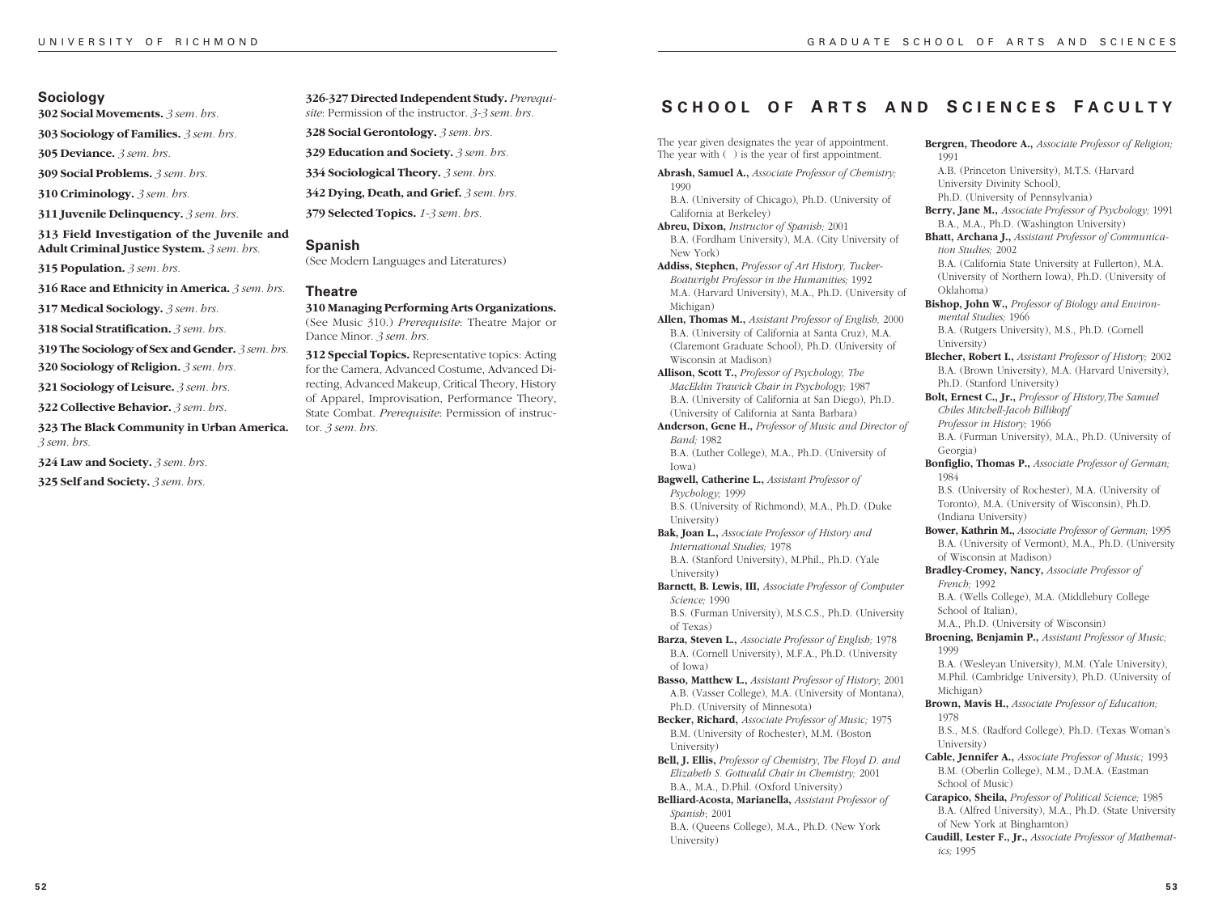## Sociology

**302 Social Movements.** *3 sem. hrs.*

**303 Sociology of Families.** *3 sem. hrs.*

**305 Deviance.** *3 sem. hrs.*

**309 Social Problems.** *3 sem. hrs.*

**310 Criminology.** *3 sem. hrs.*

**311 Juvenile Delinquency.** *3 sem. hrs.*

**313 Field Investigation of the Juvenile and Adult Criminal Justice System.** *3 sem. hrs.*

**315 Population.** *3 sem. hrs.*

**316 Race and Ethnicity in America.** *3 sem. hrs.*

**317 Medical Sociology.** *3 sem. hrs.*

**318 Social Stratification.** *3 sem. hrs.*

**319 The Sociology of Sex and Gender.** *3 sem. hrs.*

**320 Sociology of Religion.** *3 sem. hrs.*

**321 Sociology of Leisure.** *3 sem. hrs.*

**322 Collective Behavior.** *3 sem. hrs.*

**323 The Black Community in Urban America.** *3 sem. hrs.*

**324 Law and Society.** *3 sem. hrs.*

**325 Self and Society.** *3 sem. hrs.*

**326-327 Directed Independent Study.** *Prerequisite*: Permission of the instructor. *3-3 sem. hrs.*

**328 Social Gerontology.** *3 sem. hrs.*

**329 Education and Society.** *3 sem. hrs.*

**334 Sociological Theory.** *3 sem. hrs.*

**342 Dying, Death, and Grief.** *3 sem. hrs.*

**379 Selected Topics.** *1-3 sem. hrs.*

## Spanish

(See Modern Languages and Literatures)

## Theatre

**310 Managing Performing Arts Organizations.** (See Music 310.) *Prerequisite*: Theatre Major or Dance Minor. *3 sem. hrs.*

**312 Special Topics.** Representative topics: Acting for the Camera, Advanced Costume, Advanced Directing, Advanced Makeup, Critical Theory, History of Apparel, Improvisation, Performance Theory, State Combat. *Prerequisite*: Permission of instructor. *3 sem. hrs.*

# School of Arts and Sciences Faculty

The year given designates the year of appointment. The year with ( ) is the year of first appointment.

**Abrash, Samuel A.,** *Associate Professor of Chemistry;* 1990
B.A. (University of Chicago), Ph.D. (University of California at Berkeley)

**Abreu, Dixon,** *Instructor of Spanish;* 2001
B.A. (Fordham University), M.A. (City University of New York)

**Addiss, Stephen,** *Professor of Art History, Tucker-Boatwright Professor in the Humanities;* 1992
M.A. (Harvard University), M.A., Ph.D. (University of Michigan)

**Allen, Thomas M.,** *Assistant Professor of English,* 2000
B.A. (University of California at Santa Cruz), M.A. (Claremont Graduate School), Ph.D. (University of Wisconsin at Madison)

**Allison, Scott T.,** *Professor of Psychology, The MacEldin Trawick Chair in Psychology;* 1987
B.A. (University of California at San Diego), Ph.D. (University of California at Santa Barbara)

**Anderson, Gene H.,** *Professor of Music and Director of Band;* 1982
B.A. (Luther College), M.A., Ph.D. (University of Iowa)

**Bagwell, Catherine L.,** *Assistant Professor of Psychology;* 1999
B.S. (University of Richmond), M.A., Ph.D. (Duke University)

**Bak, Joan L.,** *Associate Professor of History and International Studies;* 1978
B.A. (Stanford University), M.Phil., Ph.D. (Yale University)

**Barnett, B. Lewis, III,** *Associate Professor of Computer Science;* 1990
B.S. (Furman University), M.S.C.S., Ph.D. (University of Texas)

**Barza, Steven L.,** *Associate Professor of English;* 1978
B.A. (Cornell University), M.F.A., Ph.D. (University of Iowa)

**Basso, Matthew L.,** *Assistant Professor of History*; 2001
A.B. (Vasser College), M.A. (University of Montana), Ph.D. (University of Minnesota)

**Becker, Richard,** *Associate Professor of Music;* 1975
B.M. (University of Rochester), M.M. (Boston University)

**Bell, J. Ellis,** *Professor of Chemistry, The Floyd D. and Elizabeth S. Gottwald Chair in Chemistry;* 2001
B.A., M.A., D.Phil. (Oxford University)

**Belliard-Acosta, Marianella,** *Assistant Professor of Spanish*; 2001
B.A. (Queens College), M.A., Ph.D. (New York University)

**Bergren, Theodore A.,** *Associate Professor of Religion;* 1991
A.B. (Princeton University), M.T.S. (Harvard University Divinity School), Ph.D. (University of Pennsylvania)

**Berry, Jane M.,** *Associate Professor of Psychology;* 1991
B.A., M.A., Ph.D. (Washington University)

**Bhatt, Archana J.,** *Assistant Professor of Communication Studies;* 2002
B.A. (California State University at Fullerton), M.A. (University of Northern Iowa), Ph.D. (University of Oklahoma)

**Bishop, John W.,** *Professor of Biology and Environmental Studies;* 1966
B.A. (Rutgers University), M.S., Ph.D. (Cornell University)

**Blecher, Robert I.,** *Assistant Professor of History;* 2002
B.A. (Brown University), M.A. (Harvard University), Ph.D. (Stanford University)

**Bolt, Ernest C., Jr.,** *Professor of History,The Samuel Chiles Mitchell-Jacob Billikopf Professor in History;* 1966
B.A. (Furman University), M.A., Ph.D. (University of Georgia)

**Bonfiglio, Thomas P.,** *Associate Professor of German;* 1984
B.S. (University of Rochester), M.A. (University of Toronto), M.A. (University of Wisconsin), Ph.D. (Indiana University)

**Bower, Kathrin M.,** *Associate Professor of German;* 1995
B.A. (University of Vermont), M.A., Ph.D. (University of Wisconsin at Madison)

**Bradley-Cromey, Nancy,** *Associate Professor of French;* 1992
B.A. (Wells College), M.A. (Middlebury College School of Italian), M.A., Ph.D. (University of Wisconsin)

**Broening, Benjamin P.,** *Assistant Professor of Music;* 1999
B.A. (Wesleyan University), M.M. (Yale University), M.Phil. (Cambridge University), Ph.D. (University of Michigan)

**Brown, Mavis H.,** *Associate Professor of Education;* 1978
B.S., M.S. (Radford College), Ph.D. (Texas Woman's University)

**Cable, Jennifer A.,** *Associate Professor of Music;* 1993
B.M. (Oberlin College), M.M., D.M.A. (Eastman School of Music)

**Carapico, Sheila,** *Professor of Political Science;* 1985
B.A. (Alfred University), M.A., Ph.D. (State University of New York at Binghamton)

**Caudill, Lester F., Jr.,** *Associate Professor of Mathematics;* 1995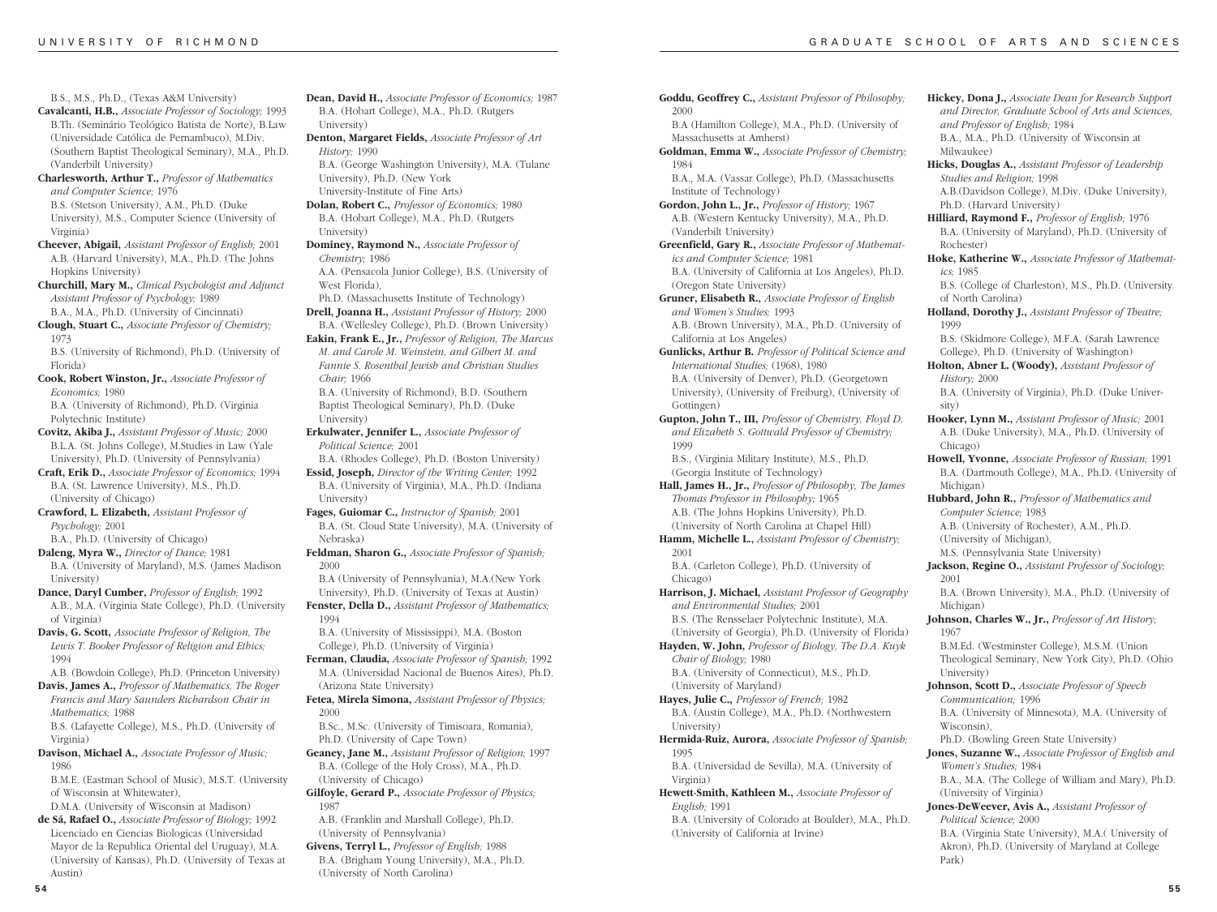B.S., M.S., Ph.D., (Texas A&M University)

**Cavalcanti, H.B.,** *Associate Professor of Sociology;* 1993
B.Th. (Seminário Teológico Batista de Norte), B.Law (Universidade Católica de Pernambuco), M.Div. (Southern Baptist Theological Seminary), M.A., Ph.D. (Vanderbilt University)

**Charlesworth, Arthur T.,** *Professor of Mathematics and Computer Science;* 1976
B.S. (Stetson University), A.M., Ph.D. (Duke University), M.S., Computer Science (University of Virginia)

**Cheever, Abigail,** *Assistant Professor of English;* 2001
A.B. (Harvard University), M.A., Ph.D. (The Johns Hopkins University)

**Churchill, Mary M.,** *Clinical Psychologist and Adjunct Assistant Professor of Psychology;* 1989
B.A., M.A., Ph.D. (University of Cincinnati)

**Clough, Stuart C.,** *Associate Professor of Chemistry;* 1973
B.S. (University of Richmond), Ph.D. (University of Florida)

**Cook, Robert Winston, Jr.,** *Associate Professor of Economics;* 1980
B.A. (University of Richmond), Ph.D. (Virginia Polytechnic Institute)

**Covitz, Akiba J.,** *Assistant Professor of Music;* 2000
B.L.A. (St. Johns College), M.Studies in Law (Yale University), Ph.D. (University of Pennsylvania)

**Craft, Erik D.,** *Associate Professor of Economics;* 1994
B.A. (St. Lawrence University), M.S., Ph.D. (University of Chicago)

**Crawford, L. Elizabeth,** *Assistant Professor of Psychology;* 2001
B.A., Ph.D. (University of Chicago)

**Daleng, Myra W.,** *Director of Dance;* 1981
B.A. (University of Maryland), M.S. (James Madison University)

**Dance, Daryl Cumber,** *Professor of English;* 1992
A.B., M.A. (Virginia State College), Ph.D. (University of Virginia)

**Davis, G. Scott,** *Associate Professor of Religion, The Lewis T. Booker Professor of Religion and Ethics;* 1994
A.B. (Bowdoin College), Ph.D. (Princeton University)

**Davis, James A.,** *Professor of Mathematics, The Roger Francis and Mary Saunders Richardson Chair in Mathematics;* 1988
B.S. (Lafayette College), M.S., Ph.D. (University of Virginia)

**Davison, Michael A.,** *Associate Professor of Music;* 1986
B.M.E. (Eastman School of Music), M.S.T. (University of Wisconsin at Whitewater),
D.M.A. (University of Wisconsin at Madison)

**de Sá, Rafael O.,** *Associate Professor of Biology;* 1992
Licenciado en Ciencias Biologicas (Universidad Mayor de la Republica Oriental del Uruguay), M.A. (University of Kansas), Ph.D. (University of Texas at Austin)

**Dean, David H.,** *Associate Professor of Economics;* 1987
B.A. (Hobart College), M.A., Ph.D. (Rutgers University)

**Denton, Margaret Fields,** *Associate Professor of Art History;* 1990
B.A. (George Washington University), M.A. (Tulane University), Ph.D. (New York University-Institute of Fine Arts)

**Dolan, Robert C.,** *Professor of Economics;* 1980
B.A. (Hobart College), M.A., Ph.D. (Rutgers University)

**Dominey, Raymond N.,** *Associate Professor of Chemistry;* 1986
A.A. (Pensacola Junior College), B.S. (University of West Florida),
Ph.D. (Massachusetts Institute of Technology)

**Drell, Joanna H.,** *Assistant Professor of History;* 2000
B.A. (Wellesley College), Ph.D. (Brown University)

**Eakin, Frank E., Jr.,** *Professor of Religion, The Marcus M. and Carole M. Weinstein, and Gilbert M. and Fannie S. Rosenthal Jewish and Christian Studies Chair;* 1966
B.A. (University of Richmond), B.D. (Southern Baptist Theological Seminary), Ph.D. (Duke University)

**Erkulwater, Jennifer L.,** *Associate Professor of Political Science;* 2001
B.A. (Rhodes College), Ph.D. (Boston University)

**Essid, Joseph,** *Director of the Writing Center;* 1992
B.A. (University of Virginia), M.A., Ph.D. (Indiana University)

**Fages, Guiomar C.,** *Instructor of Spanish;* 2001
B.A. (St. Cloud State University), M.A. (University of Nebraska)

**Feldman, Sharon G.,** *Associate Professor of Spanish;* 2000
B.A (University of Pennsylvania), M.A.(New York University), Ph.D. (University of Texas at Austin)

**Fenster, Della D.,** *Assistant Professor of Mathematics;* 1994
B.A. (University of Mississippi), M.A. (Boston College), Ph.D. (University of Virginia)

**Ferman, Claudia,** *Associate Professor of Spanish;* 1992
M.A. (Universidad Nacional de Buenos Aires), Ph.D. (Arizona State University)

**Fetea, Mirela Simona,** *Assistant Professor of Physics;* 2000
B.Sc., M.Sc. (University of Timisoara, Romania), Ph.D. (University of Cape Town)

**Geaney, Jane M.,** *Assistant Professor of Religion;* 1997
B.A. (College of the Holy Cross), M.A., Ph.D. (University of Chicago)

**Gilfoyle, Gerard P.,** *Associate Professor of Physics;* 1987
A.B. (Franklin and Marshall College), Ph.D. (University of Pennsylvania)

**Givens, Terryl L.,** *Professor of English;* 1988
B.A. (Brigham Young University), M.A., Ph.D. (University of North Carolina)

**Goddu, Geoffrey C.,** *Assistant Professor of Philosophy;* 2000
B.A (Hamilton College), M.A., Ph.D. (University of Massachusetts at Amherst)

**Goldman, Emma W.,** *Associate Professor of Chemistry;* 1984
B.A., M.A. (Vassar College), Ph.D. (Massachusetts Institute of Technology)

**Gordon, John L., Jr.,** *Professor of History;* 1967
A.B. (Western Kentucky University), M.A., Ph.D. (Vanderbilt University)

**Greenfield, Gary R.,** *Associate Professor of Mathematics and Computer Science;* 1981
B.A. (University of California at Los Angeles), Ph.D. (Oregon State University)

**Gruner, Elisabeth R.,** *Associate Professor of English and Women's Studies;* 1993
A.B. (Brown University), M.A., Ph.D. (University of California at Los Angeles)

**Gunlicks, Arthur B.** *Professor of Political Science and International Studies;* (1968), 1980
B.A. (University of Denver), Ph.D. (Georgetown University), (University of Freiburg), (University of Gottingen)

**Gupton, John T., III,** *Professor of Chemistry, Floyd D. and Elizabeth S. Gottwald Professor of Chemistry;* 1999
B.S., (Virginia Military Institute), M.S., Ph.D. (Georgia Institute of Technology)

**Hall, James H., Jr.,** *Professor of Philosophy, The James Thomas Professor in Philosophy;* 1965
A.B. (The Johns Hopkins University), Ph.D. (University of North Carolina at Chapel Hill)

**Hamm, Michelle L.,** *Assistant Professor of Chemistry;* 2001
B.A. (Carleton College), Ph.D. (University of Chicago)

**Harrison, J. Michael,** *Assistant Professor of Geography and Environmental Studies;* 2001
B.S. (The Rensselaer Polytechnic Institute), M.A. (University of Georgia), Ph.D. (University of Florida)

**Hayden, W. John,** *Professor of Biology, The D.A. Kuyk Chair of Biology;* 1980
B.A. (University of Connecticut), M.S., Ph.D. (University of Maryland)

**Hayes, Julie C.,** *Professor of French;* 1982
B.A. (Austin College), M.A., Ph.D. (Northwestern University)

**Hermida-Ruiz, Aurora,** *Associate Professor of Spanish;* 1995
B.A. (Universidad de Sevilla), M.A. (University of Virginia)

**Hewett-Smith, Kathleen M.,** *Associate Professor of English;* 1991
B.A. (University of Colorado at Boulder), M.A., Ph.D. (University of California at Irvine)

**Hickey, Dona J.,** *Associate Dean for Research Support and Director, Graduate School of Arts and Sciences, and Professor of English;* 1984
B.A., M.A., Ph.D. (University of Wisconsin at Milwaukee)

**Hicks, Douglas A.,** *Assistant Professor of Leadership Studies and Religion;* 1998
A.B.(Davidson College), M.Div. (Duke University), Ph.D. (Harvard University)

**Hilliard, Raymond F.,** *Professor of English;* 1976
B.A. (University of Maryland), Ph.D. (University of Rochester)

**Hoke, Katherine W.,** *Associate Professor of Mathematics;* 1985
B.S. (College of Charleston), M.S., Ph.D. (University of North Carolina)

**Holland, Dorothy J.,** *Assistant Professor of Theatre;* 1999
B.S. (Skidmore College), M.F.A. (Sarah Lawrence College), Ph.D. (University of Washington)

**Holton, Abner L. (Woody),** *Assistant Professor of History;* 2000
B.A. (University of Virginia), Ph.D. (Duke University)

**Hooker, Lynn M.,** *Assistant Professor of Music;* 2001
A.B. (Duke University), M.A., Ph.D. (University of Chicago)

**Howell, Yvonne,** *Associate Professor of Russian;* 1991
B.A. (Dartmouth College), M.A., Ph.D. (University of Michigan)

**Hubbard, John R.,** *Professor of Mathematics and Computer Science;* 1983
A.B. (University of Rochester), A.M., Ph.D. (University of Michigan),
M.S. (Pennsylvania State University)

**Jackson, Regine O.,** *Assistant Professor of Sociology;* 2001
B.A. (Brown University), M.A., Ph.D. (University of Michigan)

**Johnson, Charles W., Jr.,** *Professor of Art History;* 1967
B.M.Ed. (Westminster College), M.S.M. (Union Theological Seminary, New York City), Ph.D. (Ohio University)

**Johnson, Scott D.,** *Associate Professor of Speech Communication;* 1996
B.A. (University of Minnesota), M.A. (University of Wisconsin),
Ph.D. (Bowling Green State University)

**Jones, Suzanne W.,** *Associate Professor of English and Women's Studies;* 1984
B.A., M.A. (The College of William and Mary), Ph.D. (University of Virginia)

**Jones-DeWeever, Avis A.,** *Assistant Professor of Political Science;* 2000
B.A. (Virginia State University), M.A.( University of Akron), Ph.D. (University of Maryland at College Park)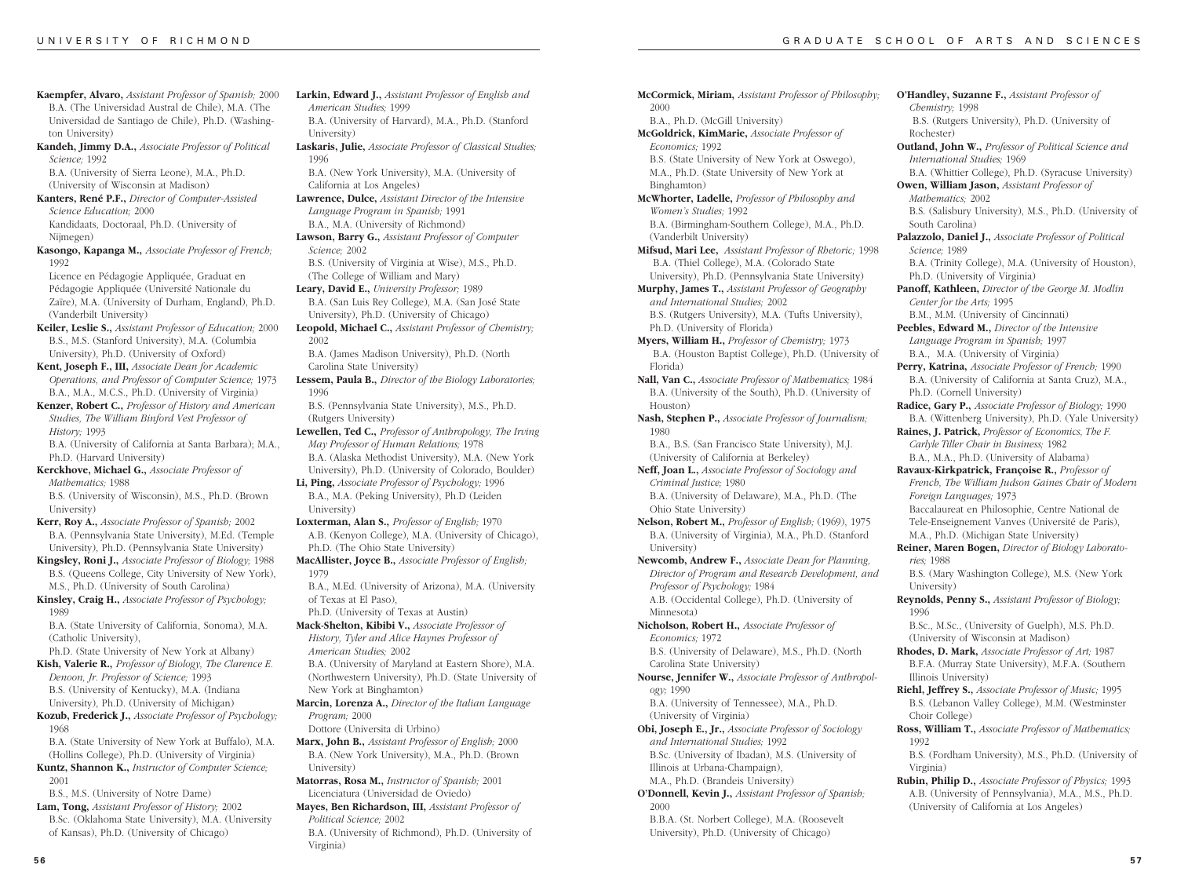**Kaempfer, Alvaro,** *Assistant Professor of Spanish;* 2000
B.A. (The Universidad Austral de Chile), M.A. (The Universidad de Santiago de Chile), Ph.D. (Washington University)

**Kandeh, Jimmy D.A.,** *Associate Professor of Political Science;* 1992
B.A. (University of Sierra Leone), M.A., Ph.D. (University of Wisconsin at Madison)

**Kanters, René P.F.,** *Director of Computer-Assisted Science Education;* 2000
Kandidaats, Doctoraal, Ph.D. (University of Nijmegen)

**Kasongo, Kapanga M.,** *Associate Professor of French;* 1992
Licence en Pédagogie Appliquée, Graduat en Pédagogie Appliquée (Université Nationale du Zaïre), M.A. (University of Durham, England), Ph.D. (Vanderbilt University)

**Keiler, Leslie S.,** *Assistant Professor of Education;* 2000
B.S., M.S. (Stanford University), M.A. (Columbia University), Ph.D. (University of Oxford)

**Kent, Joseph F., III,** *Associate Dean for Academic Operations, and Professor of Computer Science;* 1973
B.A., M.A., M.C.S., Ph.D. (University of Virginia)

**Kenzer, Robert C.,** *Professor of History and American Studies, The William Binford Vest Professor of History;* 1993
B.A. (University of California at Santa Barbara); M.A., Ph.D. (Harvard University)

**Kerckhove, Michael G.,** *Associate Professor of Mathematics;* 1988
B.S. (University of Wisconsin), M.S., Ph.D. (Brown University)

**Kerr, Roy A.,** *Associate Professor of Spanish;* 2002
B.A. (Pennsylvania State University), M.Ed. (Temple University), Ph.D. (Pennsylvania State University)

**Kingsley, Roni J.,** *Associate Professor of Biology;* 1988
B.S. (Queens College, City University of New York), M.S., Ph.D. (University of South Carolina)

**Kinsley, Craig H.,** *Associate Professor of Psychology;* 1989
B.A. (State University of California, Sonoma), M.A. (Catholic University),
Ph.D. (State University of New York at Albany)

**Kish, Valerie R.,** *Professor of Biology, The Clarence E. Denoon, Jr. Professor of Science;* 1993
B.S. (University of Kentucky), M.A. (Indiana University), Ph.D. (University of Michigan)

**Kozub, Frederick J.,** *Associate Professor of Psychology;* 1968
B.A. (State University of New York at Buffalo), M.A. (Hollins College), Ph.D. (University of Virginia)

**Kuntz, Shannon K.,** *Instructor of Computer Science;* 2001
B.S., M.S. (University of Notre Dame)

**Lam, Tong,** *Assistant Professor of History;* 2002
B.Sc. (Oklahoma State University), M.A. (University of Kansas), Ph.D. (University of Chicago)

**Larkin, Edward J.,** *Assistant Professor of English and American Studies;* 1999
B.A. (University of Harvard), M.A., Ph.D. (Stanford University)

**Laskaris, Julie,** *Associate Professor of Classical Studies;* 1996
B.A. (New York University), M.A. (University of California at Los Angeles)

**Lawrence, Dulce,** *Assistant Director of the Intensive Language Program in Spanish;* 1991
B.A., M.A. (University of Richmond)

**Lawson, Barry G.,** *Assistant Professor of Computer Science;* 2002
B.S. (University of Virginia at Wise), M.S., Ph.D. (The College of William and Mary)

**Leary, David E.,** *University Professor;* 1989
B.A. (San Luis Rey College), M.A. (San José State University), Ph.D. (University of Chicago)

**Leopold, Michael C.,** *Assistant Professor of Chemistry;* 2002
B.A. (James Madison University), Ph.D. (North Carolina State University)

**Lessem, Paula B.,** *Director of the Biology Laboratories;* 1996
B.S. (Pennsylvania State University), M.S., Ph.D. (Rutgers University)

**Lewellen, Ted C.,** *Professor of Anthropology, The Irving May Professor of Human Relations;* 1978
B.A. (Alaska Methodist University), M.A. (New York University), Ph.D. (University of Colorado, Boulder)

**Li, Ping,** *Associate Professor of Psychology;* 1996
B.A., M.A. (Peking University), Ph.D (Leiden University)

**Loxterman, Alan S.,** *Professor of English;* 1970
A.B. (Kenyon College), M.A. (University of Chicago), Ph.D. (The Ohio State University)

**MacAllister, Joyce B.,** *Associate Professor of English;* 1979
B.A., M.Ed. (University of Arizona), M.A. (University of Texas at El Paso),
Ph.D. (University of Texas at Austin)

**Mack-Shelton, Kibibi V.,** *Associate Professor of History, Tyler and Alice Haynes Professor of American Studies;* 2002
B.A. (University of Maryland at Eastern Shore), M.A. (Northwestern University), Ph.D. (State University of New York at Binghamton)

**Marcin, Lorenza A.,** *Director of the Italian Language Program;* 2000
Dottore (Universita di Urbino)

**Marx, John B.,** *Assistant Professor of English;* 2000
B.A. (New York University), M.A., Ph.D. (Brown University)

**Matorras, Rosa M.,** *Instructor of Spanish;* 2001
Licenciatura (Universidad de Oviedo)

**Mayes, Ben Richardson, III,** *Assistant Professor of Political Science;* 2002
B.A. (University of Richmond), Ph.D. (University of Virginia)

**McCormick, Miriam,** *Assistant Professor of Philosophy;* 2000
B.A., Ph.D. (McGill University)

**McGoldrick, KimMarie,** *Associate Professor of Economics;* 1992
B.S. (State University of New York at Oswego), M.A., Ph.D. (State University of New York at Binghamton)

**McWhorter, Ladelle,** *Professor of Philosophy and Women's Studies;* 1992
B.A. (Birmingham-Southern College), M.A., Ph.D. (Vanderbilt University)

**Mifsud, Mari Lee,** *Assistant Professor of Rhetoric;* 1998
B.A. (Thiel College), M.A. (Colorado State University), Ph.D. (Pennsylvania State University)

**Murphy, James T.,** *Assistant Professor of Geography and International Studies;* 2002
B.S. (Rutgers University), M.A. (Tufts University), Ph.D. (University of Florida)

**Myers, William H.,** *Professor of Chemistry;* 1973
B.A. (Houston Baptist College), Ph.D. (University of Florida)

**Nall, Van C.,** *Associate Professor of Mathematics;* 1984
B.A. (University of the South), Ph.D. (University of Houston)

**Nash, Stephen P.,** *Associate Professor of Journalism;* 1980
B.A., B.S. (San Francisco State University), M.J. (University of California at Berkeley)

**Neff, Joan L.,** *Associate Professor of Sociology and Criminal Justice;* 1980
B.A. (University of Delaware), M.A., Ph.D. (The Ohio State University)

**Nelson, Robert M.,** *Professor of English;* (1969), 1975
B.A. (University of Virginia), M.A., Ph.D. (Stanford University)

**Newcomb, Andrew F.,** *Associate Dean for Planning, Director of Program and Research Development, and Professor of Psychology;* 1984
A.B. (Occidental College), Ph.D. (University of Minnesota)

**Nicholson, Robert H.,** *Associate Professor of Economics;* 1972
B.S. (University of Delaware), M.S., Ph.D. (North Carolina State University)

**Nourse, Jennifer W.,** *Associate Professor of Anthropology;* 1990
B.A. (University of Tennessee), M.A., Ph.D. (University of Virginia)

**Obi, Joseph E., Jr.,** *Associate Professor of Sociology and International Studies;* 1992
B.Sc. (University of Ibadan), M.S. (University of Illinois at Urbana-Champaign),
M.A., Ph.D. (Brandeis University)

**O'Donnell, Kevin J.,** *Assistant Professor of Spanish;* 2000
B.B.A. (St. Norbert College), M.A. (Roosevelt University), Ph.D. (University of Chicago)

**O'Handley, Suzanne F.,** *Assistant Professor of Chemistry;* 1998
B.S. (Rutgers University), Ph.D. (University of Rochester)

**Outland, John W.,** *Professor of Political Science and International Studies;* 1969
B.A. (Whittier College), Ph.D. (Syracuse University)

**Owen, William Jason,** *Assistant Professor of Mathematics;* 2002
B.S. (Salisbury University), M.S., Ph.D. (University of South Carolina)

**Palazzolo, Daniel J.,** *Associate Professor of Political Science;* 1989
B.A. (Trinity College), M.A. (University of Houston), Ph.D. (University of Virginia)

**Panoff, Kathleen,** *Director of the George M. Modlin Center for the Arts;* 1995
B.M., M.M. (University of Cincinnati)

**Peebles, Edward M.,** *Director of the Intensive Language Program in Spanish;* 1997
B.A., M.A. (University of Virginia)

**Perry, Katrina,** *Associate Professor of French;* 1990
B.A. (University of California at Santa Cruz), M.A., Ph.D. (Cornell University)

**Radice, Gary P.,** *Associate Professor of Biology;* 1990
B.A. (Wittenberg University), Ph.D. (Yale University)

**Raines, J. Patrick,** *Professor of Economics, The F. Carlyle Tiller Chair in Business;* 1982
B.A., M.A., Ph.D. (University of Alabama)

**Ravaux-Kirkpatrick, Françoise R.,** *Professor of French, The William Judson Gaines Chair of Modern Foreign Languages;* 1973
Baccalaureat en Philosophie, Centre National de Tele-Enseignement Vanves (Université de Paris), M.A., Ph.D. (Michigan State University)

**Reiner, Maren Bogen,** *Director of Biology Laboratories;* 1988
B.S. (Mary Washington College), M.S. (New York University)

**Reynolds, Penny S.,** *Assistant Professor of Biology;* 1996
B.Sc., M.Sc., (University of Guelph), M.S. Ph.D. (University of Wisconsin at Madison)

**Rhodes, D. Mark,** *Associate Professor of Art;* 1987
B.F.A. (Murray State University), M.F.A. (Southern Illinois University)

**Riehl, Jeffrey S.,** *Associate Professor of Music;* 1995
B.S. (Lebanon Valley College), M.M. (Westminster Choir College)

**Ross, William T.,** *Associate Professor of Mathematics;* 1992
B.S. (Fordham University), M.S., Ph.D. (University of Virginia)

**Rubin, Philip D.,** *Associate Professor of Physics;* 1993
A.B. (University of Pennsylvania), M.A., M.S., Ph.D. (University of California at Los Angeles)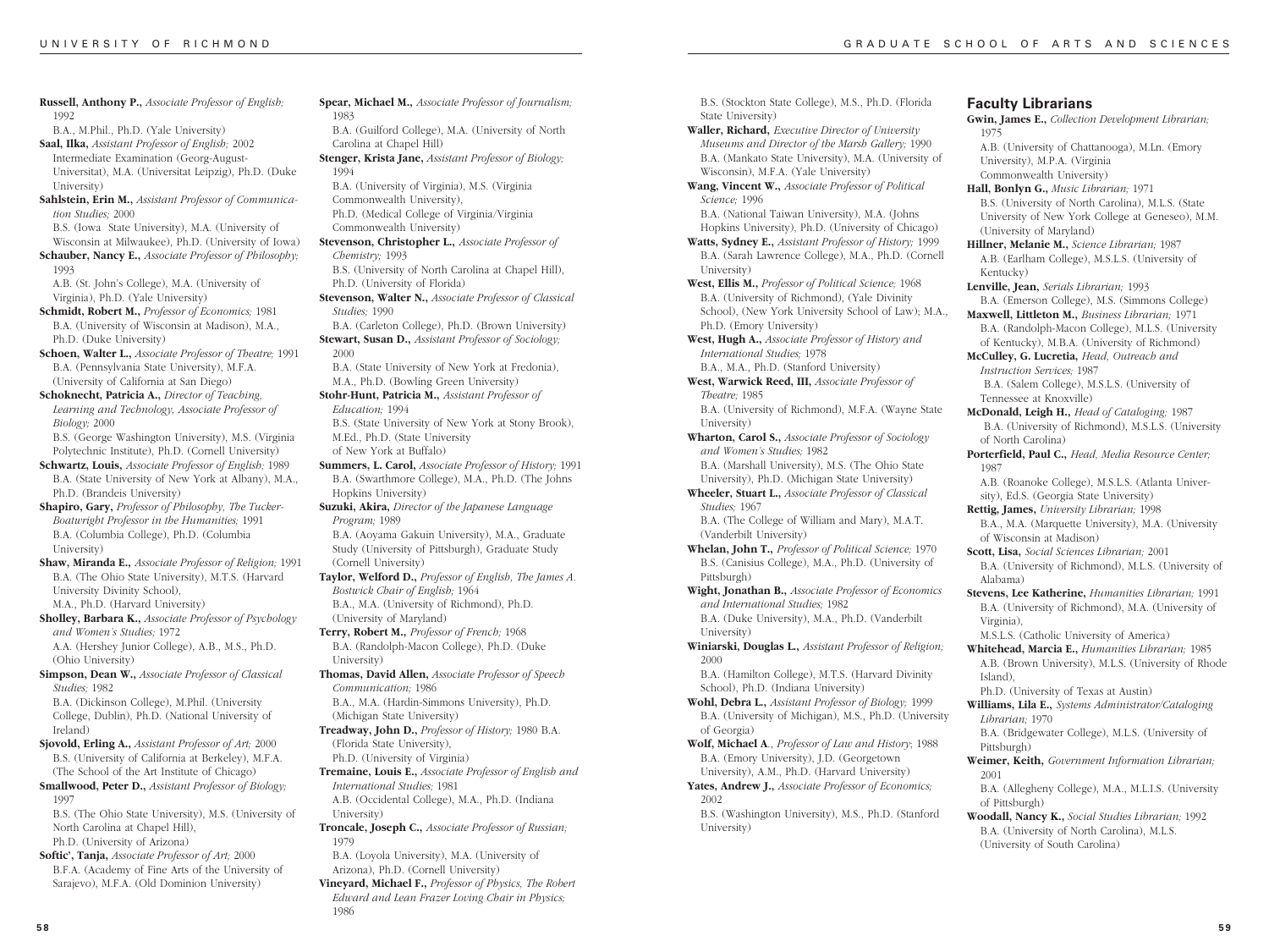**Russell, Anthony P.,** *Associate Professor of English;* 1992
B.A., M.Phil., Ph.D. (Yale University)

**Saal, Ilka,** *Assistant Professor of English;* 2002
Intermediate Examination (Georg-August-Universitat), M.A. (Universitat Leipzig), Ph.D. (Duke University)

**Sahlstein, Erin M.,** *Assistant Professor of Communication Studies;* 2000
B.S. (Iowa State University), M.A. (University of Wisconsin at Milwaukee), Ph.D. (University of Iowa)

**Schauber, Nancy E.,** *Associate Professor of Philosophy;* 1993
A.B. (St. John's College), M.A. (University of Virginia), Ph.D. (Yale University)

**Schmidt, Robert M.,** *Professor of Economics;* 1981
B.A. (University of Wisconsin at Madison), M.A., Ph.D. (Duke University)

**Schoen, Walter L.,** *Associate Professor of Theatre;* 1991
B.A. (Pennsylvania State University), M.F.A. (University of California at San Diego)

**Schoknecht, Patricia A.,** *Director of Teaching, Learning and Technology, Associate Professor of Biology;* 2000
B.S. (George Washington University), M.S. (Virginia Polytechnic Institute), Ph.D. (Cornell University)

**Schwartz, Louis,** *Associate Professor of English;* 1989
B.A. (State University of New York at Albany), M.A., Ph.D. (Brandeis University)

**Shapiro, Gary,** *Professor of Philosophy, The Tucker-Boatwright Professor in the Humanities;* 1991
B.A. (Columbia College), Ph.D. (Columbia University)

**Shaw, Miranda E.,** *Associate Professor of Religion;* 1991
B.A. (The Ohio State University), M.T.S. (Harvard University Divinity School),
M.A., Ph.D. (Harvard University)

**Sholley, Barbara K.,** *Associate Professor of Psychology and Women's Studies;* 1972
A.A. (Hershey Junior College), A.B., M.S., Ph.D. (Ohio University)

**Simpson, Dean W.,** *Associate Professor of Classical Studies;* 1982
B.A. (Dickinson College), M.Phil. (University College, Dublin), Ph.D. (National University of Ireland)

**Sjovold, Erling A.,** *Assistant Professor of Art;* 2000
B.S. (University of California at Berkeley), M.F.A. (The School of the Art Institute of Chicago)

**Smallwood, Peter D.,** *Assistant Professor of Biology;* 1997
B.S. (The Ohio State University), M.S. (University of North Carolina at Chapel Hill),
Ph.D. (University of Arizona)

**Softic', Tanja,** *Associate Professor of Art;* 2000
B.F.A. (Academy of Fine Arts of the University of Sarajevo), M.F.A. (Old Dominion University)

**Spear, Michael M.,** *Associate Professor of Journalism;* 1983
B.A. (Guilford College), M.A. (University of North Carolina at Chapel Hill)

**Stenger, Krista Jane,** *Assistant Professor of Biology;* 1994
B.A. (University of Virginia), M.S. (Virginia Commonwealth University),
Ph.D. (Medical College of Virginia/Virginia Commonwealth University)

**Stevenson, Christopher L.,** *Associate Professor of Chemistry;* 1993
B.S. (University of North Carolina at Chapel Hill), Ph.D. (University of Florida)

**Stevenson, Walter N.,** *Associate Professor of Classical Studies;* 1990
B.A. (Carleton College), Ph.D. (Brown University)

**Stewart, Susan D.,** *Assistant Professor of Sociology;* 2000
B.A. (State University of New York at Fredonia), M.A., Ph.D. (Bowling Green University)

**Stohr-Hunt, Patricia M.,** *Assistant Professor of Education;* 1994
B.S. (State University of New York at Stony Brook), M.Ed., Ph.D. (State University of New York at Buffalo)

**Summers, L. Carol,** *Associate Professor of History;* 1991
B.A. (Swarthmore College), M.A., Ph.D. (The Johns Hopkins University)

**Suzuki, Akira,** *Director of the Japanese Language Program;* 1989
B.A. (Aoyama Gakuin University), M.A., Graduate Study (University of Pittsburgh), Graduate Study (Cornell University)

**Taylor, Welford D.,** *Professor of English, The James A. Bostwick Chair of English;* 1964
B.A., M.A. (University of Richmond), Ph.D. (University of Maryland)

**Terry, Robert M.,** *Professor of French;* 1968
B.A. (Randolph-Macon College), Ph.D. (Duke University)

**Thomas, David Allen,** *Associate Professor of Speech Communication;* 1986
B.A., M.A. (Hardin-Simmons University), Ph.D. (Michigan State University)

**Treadway, John D.,** *Professor of History;* 1980 B.A. (Florida State University),
Ph.D. (University of Virginia)

**Tremaine, Louis E.,** *Associate Professor of English and International Studies;* 1981
A.B. (Occidental College), M.A., Ph.D. (Indiana University)

**Troncale, Joseph C.,** *Associate Professor of Russian;* 1979
B.A. (Loyola University), M.A. (University of Arizona), Ph.D. (Cornell University)

**Vineyard, Michael F.,** *Professor of Physics, The Robert Edward and Lean Frazer Loving Chair in Physics;* 1986
B.S. (Stockton State College), M.S., Ph.D. (Florida State University)

**Waller, Richard,** *Executive Director of University Museums and Director of the Marsh Gallery;* 1990
B.A. (Mankato State University), M.A. (University of Wisconsin), M.F.A. (Yale University)

**Wang, Vincent W.,** *Associate Professor of Political Science;* 1996
B.A. (National Taiwan University), M.A. (Johns Hopkins University), Ph.D. (University of Chicago)

**Watts, Sydney E.,** *Assistant Professor of History;* 1999
B.A. (Sarah Lawrence College), M.A., Ph.D. (Cornell University)

**West, Ellis M.,** *Professor of Political Science;* 1968
B.A. (University of Richmond), (Yale Divinity School), (New York University School of Law); M.A., Ph.D. (Emory University)

**West, Hugh A.,** *Associate Professor of History and International Studies;* 1978
B.A., M.A., Ph.D. (Stanford University)

**West, Warwick Reed, III,** *Associate Professor of Theatre;* 1985
B.A. (University of Richmond), M.F.A. (Wayne State University)

**Wharton, Carol S.,** *Associate Professor of Sociology and Women's Studies;* 1982
B.A. (Marshall University), M.S. (The Ohio State University), Ph.D. (Michigan State University)

**Wheeler, Stuart L.,** *Associate Professor of Classical Studies;* 1967
B.A. (The College of William and Mary), M.A.T. (Vanderbilt University)

**Whelan, John T.,** *Professor of Political Science;* 1970
B.S. (Canisius College), M.A., Ph.D. (University of Pittsburgh)

**Wight, Jonathan B.,** *Associate Professor of Economics and International Studies;* 1982
B.A. (Duke University), M.A., Ph.D. (Vanderbilt University)

**Winiarski, Douglas L.,** *Assistant Professor of Religion;* 2000
B.A. (Hamilton College), M.T.S. (Harvard Divinity School), Ph.D. (Indiana University)

**Wohl, Debra L.,** *Assistant Professor of Biology;* 1999
B.A. (University of Michigan), M.S., Ph.D. (University of Georgia)

**Wolf, Michael A**., *Professor of Law and History*; 1988
B.A. (Emory University), J.D. (Georgetown University), A.M., Ph.D. (Harvard University)

**Yates, Andrew J.,** *Associate Professor of Economics;* 2002
B.S. (Washington University), M.S., Ph.D. (Stanford University)

## Faculty Librarians

**Gwin, James E.,** *Collection Development Librarian;* 1975
A.B. (University of Chattanooga), M.Ln. (Emory University), M.P.A. (Virginia Commonwealth University)

**Hall, Bonlyn G.,** *Music Librarian;* 1971
B.S. (University of North Carolina), M.L.S. (State University of New York College at Geneseo), M.M. (University of Maryland)

**Hillner, Melanie M.,** *Science Librarian;* 1987
A.B. (Earlham College), M.S.L.S. (University of Kentucky)

**Lenville, Jean,** *Serials Librarian;* 1993
B.A. (Emerson College), M.S. (Simmons College)

**Maxwell, Littleton M.,** *Business Librarian;* 1971
B.A. (Randolph-Macon College), M.L.S. (University of Kentucky), M.B.A. (University of Richmond)

**McCulley, G. Lucretia,** *Head, Outreach and Instruction Services;* 1987
B.A. (Salem College), M.S.L.S. (University of Tennessee at Knoxville)

**McDonald, Leigh H.,** *Head of Cataloging;* 1987
B.A. (University of Richmond), M.S.L.S. (University of North Carolina)

**Porterfield, Paul C.,** *Head, Media Resource Center;* 1987
A.B. (Roanoke College), M.S.L.S. (Atlanta University), Ed.S. (Georgia State University)

**Rettig, James,** *University Librarian;* 1998
B.A., M.A. (Marquette University), M.A. (University of Wisconsin at Madison)

**Scott, Lisa,** *Social Sciences Librarian;* 2001
B.A. (University of Richmond), M.L.S. (University of Alabama)

**Stevens, Lee Katherine,** *Humanities Librarian;* 1991
B.A. (University of Richmond), M.A. (University of Virginia),
M.S.L.S. (Catholic University of America)

**Whitehead, Marcia E.,** *Humanities Librarian;* 1985
A.B. (Brown University), M.L.S. (University of Rhode Island),
Ph.D. (University of Texas at Austin)

**Williams, Lila E.,** *Systems Administrator/Cataloging Librarian;* 1970
B.A. (Bridgewater College), M.L.S. (University of Pittsburgh)

**Weimer, Keith,** *Government Information Librarian;* 2001
B.A. (Allegheny College), M.A., M.L.I.S. (University of Pittsburgh)

**Woodall, Nancy K.,** *Social Studies Librarian;* 1992
B.A. (University of North Carolina), M.L.S. (University of South Carolina)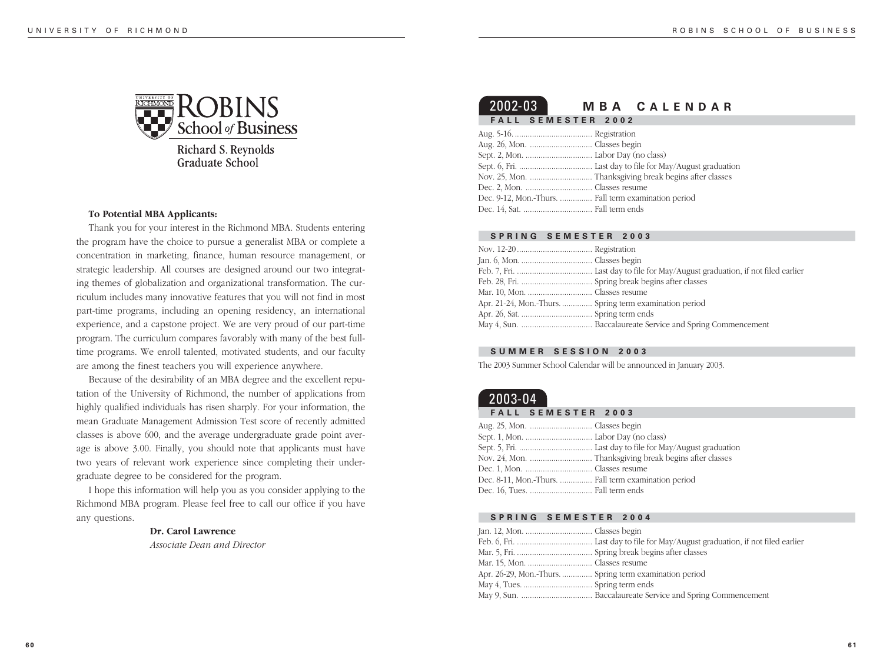ROBINS School of Business

Richard S. Reynolds Graduate School

**To Potential MBA Applicants:**

Thank you for your interest in the Richmond MBA. Students entering the program have the choice to pursue a generalist MBA or complete a concentration in marketing, finance, human resource management, or strategic leadership. All courses are designed around our two integrating themes of globalization and organizational transformation. The curriculum includes many innovative features that you will not find in most part-time programs, including an opening residency, an international experience, and a capstone project. We are very proud of our part-time program. The curriculum compares favorably with many of the best full-time programs. We enroll talented, motivated students, and our faculty are among the finest teachers you will experience anywhere.

Because of the desirability of an MBA degree and the excellent reputation of the University of Richmond, the number of applications from highly qualified individuals has risen sharply. For your information, the mean Graduate Management Admission Test score of recently admitted classes is above 600, and the average undergraduate grade point average is above 3.00. Finally, you should note that applicants must have two years of relevant work experience since completing their undergraduate degree to be considered for the program.

I hope this information will help you as you consider applying to the Richmond MBA program. Please feel free to call our office if you have any questions.

**Dr. Carol Lawrence**
*Associate Dean and Director*

# 2002-03 MBA CALENDAR

## FALL SEMESTER 2002

Aug. 5-16. .................................... Registration
Aug. 26, Mon. ............................. Classes begin
Sept. 2, Mon. ............................... Labor Day (no class)
Sept. 6, Fri. .................................. Last day to file for May/August graduation
Nov. 25, Mon. ............................. Thanksgiving break begins after classes
Dec. 2, Mon. ............................... Classes resume
Dec. 9-12, Mon.-Thurs. ............... Fall term examination period
Dec. 14, Sat. ................................ Fall term ends

## SPRING SEMESTER 2003

Nov. 12-20 ................................... Registration
Jan. 6, Mon. ................................. Classes begin
Feb. 7, Fri. ................................... Last day to file for May/August graduation, if not filed earlier
Feb. 28, Fri. ................................. Spring break begins after classes
Mar. 10, Mon. .............................. Classes resume
Apr. 21-24, Mon.-Thurs. .............. Spring term examination period
Apr. 26, Sat. ................................. Spring term ends
May 4, Sun. ................................. Baccalaureate Service and Spring Commencement

## SUMMER SESSION 2003

The 2003 Summer School Calendar will be announced in January 2003.

# 2003-04

## FALL SEMESTER 2003

Aug. 25, Mon. ............................. Classes begin
Sept. 1, Mon. ............................... Labor Day (no class)
Sept. 5, Fri. .................................. Last day to file for May/August graduation
Nov. 24, Mon. ............................. Thanksgiving break begins after classes
Dec. 1, Mon. ............................... Classes resume
Dec. 8-11, Mon.-Thurs. ............... Fall term examination period
Dec. 16, Tues. ............................. Fall term ends

## SPRING SEMESTER 2004

Jan. 12, Mon. ............................... Classes begin
Feb. 6, Fri. ................................... Last day to file for May/August graduation, if not filed earlier
Mar. 5, Fri. ................................... Spring break begins after classes
Mar. 15, Mon. .............................. Classes resume
Apr. 26-29, Mon.-Thurs. .............. Spring term examination period
May 4, Tues. ................................ Spring term ends
May 9, Sun. ................................. Baccalaureate Service and Spring Commencement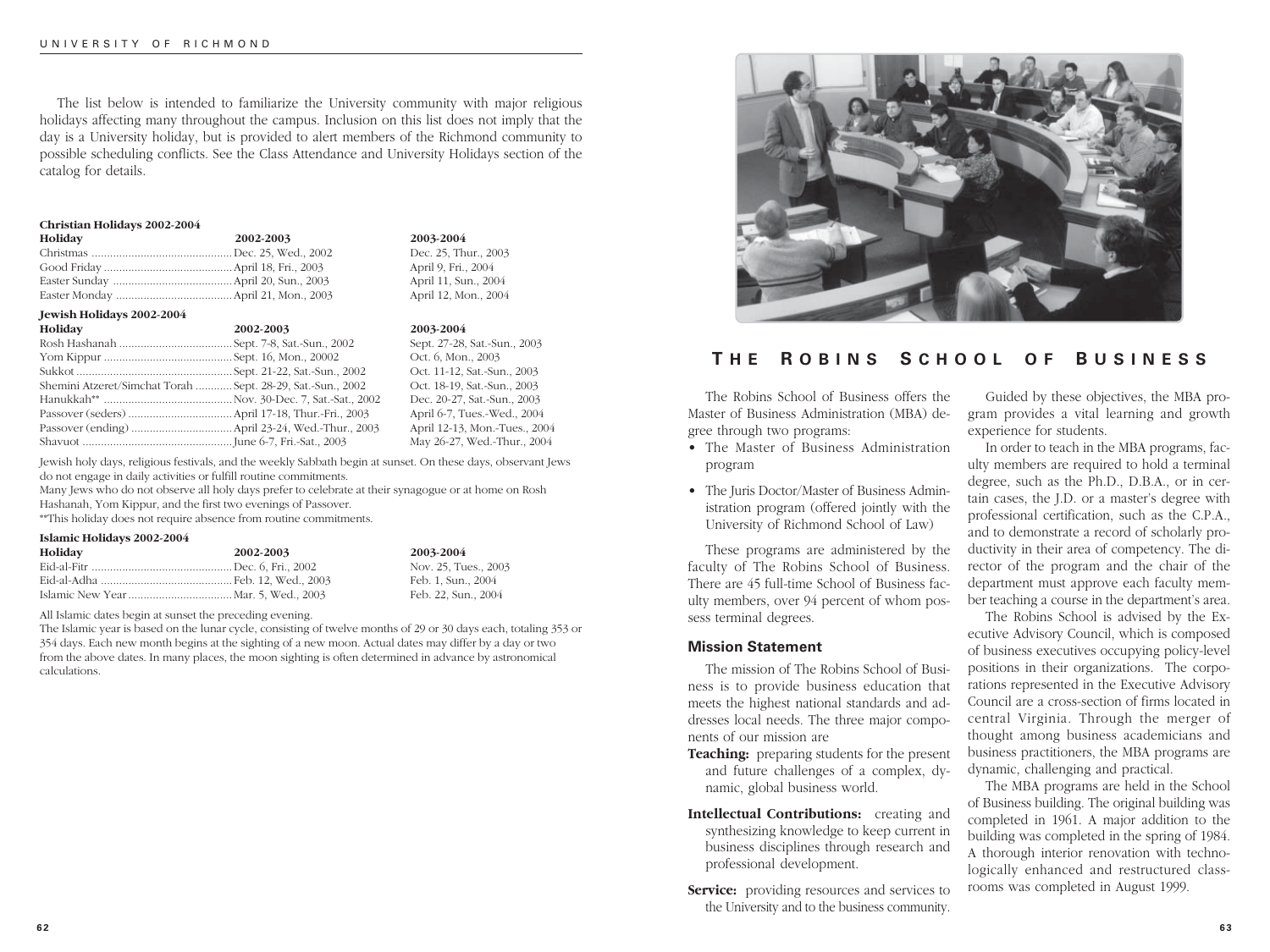The list below is intended to familiarize the University community with major religious holidays affecting many throughout the campus. Inclusion on this list does not imply that the day is a University holiday, but is provided to alert members of the Richmond community to possible scheduling conflicts. See the Class Attendance and University Holidays section of the catalog for details.

**Christian Holidays 2002-2004**

| Holiday | 2002-2003 | 2003-2004 |
|---|---|---|
| Christmas | Dec. 25, Wed., 2002 | Dec. 25, Thur., 2003 |
| Good Friday | April 18, Fri., 2003 | April 9, Fri., 2004 |
| Easter Sunday | April 20, Sun., 2003 | April 11, Sun., 2004 |
| Easter Monday | April 21, Mon., 2003 | April 12, Mon., 2004 |

**Jewish Holidays 2002-2004**

| Holiday | 2002-2003 | 2003-2004 |
|---|---|---|
| Rosh Hashanah | Sept. 7-8, Sat.-Sun., 2002 | Sept. 27-28, Sat.-Sun., 2003 |
| Yom Kippur | Sept. 16, Mon., 20002 | Oct. 6, Mon., 2003 |
| Sukkot | Sept. 21-22, Sat.-Sun., 2002 | Oct. 11-12, Sat.-Sun., 2003 |
| Shemini Atzeret/Simchat Torah | Sept. 28-29, Sat.-Sun., 2002 | Oct. 18-19, Sat.-Sun., 2003 |
| Hanukkah** | Nov. 30-Dec. 7, Sat.-Sat., 2002 | Dec. 20-27, Sat.-Sun., 2003 |
| Passover (seders) | April 17-18, Thur.-Fri., 2003 | April 6-7, Tues.-Wed., 2004 |
| Passover (ending) | April 23-24, Wed.-Thur., 2003 | April 12-13, Mon.-Tues., 2004 |
| Shavuot | June 6-7, Fri.-Sat., 2003 | May 26-27, Wed.-Thur., 2004 |

Jewish holy days, religious festivals, and the weekly Sabbath begin at sunset. On these days, observant Jews do not engage in daily activities or fulfill routine commitments.

Many Jews who do not observe all holy days prefer to celebrate at their synagogue or at home on Rosh Hashanah, Yom Kippur, and the first two evenings of Passover.

**This holiday does not require absence from routine commitments.

**Islamic Holidays 2002-2004**

| Holiday | 2002-2003 | 2003-2004 |
|---|---|---|
| Eid-al-Fitr | Dec. 6, Fri., 2002 | Nov. 25, Tues., 2003 |
| Eid-al-Adha | Feb. 12, Wed., 2003 | Feb. 1, Sun., 2004 |
| Islamic New Year | Mar. 5, Wed., 2003 | Feb. 22, Sun., 2004 |

All Islamic dates begin at sunset the preceding evening.

The Islamic year is based on the lunar cycle, consisting of twelve months of 29 or 30 days each, totaling 353 or 354 days. Each new month begins at the sighting of a new moon. Actual dates may differ by a day or two from the above dates. In many places, the moon sighting is often determined in advance by astronomical calculations.

# THE ROBINS SCHOOL OF BUSINESS

The Robins School of Business offers the Master of Business Administration (MBA) degree through two programs:

- The Master of Business Administration program
- The Juris Doctor/Master of Business Administration program (offered jointly with the University of Richmond School of Law)

These programs are administered by the faculty of The Robins School of Business. There are 45 full-time School of Business faculty members, over 94 percent of whom possess terminal degrees.

## Mission Statement

The mission of The Robins School of Business is to provide business education that meets the highest national standards and addresses local needs. The three major components of our mission are

**Teaching:** preparing students for the present and future challenges of a complex, dynamic, global business world.

**Intellectual Contributions:** creating and synthesizing knowledge to keep current in business disciplines through research and professional development.

**Service:** providing resources and services to the University and to the business community.

Guided by these objectives, the MBA program provides a vital learning and growth experience for students.

In order to teach in the MBA programs, faculty members are required to hold a terminal degree, such as the Ph.D., D.B.A., or in certain cases, the J.D. or a master's degree with professional certification, such as the C.P.A., and to demonstrate a record of scholarly productivity in their area of competency. The director of the program and the chair of the department must approve each faculty member teaching a course in the department's area.

The Robins School is advised by the Executive Advisory Council, which is composed of business executives occupying policy-level positions in their organizations. The corporations represented in the Executive Advisory Council are a cross-section of firms located in central Virginia. Through the merger of thought among business academicians and business practitioners, the MBA programs are dynamic, challenging and practical.

The MBA programs are held in the School of Business building. The original building was completed in 1961. A major addition to the building was completed in the spring of 1984. A thorough interior renovation with technologically enhanced and restructured classrooms was completed in August 1999.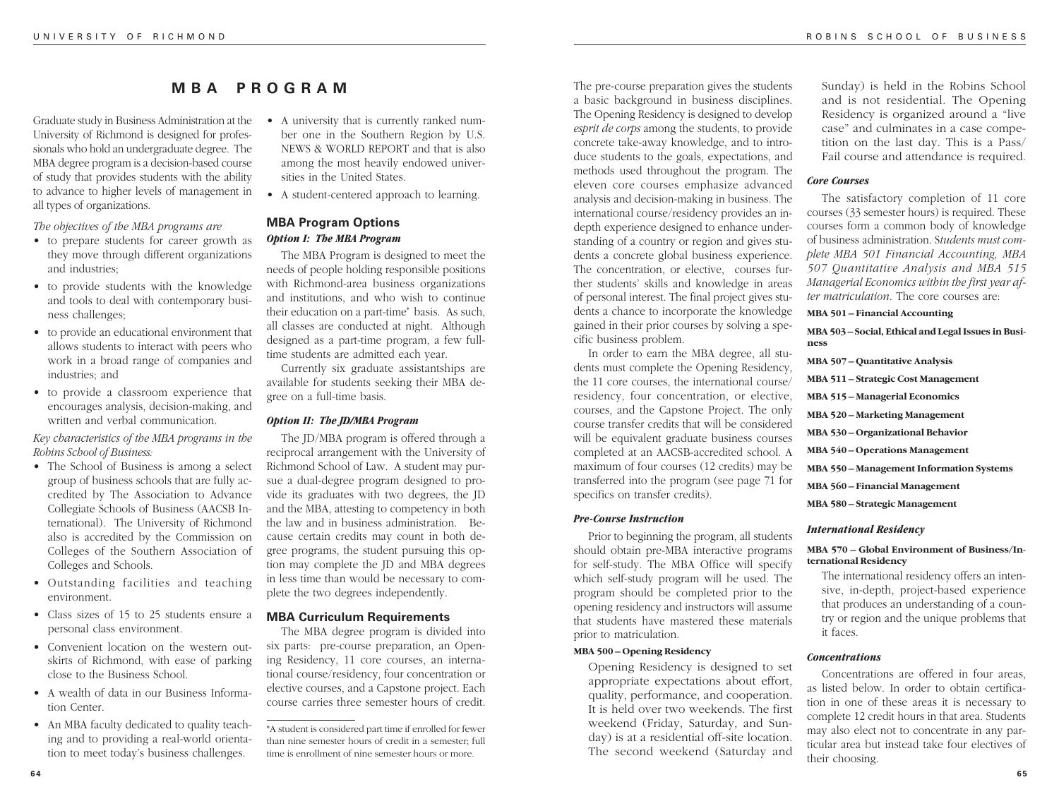# MBA PROGRAM

Graduate study in Business Administration at the University of Richmond is designed for professionals who hold an undergraduate degree. The MBA degree program is a decision-based course of study that provides students with the ability to advance to higher levels of management in all types of organizations.

*The objectives of the MBA programs are*

- to prepare students for career growth as they move through different organizations and industries;
- to provide students with the knowledge and tools to deal with contemporary business challenges;
- to provide an educational environment that allows students to interact with peers who work in a broad range of companies and industries; and
- to provide a classroom experience that encourages analysis, decision-making, and written and verbal communication.

*Key characteristics of the MBA programs in the Robins School of Business:*

- The School of Business is among a select group of business schools that are fully accredited by The Association to Advance Collegiate Schools of Business (AACSB International). The University of Richmond also is accredited by the Commission on Colleges of the Southern Association of Colleges and Schools.
- Outstanding facilities and teaching environment.
- Class sizes of 15 to 25 students ensure a personal class environment.
- Convenient location on the western outskirts of Richmond, with ease of parking close to the Business School.
- A wealth of data in our Business Information Center.
- An MBA faculty dedicated to quality teaching and to providing a real-world orientation to meet today's business challenges.
- A university that is currently ranked number one in the Southern Region by U.S. NEWS & WORLD REPORT and that is also among the most heavily endowed universities in the United States.
- A student-centered approach to learning.

## MBA Program Options

### *Option I: The MBA Program*

The MBA Program is designed to meet the needs of people holding responsible positions with Richmond-area business organizations and institutions, and who wish to continue their education on a part-time* basis. As such, all classes are conducted at night. Although designed as a part-time program, a few full-time students are admitted each year.

Currently six graduate assistantships are available for students seeking their MBA degree on a full-time basis.

### *Option II: The JD/MBA Program*

The JD/MBA program is offered through a reciprocal arrangement with the University of Richmond School of Law. A student may pursue a dual-degree program designed to provide its graduates with two degrees, the JD and the MBA, attesting to competency in both the law and in business administration. Because certain credits may count in both degree programs, the student pursuing this option may complete the JD and MBA degrees in less time than would be necessary to complete the two degrees independently.

## MBA Curriculum Requirements

The MBA degree program is divided into six parts: pre-course preparation, an Opening Residency, 11 core courses, an international course/residency, four concentration or elective courses, and a Capstone project. Each course carries three semester hours of credit.

*A student is considered part time if enrolled for fewer than nine semester hours of credit in a semester; full time is enrollment of nine semester hours or more.

The pre-course preparation gives the students a basic background in business disciplines. The Opening Residency is designed to develop *esprit de corps* among the students, to provide concrete take-away knowledge, and to introduce students to the goals, expectations, and methods used throughout the program. The eleven core courses emphasize advanced analysis and decision-making in business. The international course/residency provides an in-depth experience designed to enhance understanding of a country or region and gives students a concrete global business experience. The concentration, or elective, courses further students' skills and knowledge in areas of personal interest. The final project gives students a chance to incorporate the knowledge gained in their prior courses by solving a specific business problem.

In order to earn the MBA degree, all students must complete the Opening Residency, the 11 core courses, the international course/residency, four concentration, or elective, courses, and the Capstone Project. The only course transfer credits that will be considered will be equivalent graduate business courses completed at an AACSB-accredited school. A maximum of four courses (12 credits) may be transferred into the program (see page 71 for specifics on transfer credits).

### *Pre-Course Instruction*

Prior to beginning the program, all students should obtain pre-MBA interactive programs for self-study. The MBA Office will specify which self-study program will be used. The program should be completed prior to the opening residency and instructors will assume that students have mastered these materials prior to matriculation.

**MBA 500 – Opening Residency**

Opening Residency is designed to set appropriate expectations about effort, quality, performance, and cooperation. It is held over two weekends. The first weekend (Friday, Saturday, and Sunday) is at a residential off-site location. The second weekend (Saturday and Sunday) is held in the Robins School and is not residential. The Opening Residency is organized around a "live case" and culminates in a case competition on the last day. This is a Pass/Fail course and attendance is required.

### *Core Courses*

The satisfactory completion of 11 core courses (33 semester hours) is required. These courses form a common body of knowledge of business administration. *Students must complete MBA 501 Financial Accounting, MBA 507 Quantitative Analysis and MBA 515 Managerial Economics within the first year after matriculation.* The core courses are:

**MBA 501 – Financial Accounting**

**MBA 503 – Social, Ethical and Legal Issues in Business**

**MBA 507 – Quantitative Analysis**

**MBA 511 – Strategic Cost Management**

**MBA 515 – Managerial Economics**

**MBA 520 – Marketing Management**

**MBA 530 – Organizational Behavior**

**MBA 540 – Operations Management**

**MBA 550 – Management Information Systems**

**MBA 560 – Financial Management**

**MBA 580 – Strategic Management**

### *International Residency*

**MBA 570 – Global Environment of Business/International Residency**

The international residency offers an intensive, in-depth, project-based experience that produces an understanding of a country or region and the unique problems that it faces.

### *Concentrations*

Concentrations are offered in four areas, as listed below. In order to obtain certification in one of these areas it is necessary to complete 12 credit hours in that area. Students may also elect not to concentrate in any particular area but instead take four electives of their choosing.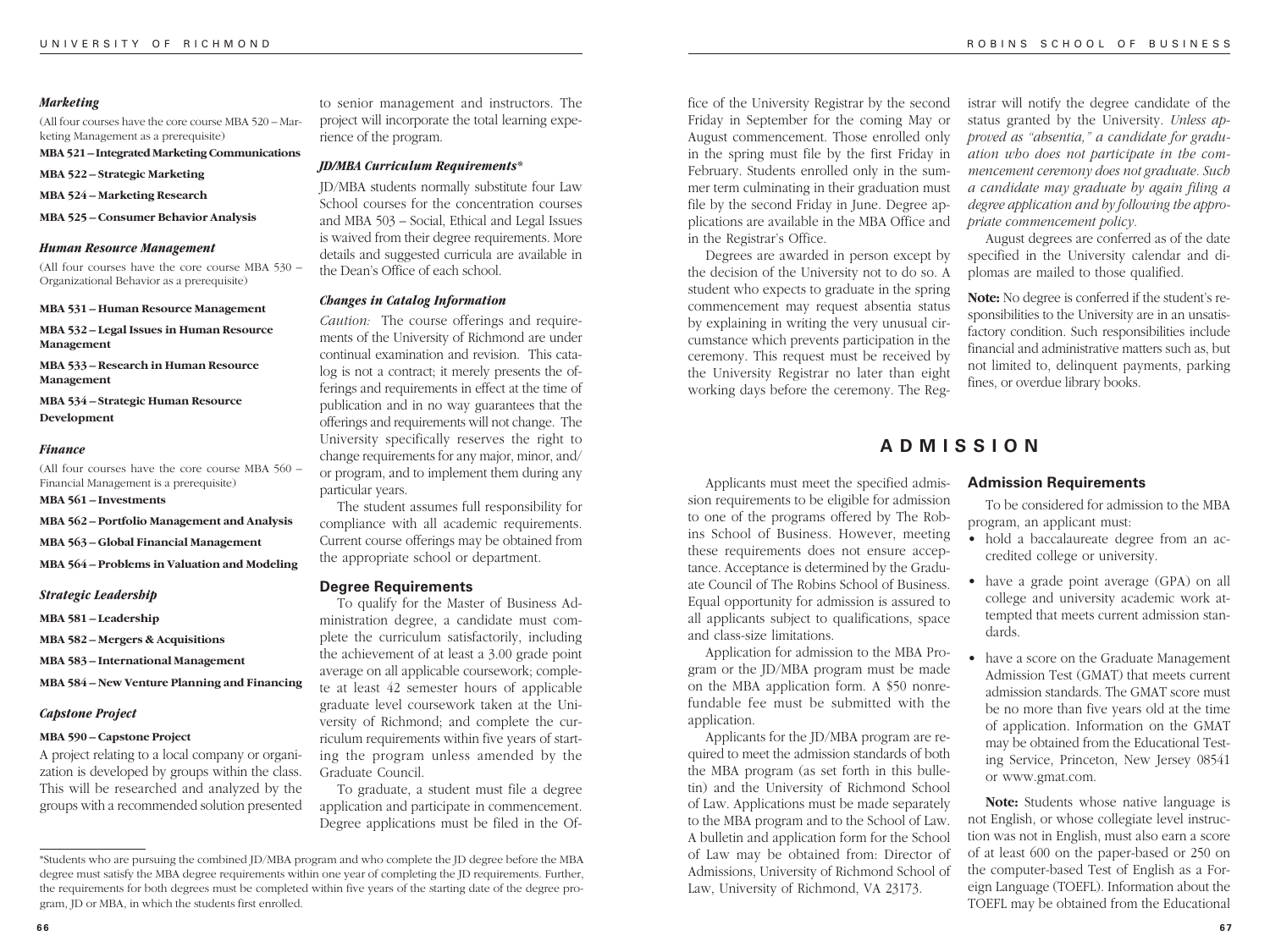#### *Marketing*

(All four courses have the core course MBA 520 – Marketing Management as a prerequisite)

**MBA 521 – Integrated Marketing Communications**

**MBA 522 – Strategic Marketing**

**MBA 524 – Marketing Research**

**MBA 525 – Consumer Behavior Analysis**

#### *Human Resource Management*

(All four courses have the core course MBA 530 – Organizational Behavior as a prerequisite)

**MBA 531 – Human Resource Management**

**MBA 532 – Legal Issues in Human Resource Management**

**MBA 533 – Research in Human Resource Management**

**MBA 534 – Strategic Human Resource Development**

#### *Finance*

(All four courses have the core course MBA 560 – Financial Management is a prerequisite)

**MBA 561 – Investments**

**MBA 562 – Portfolio Management and Analysis**

**MBA 563 – Global Financial Management**

**MBA 564 – Problems in Valuation and Modeling**

#### *Strategic Leadership*

**MBA 581 – Leadership**

**MBA 582 – Mergers & Acquisitions**

**MBA 583 – International Management**

**MBA 584 – New Venture Planning and Financing**

#### *Capstone Project*

**MBA 590 – Capstone Project**

A project relating to a local company or organization is developed by groups within the class. This will be researched and analyzed by the groups with a recommended solution presented to senior management and instructors. The project will incorporate the total learning experience of the program.

#### *JD/MBA Curriculum Requirements**

JD/MBA students normally substitute four Law School courses for the concentration courses and MBA 503 – Social, Ethical and Legal Issues is waived from their degree requirements. More details and suggested curricula are available in the Dean's Office of each school.

#### *Changes in Catalog Information*

*Caution:* The course offerings and requirements of the University of Richmond are under continual examination and revision. This catalog is not a contract; it merely presents the offerings and requirements in effect at the time of publication and in no way guarantees that the offerings and requirements will not change. The University specifically reserves the right to change requirements for any major, minor, and/or program, and to implement them during any particular years.

The student assumes full responsibility for compliance with all academic requirements. Current course offerings may be obtained from the appropriate school or department.

### Degree Requirements

To qualify for the Master of Business Administration degree, a candidate must complete the curriculum satisfactorily, including the achievement of at least a 3.00 grade point average on all applicable coursework; complete at least 42 semester hours of applicable graduate level coursework taken at the University of Richmond; and complete the curriculum requirements within five years of starting the program unless amended by the Graduate Council.

To graduate, a student must file a degree application and participate in commencement. Degree applications must be filed in the Office of the University Registrar by the second Friday in September for the coming May or August commencement. Those enrolled only in the spring must file by the first Friday in February. Students enrolled only in the summer term culminating in their graduation must file by the second Friday in June. Degree applications are available in the MBA Office and in the Registrar's Office.

Degrees are awarded in person except by the decision of the University not to do so. A student who expects to graduate in the spring commencement may request absentia status by explaining in writing the very unusual circumstance which prevents participation in the ceremony. This request must be received by the University Registrar no later than eight working days before the ceremony. The Registrar will notify the degree candidate of the status granted by the University. *Unless approved as "absentia," a candidate for graduation who does not participate in the commencement ceremony does not graduate. Such a candidate may graduate by again filing a degree application and by following the appropriate commencement policy.*

August degrees are conferred as of the date specified in the University calendar and diplomas are mailed to those qualified.

**Note:** No degree is conferred if the student's responsibilities to the University are in an unsatisfactory condition. Such responsibilities include financial and administrative matters such as, but not limited to, delinquent payments, parking fines, or overdue library books.

*Students who are pursuing the combined JD/MBA program and who complete the JD degree before the MBA degree must satisfy the MBA degree requirements within one year of completing the JD requirements. Further, the requirements for both degrees must be completed within five years of the starting date of the degree program, JD or MBA, in which the students first enrolled.

## ADMISSION

Applicants must meet the specified admission requirements to be eligible for admission to one of the programs offered by The Robins School of Business. However, meeting these requirements does not ensure acceptance. Acceptance is determined by the Graduate Council of The Robins School of Business. Equal opportunity for admission is assured to all applicants subject to qualifications, space and class-size limitations.

Application for admission to the MBA Program or the JD/MBA program must be made on the MBA application form. A $50 nonrefundable fee must be submitted with the application.

Applicants for the JD/MBA program are required to meet the admission standards of both the MBA program (as set forth in this bulletin) and the University of Richmond School of Law. Applications must be made separately to the MBA program and to the School of Law. A bulletin and application form for the School of Law may be obtained from: Director of Admissions, University of Richmond School of Law, University of Richmond, VA 23173.

### Admission Requirements

To be considered for admission to the MBA program, an applicant must:

- hold a baccalaureate degree from an accredited college or university.
- have a grade point average (GPA) on all college and university academic work attempted that meets current admission standards.
- have a score on the Graduate Management Admission Test (GMAT) that meets current admission standards. The GMAT score must be no more than five years old at the time of application. Information on the GMAT may be obtained from the Educational Testing Service, Princeton, New Jersey 08541 or www.gmat.com.

**Note:** Students whose native language is not English, or whose collegiate level instruction was not in English, must also earn a score of at least 600 on the paper-based or 250 on the computer-based Test of English as a Foreign Language (TOEFL). Information about the TOEFL may be obtained from the Educational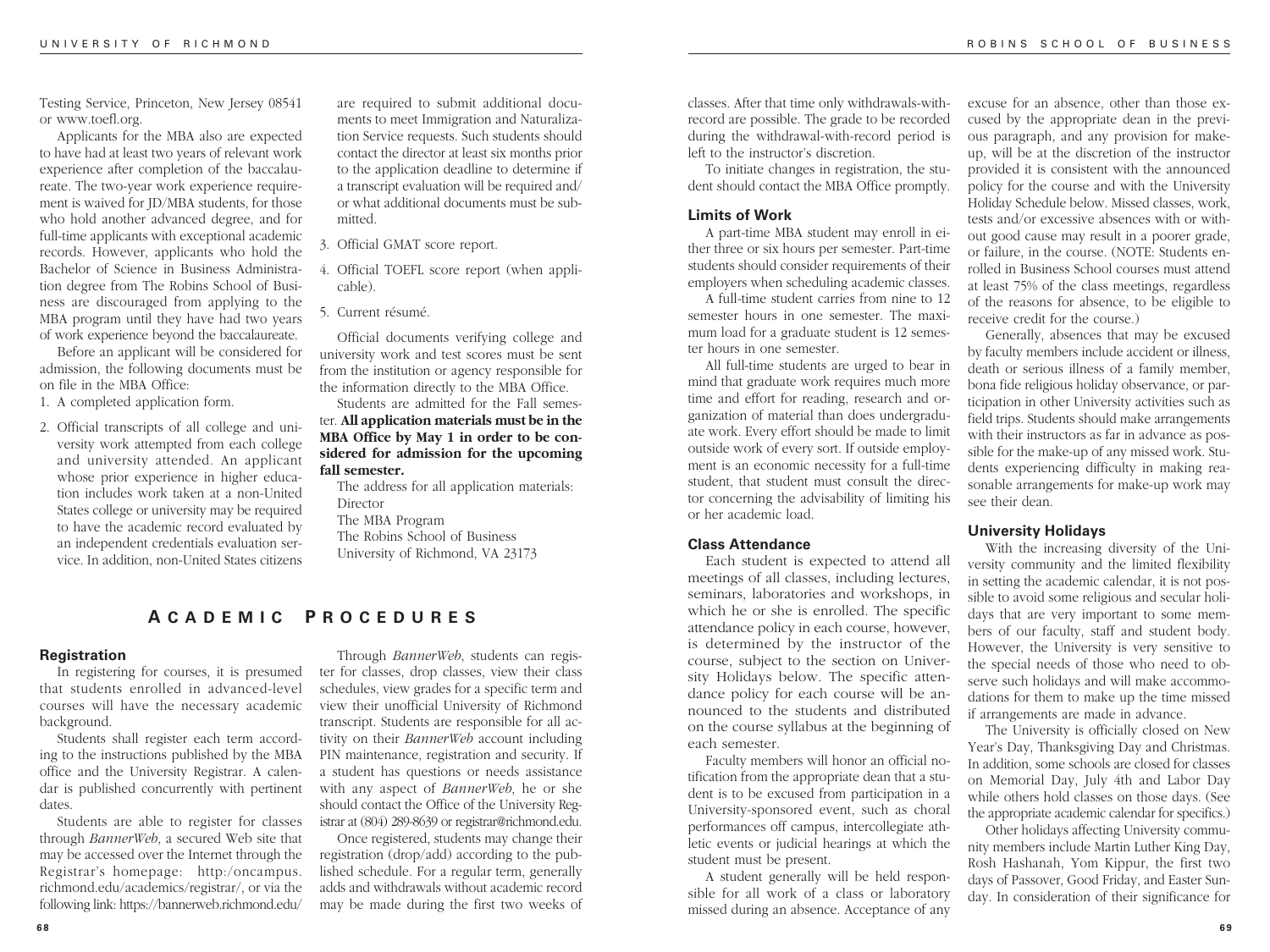Testing Service, Princeton, New Jersey 08541 or www.toefl.org.

Applicants for the MBA also are expected to have had at least two years of relevant work experience after completion of the baccalaureate. The two-year work experience requirement is waived for JD/MBA students, for those who hold another advanced degree, and for full-time applicants with exceptional academic records. However, applicants who hold the Bachelor of Science in Business Administration degree from The Robins School of Business are discouraged from applying to the MBA program until they have had two years of work experience beyond the baccalaureate.

Before an applicant will be considered for admission, the following documents must be on file in the MBA Office:

1. A completed application form.
2. Official transcripts of all college and university work attempted from each college and university attended. An applicant whose prior experience in higher education includes work taken at a non-United States college or university may be required to have the academic record evaluated by an independent credentials evaluation service. In addition, non-United States citizens are required to submit additional documents to meet Immigration and Naturalization Service requests. Such students should contact the director at least six months prior to the application deadline to determine if a transcript evaluation will be required and/or what additional documents must be submitted.
3. Official GMAT score report.
4. Official TOEFL score report (when applicable).
5. Current résumé.

Official documents verifying college and university work and test scores must be sent from the institution or agency responsible for the information directly to the MBA Office.

Students are admitted for the Fall semester. **All application materials must be in the MBA Office by May 1 in order to be considered for admission for the upcoming fall semester.**

The address for all application materials:
Director
The MBA Program
The Robins School of Business
University of Richmond, VA 23173

# ACADEMIC PROCEDURES

### Registration

In registering for courses, it is presumed that students enrolled in advanced-level courses will have the necessary academic background.

Students shall register each term according to the instructions published by the MBA office and the University Registrar. A calendar is published concurrently with pertinent dates.

Students are able to register for classes through *BannerWeb*, a secured Web site that may be accessed over the Internet through the Registrar's homepage: http:/oncampus.richmond.edu/academics/registrar/, or via the following link: https://bannerweb.richmond.edu/

Through *BannerWeb*, students can register for classes, drop classes, view their class schedules, view grades for a specific term and view their unofficial University of Richmond transcript. Students are responsible for all activity on their *BannerWeb* account including PIN maintenance, registration and security. If a student has questions or needs assistance with any aspect of *BannerWeb*, he or she should contact the Office of the University Registrar at (804) 289-8639 or registrar@richmond.edu.

Once registered, students may change their registration (drop/add) according to the published schedule. For a regular term, generally adds and withdrawals without academic record may be made during the first two weeks of classes. After that time only withdrawals-with-record are possible. The grade to be recorded during the withdrawal-with-record period is left to the instructor's discretion.

To initiate changes in registration, the student should contact the MBA Office promptly.

### Limits of Work

A part-time MBA student may enroll in either three or six hours per semester. Part-time students should consider requirements of their employers when scheduling academic classes.

A full-time student carries from nine to 12 semester hours in one semester. The maximum load for a graduate student is 12 semester hours in one semester.

All full-time students are urged to bear in mind that graduate work requires much more time and effort for reading, research and organization of material than does undergraduate work. Every effort should be made to limit outside work of every sort. If outside employment is an economic necessity for a full-time student, that student must consult the director concerning the advisability of limiting his or her academic load.

### Class Attendance

Each student is expected to attend all meetings of all classes, including lectures, seminars, laboratories and workshops, in which he or she is enrolled. The specific attendance policy in each course, however, is determined by the instructor of the course, subject to the section on University Holidays below. The specific attendance policy for each course will be announced to the students and distributed on the course syllabus at the beginning of each semester.

Faculty members will honor an official notification from the appropriate dean that a student is to be excused from participation in a University-sponsored event, such as choral performances off campus, intercollegiate athletic events or judicial hearings at which the student must be present.

A student generally will be held responsible for all work of a class or laboratory missed during an absence. Acceptance of any excuse for an absence, other than those excused by the appropriate dean in the previous paragraph, and any provision for make-up, will be at the discretion of the instructor provided it is consistent with the announced policy for the course and with the University Holiday Schedule below. Missed classes, work, tests and/or excessive absences with or without good cause may result in a poorer grade, or failure, in the course. (NOTE: Students enrolled in Business School courses must attend at least 75% of the class meetings, regardless of the reasons for absence, to be eligible to receive credit for the course.)

Generally, absences that may be excused by faculty members include accident or illness, death or serious illness of a family member, bona fide religious holiday observance, or participation in other University activities such as field trips. Students should make arrangements with their instructors as far in advance as possible for the make-up of any missed work. Students experiencing difficulty in making reasonable arrangements for make-up work may see their dean.

### University Holidays

With the increasing diversity of the University community and the limited flexibility in setting the academic calendar, it is not possible to avoid some religious and secular holidays that are very important to some members of our faculty, staff and student body. However, the University is very sensitive to the special needs of those who need to observe such holidays and will make accommodations for them to make up the time missed if arrangements are made in advance.

The University is officially closed on New Year's Day, Thanksgiving Day and Christmas. In addition, some schools are closed for classes on Memorial Day, July 4th and Labor Day while others hold classes on those days. (See the appropriate academic calendar for specifics.)

Other holidays affecting University community members include Martin Luther King Day, Rosh Hashanah, Yom Kippur, the first two days of Passover, Good Friday, and Easter Sunday. In consideration of their significance for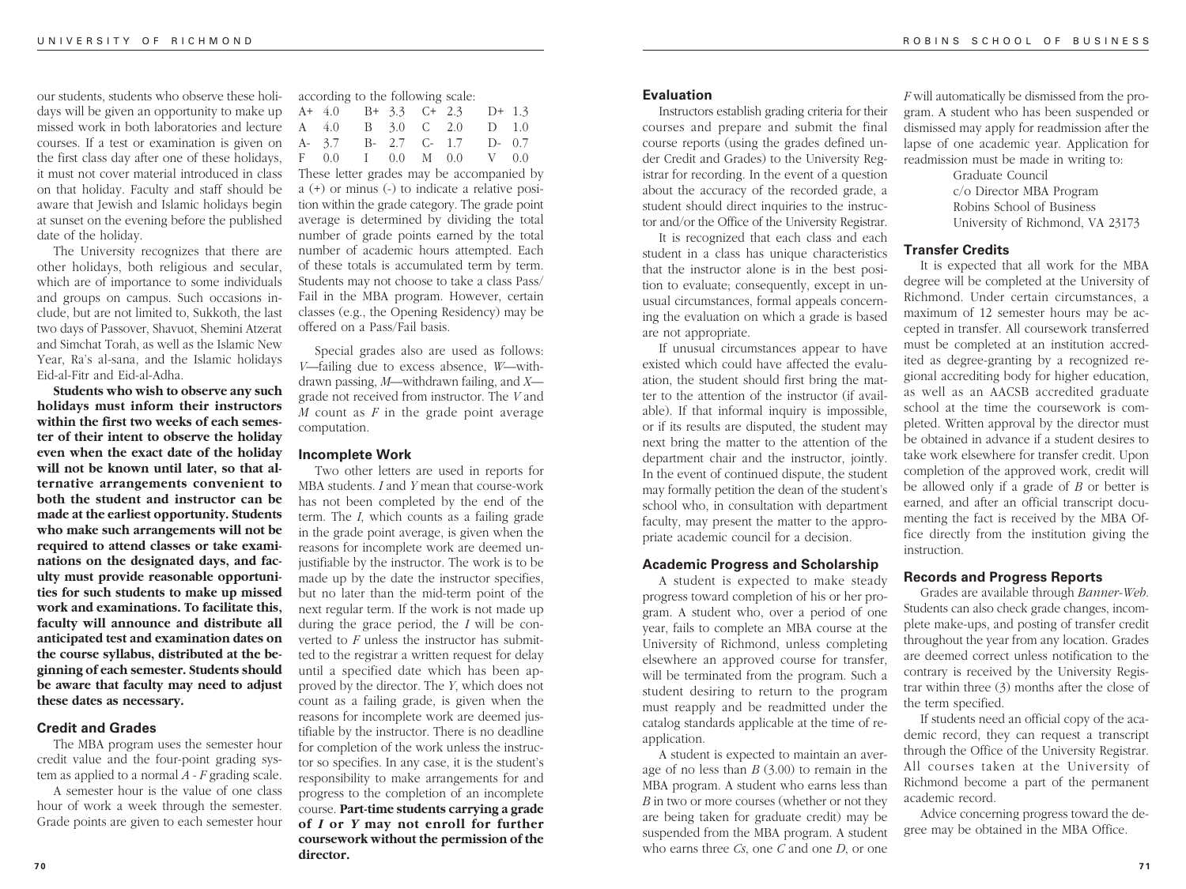our students, students who observe these holidays will be given an opportunity to make up missed work in both laboratories and lecture courses. If a test or examination is given on the first class day after one of these holidays, it must not cover material introduced in class on that holiday. Faculty and staff should be aware that Jewish and Islamic holidays begin at sunset on the evening before the published date of the holiday.

The University recognizes that there are other holidays, both religious and secular, which are of importance to some individuals and groups on campus. Such occasions include, but are not limited to, Sukkoth, the last two days of Passover, Shavuot, Shemini Atzerat and Simchat Torah, as well as the Islamic New Year, Ra's al-sana, and the Islamic holidays Eid-al-Fitr and Eid-al-Adha.

**Students who wish to observe any such holidays must inform their instructors within the first two weeks of each semester of their intent to observe the holiday even when the exact date of the holiday will not be known until later, so that alternative arrangements convenient to both the student and instructor can be made at the earliest opportunity. Students who make such arrangements will not be required to attend classes or take examinations on the designated days, and faculty must provide reasonable opportunities for such students to make up missed work and examinations. To facilitate this, faculty will announce and distribute all anticipated test and examination dates on the course syllabus, distributed at the beginning of each semester. Students should be aware that faculty may need to adjust these dates as necessary.**

### Credit and Grades

The MBA program uses the semester hour credit value and the four-point grading system as applied to a normal *A* - *F* grading scale.

A semester hour is the value of one class hour of work a week through the semester. Grade points are given to each semester hour according to the following scale:

| | | | | | | | |
|---|---|---|---|---|---|---|---|
| A+ | 4.0 | B+ | 3.3 | C+ | 2.3 | D+ | 1.3 |
| A | 4.0 | B | 3.0 | C | 2.0 | D | 1.0 |
| A- | 3.7 | B- | 2.7 | C- | 1.7 | D- | 0.7 |
| F | 0.0 | I | 0.0 | M | 0.0 | V | 0.0 |

These letter grades may be accompanied by a (+) or minus (-) to indicate a relative position within the grade category. The grade point average is determined by dividing the total number of grade points earned by the total number of academic hours attempted. Each of these totals is accumulated term by term. Students may not choose to take a class Pass/Fail in the MBA program. However, certain classes (e.g., the Opening Residency) may be offered on a Pass/Fail basis.

Special grades also are used as follows: *V*—failing due to excess absence, *W*—withdrawn passing, *M*—withdrawn failing, and *X*—grade not received from instructor. The *V* and *M* count as *F* in the grade point average computation.

### Incomplete Work

Two other letters are used in reports for MBA students. *I* and *Y* mean that course-work has not been completed by the end of the term. The *I*, which counts as a failing grade in the grade point average, is given when the reasons for incomplete work are deemed unjustifiable by the instructor. The work is to be made up by the date the instructor specifies, but no later than the mid-term point of the next regular term. If the work is not made up during the grace period, the *I* will be converted to *F* unless the instructor has submitted to the registrar a written request for delay until a specified date which has been approved by the director. The *Y*, which does not count as a failing grade, is given when the reasons for incomplete work are deemed justifiable by the instructor. There is no deadline for completion of the work unless the instructor so specifies. In any case, it is the student's responsibility to make arrangements for and progress to the completion of an incomplete course. **Part-time students carrying a grade of *I* or *Y* may not enroll for further coursework without the permission of the director.**

### Evaluation

Instructors establish grading criteria for their courses and prepare and submit the final course reports (using the grades defined under Credit and Grades) to the University Registrar for recording. In the event of a question about the accuracy of the recorded grade, a student should direct inquiries to the instructor and/or the Office of the University Registrar.

It is recognized that each class and each student in a class has unique characteristics that the instructor alone is in the best position to evaluate; consequently, except in unusual circumstances, formal appeals concerning the evaluation on which a grade is based are not appropriate.

If unusual circumstances appear to have existed which could have affected the evaluation, the student should first bring the matter to the attention of the instructor (if available). If that informal inquiry is impossible, or if its results are disputed, the student may next bring the matter to the attention of the department chair and the instructor, jointly. In the event of continued dispute, the student may formally petition the dean of the student's school who, in consultation with department faculty, may present the matter to the appropriate academic council for a decision.

### Academic Progress and Scholarship

A student is expected to make steady progress toward completion of his or her program. A student who, over a period of one year, fails to complete an MBA course at the University of Richmond, unless completing elsewhere an approved course for transfer, will be terminated from the program. Such a student desiring to return to the program must reapply and be readmitted under the catalog standards applicable at the time of reapplication.

A student is expected to maintain an average of no less than *B* (3.00) to remain in the MBA program. A student who earns less than *B* in two or more courses (whether or not they are being taken for graduate credit) may be suspended from the MBA program. A student who earns three *Cs*, one *C* and one *D*, or one *F* will automatically be dismissed from the program. A student who has been suspended or dismissed may apply for readmission after the lapse of one academic year. Application for readmission must be made in writing to:

Graduate Council
c/o Director MBA Program
Robins School of Business
University of Richmond, VA 23173

### Transfer Credits

It is expected that all work for the MBA degree will be completed at the University of Richmond. Under certain circumstances, a maximum of 12 semester hours may be accepted in transfer. All coursework transferred must be completed at an institution accredited as degree-granting by a recognized regional accrediting body for higher education, as well as an AACSB accredited graduate school at the time the coursework is completed. Written approval by the director must be obtained in advance if a student desires to take work elsewhere for transfer credit. Upon completion of the approved work, credit will be allowed only if a grade of *B* or better is earned, and after an official transcript documenting the fact is received by the MBA Office directly from the institution giving the instruction.

### Records and Progress Reports

Grades are available through *Banner-Web*. Students can also check grade changes, incomplete make-ups, and posting of transfer credit throughout the year from any location. Grades are deemed correct unless notification to the contrary is received by the University Registrar within three (3) months after the close of the term specified.

If students need an official copy of the academic record, they can request a transcript through the Office of the University Registrar. All courses taken at the University of Richmond become a part of the permanent academic record.

Advice concerning progress toward the degree may be obtained in the MBA Office.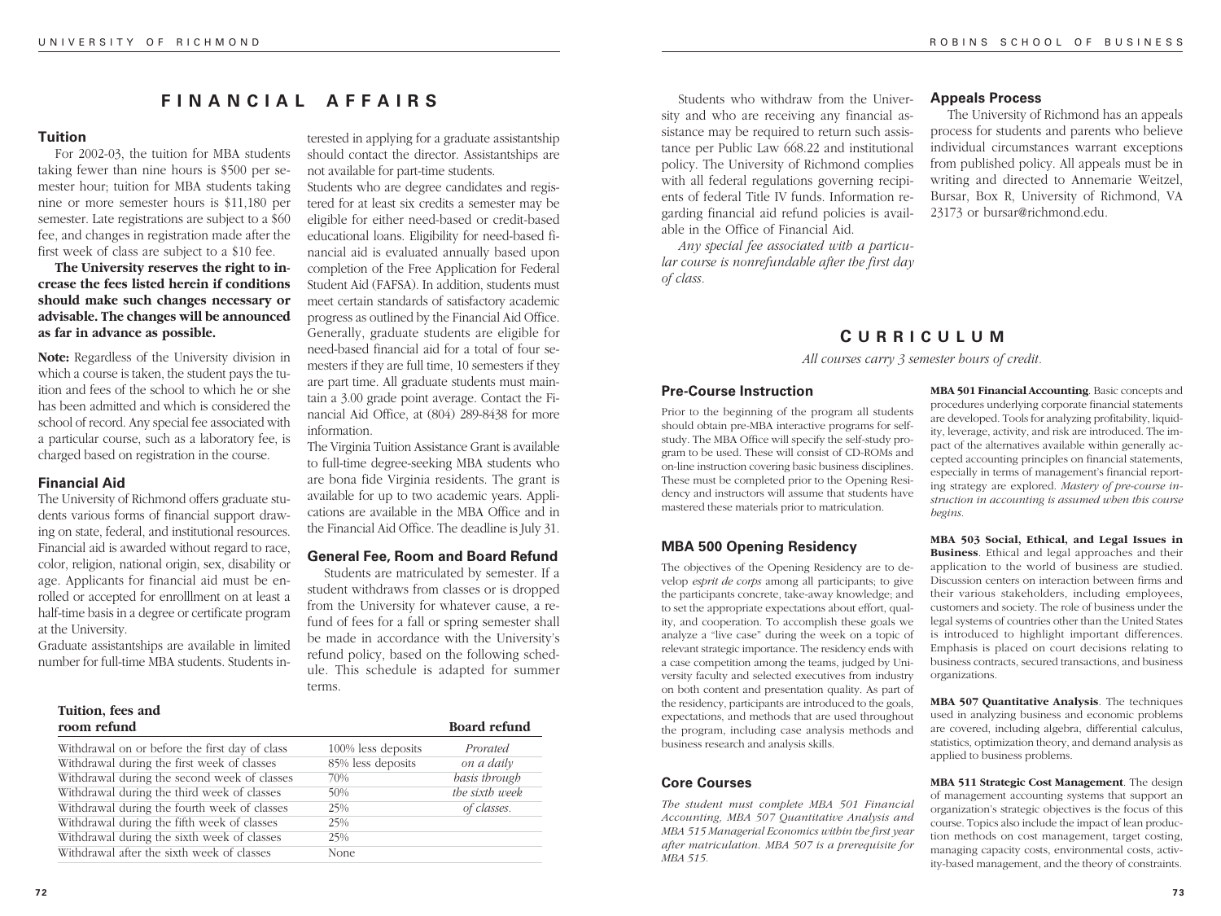# FINANCIAL AFFAIRS

## Tuition

For 2002-03, the tuition for MBA students taking fewer than nine hours is $500 per semester hour; tuition for MBA students taking nine or more semester hours is $11,180 per semester. Late registrations are subject to a $60 fee, and changes in registration made after the first week of class are subject to a $10 fee.

**The University reserves the right to increase the fees listed herein if conditions should make such changes necessary or advisable. The changes will be announced as far in advance as possible.**

**Note:** Regardless of the University division in which a course is taken, the student pays the tuition and fees of the school to which he or she has been admitted and which is considered the school of record. Any special fee associated with a particular course, such as a laboratory fee, is charged based on registration in the course.

## Financial Aid

The University of Richmond offers graduate students various forms of financial support drawing on state, federal, and institutional resources. Financial aid is awarded without regard to race, color, religion, national origin, sex, disability or age. Applicants for financial aid must be enrolled or accepted for enrolllment on at least a half-time basis in a degree or certificate program at the University.

Graduate assistantships are available in limited number for full-time MBA students. Students interested in applying for a graduate assistantship should contact the director. Assistantships are not available for part-time students.

Students who are degree candidates and registered for at least six credits a semester may be eligible for either need-based or credit-based educational loans. Eligibility for need-based financial aid is evaluated annually based upon completion of the Free Application for Federal Student Aid (FAFSA). In addition, students must meet certain standards of satisfactory academic progress as outlined by the Financial Aid Office. Generally, graduate students are eligible for need-based financial aid for a total of four semesters if they are full time, 10 semesters if they are part time. All graduate students must maintain a 3.00 grade point average. Contact the Financial Aid Office, at (804) 289-8438 for more information.

The Virginia Tuition Assistance Grant is available to full-time degree-seeking MBA students who are bona fide Virginia residents. The grant is available for up to two academic years. Applications are available in the MBA Office and in the Financial Aid Office. The deadline is July 31.

## General Fee, Room and Board Refund

Students are matriculated by semester. If a student withdraws from classes or is dropped from the University for whatever cause, a refund of fees for a fall or spring semester shall be made in accordance with the University's refund policy, based on the following schedule. This schedule is adapted for summer terms.

| Tuition, fees and room refund | | Board refund |
|---|---|---|
| Withdrawal on or before the first day of class | 100% less deposits | *Prorated* |
| Withdrawal during the first week of classes | 85% less deposits | *on a daily* |
| Withdrawal during the second week of classes | 70% | *basis through* |
| Withdrawal during the third week of classes | 50% | *the sixth week* |
| Withdrawal during the fourth week of classes | 25% | *of classes.* |
| Withdrawal during the fifth week of classes | 25% | |
| Withdrawal during the sixth week of classes | 25% | |
| Withdrawal after the sixth week of classes | None | |

Students who withdraw from the University and who are receiving any financial assistance may be required to return such assistance per Public Law 668.22 and institutional policy. The University of Richmond complies with all federal regulations governing recipients of federal Title IV funds. Information regarding financial aid refund policies is available in the Office of Financial Aid.

*Any special fee associated with a particular course is nonrefundable after the first day of class.*

## Appeals Process

The University of Richmond has an appeals process for students and parents who believe individual circumstances warrant exceptions from published policy. All appeals must be in writing and directed to Annemarie Weitzel, Bursar, Box R, University of Richmond, VA 23173 or bursar@richmond.edu.

# CURRICULUM

*All courses carry 3 semester hours of credit.*

## Pre-Course Instruction

Prior to the beginning of the program all students should obtain pre-MBA interactive programs for self-study. The MBA Office will specify the self-study program to be used. These will consist of CD-ROMs and on-line instruction covering basic business disciplines. These must be completed prior to the Opening Residency and instructors will assume that students have mastered these materials prior to matriculation.

## MBA 500 Opening Residency

The objectives of the Opening Residency are to develop *esprit de corps* among all participants; to give the participants concrete, take-away knowledge; and to set the appropriate expectations about effort, quality, and cooperation. To accomplish these goals we analyze a "live case" during the week on a topic of relevant strategic importance. The residency ends with a case competition among the teams, judged by University faculty and selected executives from industry on both content and presentation quality. As part of the residency, participants are introduced to the goals, expectations, and methods that are used throughout the program, including case analysis methods and business research and analysis skills.

## Core Courses

*The student must complete MBA 501 Financial Accounting, MBA 507 Quantitative Analysis and MBA 515 Managerial Economics within the first year after matriculation. MBA 507 is a prerequisite for MBA 515.*

**MBA 501 Financial Accounting**. Basic concepts and procedures underlying corporate financial statements are developed. Tools for analyzing profitability, liquidity, leverage, activity, and risk are introduced. The impact of the alternatives available within generally accepted accounting principles on financial statements, especially in terms of management's financial reporting strategy are explored. *Mastery of pre-course instruction in accounting is assumed when this course begins.*

**MBA 503 Social, Ethical, and Legal Issues in Business**. Ethical and legal approaches and their application to the world of business are studied. Discussion centers on interaction between firms and their various stakeholders, including employees, customers and society. The role of business under the legal systems of countries other than the United States is introduced to highlight important differences. Emphasis is placed on court decisions relating to business contracts, secured transactions, and business organizations.

**MBA 507 Quantitative Analysis**. The techniques used in analyzing business and economic problems are covered, including algebra, differential calculus, statistics, optimization theory, and demand analysis as applied to business problems.

**MBA 511 Strategic Cost Management**. The design of management accounting systems that support an organization's strategic objectives is the focus of this course. Topics also include the impact of lean production methods on cost management, target costing, managing capacity costs, environmental costs, activity-based management, and the theory of constraints.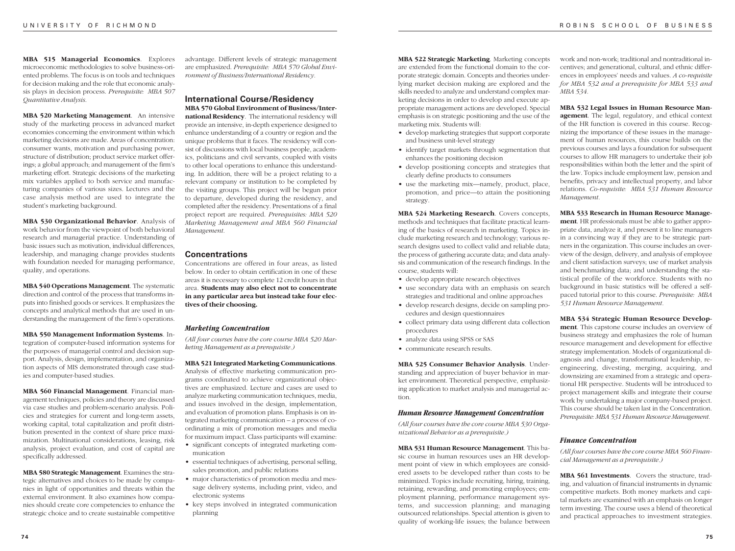**MBA 515 Managerial Economics**. Explores microeconomic methodologies to solve business-oriented problems. The focus is on tools and techniques for decision making and the role that economic analysis plays in decision process. *Prerequisite: MBA 507 Quantitative Analysis.*

**MBA 520 Marketing Management**. An intensive study of the marketing process in advanced market economies concerning the environment within which marketing decisions are made. Areas of concentration: consumer wants, motivation and purchasing power, structure of distribution; product service market offerings; a global approach; and management of the firm's marketing effort. Strategic decisions of the marketing mix variables applied to both service and manufacturing companies of various sizes. Lectures and the case analysis method are used to integrate the student's marketing background.

**MBA 530 Organizational Behavior**. Analysis of work behavior from the viewpoint of both behavioral research and managerial practice. Understanding of basic issues such as motivation, individual differences, leadership, and managing change provides students with foundation needed for managing performance, quality, and operations.

**MBA 540 Operations Management**. The systematic direction and control of the process that transforms inputs into finished goods or services. It emphasizes the concepts and analytical methods that are used in understanding the management of the firm's operations.

**MBA 550 Management Information Systems**. Integration of computer-based information systems for the purposes of managerial control and decision support. Analysis, design, implementation, and organization aspects of MIS demonstrated through case studies and computer-based studies.

**MBA 560 Financial Management**. Financial management techniques, policies and theory are discussed via case studies and problem-scenario analysis. Policies and strategies for current and long-term assets, working capital, total capitalization and profit distribution presented in the context of share price maximization. Multinational considerations, leasing, risk analysis, project evaluation, and cost of capital are specifically addressed.

**MBA 580 Strategic Management**. Examines the strategic alternatives and choices to be made by companies in light of opportunities and threats within the external environment. It also examines how companies should create core competencies to enhance the strategic choice and to create sustainable competitive advantage. Different levels of strategic management are emphasized. *Prerequisite: MBA 570 Global Environment of Business/International Residency.*

## International Course/Residency

**MBA 570 Global Environment of Business/International Residency**. The international residency will provide an intensive, in-depth experience designed to enhance understanding of a country or region and the unique problems that it faces. The residency will consist of discussions with local business people, academics, politicians and civil servants, coupled with visits to other local operations to enhance this understanding. In addition, there will be a project relating to a relevant company or institution to be completed by the visiting groups. This project will be begun prior to departure, developed during the residency, and completed after the residency. Presentations of a final project report are required. *Prerequisites: MBA 520 Marketing Management and MBA 560 Financial Management.*

## Concentrations

Concentrations are offered in four areas, as listed below. In order to obtain certification in one of these areas it is necessary to complete 12 credit hours in that area. **Students may also elect not to concentrate in any particular area but instead take four electives of their choosing.**

### *Marketing Concentration*

*(All four courses have the core course MBA 520 Marketing Management as a prerequisite.)*

**MBA 521 Integrated Marketing Communications**. Analysis of effective marketing communication programs coordinated to achieve organizational objectives are emphasized. Lecture and cases are used to analyze marketing communication techniques, media, and issues involved in the design, implementation, and evaluation of promotion plans. Emphasis is on integrated marketing communication – a process of coordinating a mix of promotion messages and media for maximum impact. Class participants will examine:

- significant concepts of integrated marketing communication
- essential techniques of advertising, personal selling, sales promotion, and public relations
- major characteristics of promotion media and message delivery systems, including print, video, and electronic systems
- key steps involved in integrated communication planning

**MBA 522 Strategic Marketing**. Marketing concepts are extended from the functional domain to the corporate strategic domain. Concepts and theories underlying market decision making are explored and the skills needed to analyze and understand complex marketing decisions in order to develop and execute appropriate management actions are developed. Special emphasis is on strategic positioning and the use of the marketing mix. Students will:

- develop marketing strategies that support corporate and business unit-level strategy
- identify target markets through segmentation that enhances the positioning decision
- develop positioning concepts and strategies that clearly define products to consumers
- use the marketing mix—namely, product, place, promotion, and price—to attain the positioning strategy.

**MBA 524 Marketing Research**. Covers concepts, methods and techniques that facilitate practical learning of the basics of research in marketing. Topics include marketing research and technology; various research designs used to collect valid and reliable data; the process of gathering accurate data; and data analysis and communication of the research findings. In the course, students will:

- develop appropriate research objectives
- use secondary data with an emphasis on search strategies and traditional and online approaches
- develop research designs, decide on sampling procedures and design questionnaires
- collect primary data using different data collection procedures
- analyze data using SPSS or SAS
- communicate research results.

**MBA 525 Consumer Behavior Analysis**. Understanding and appreciation of buyer behavior in market environment. Theoretical perspective, emphasizing application to market analysis and managerial action.

### *Human Resource Management Concentration*

*(All four courses have the core course MBA 530 Organizational Behavior as a prerequisite.)*

**MBA 531 Human Resource Management**. This basic course in human resources uses an HR development point of view in which employees are considered assets to be developed rather than costs to be minimized. Topics include recruiting, hiring, training, retaining, rewarding, and promoting employees; employment planning, performance management systems, and succession planning; and managing outsourced relationships. Special attention is given to quality of working-life issues; the balance between work and non-work; traditional and nontraditional incentives; and generational, cultural, and ethnic differences in employees' needs and values. *A co-requisite for MBA 532 and a prerequisite for MBA 533 and MBA 534.*

**MBA 532 Legal Issues in Human Resource Management**. The legal, regulatory, and ethical context of the HR function is covered in this course. Recognizing the importance of these issues in the management of human resources, this course builds on the previous courses and lays a foundation for subsequent courses to allow HR managers to undertake their job responsibilities within both the letter and the spirit of the law. Topics include employment law, pension and benefits, privacy and intellectual property, and labor relations. *Co-requisite: MBA 531 Human Resource Management.*

**MBA 533 Research in Human Resource Management**. HR professionals must be able to gather appropriate data, analyze it, and present it to line managers in a convincing way if they are to be strategic partners in the organization. This course includes an overview of the design, delivery, and analysis of employee and client satisfaction surveys; use of market analysis and benchmarking data; and understanding the statistical profile of the workforce. Students with no background in basic statistics will be offered a self-paced tutorial prior to this course. *Prerequisite: MBA 531 Human Resource Management.*

**MBA 534 Strategic Human Resource Development**. This capstone course includes an overview of business strategy and emphasizes the role of human resource management and development for effective strategy implementation. Models of organizational diagnosis and change, transformational leadership, reengineering, divesting, merging, acquiring, and downsizing are examined from a strategic and operational HR perspective. Students will be introduced to project management skills and integrate their course work by undertaking a major company-based project. This course should be taken last in the Concentration. *Prerequisite: MBA 531 Human Resource Management.*

### *Finance Concentration*

*(All four courses have the core course MBA 560 Financial Management as a prerequisite.)*

**MBA 561 Investments**. Covers the structure, trading, and valuation of financial instruments in dynamic competitive markets. Both money markets and capital markets are examined with an emphasis on longer term investing. The course uses a blend of theoretical and practical approaches to investment strategies.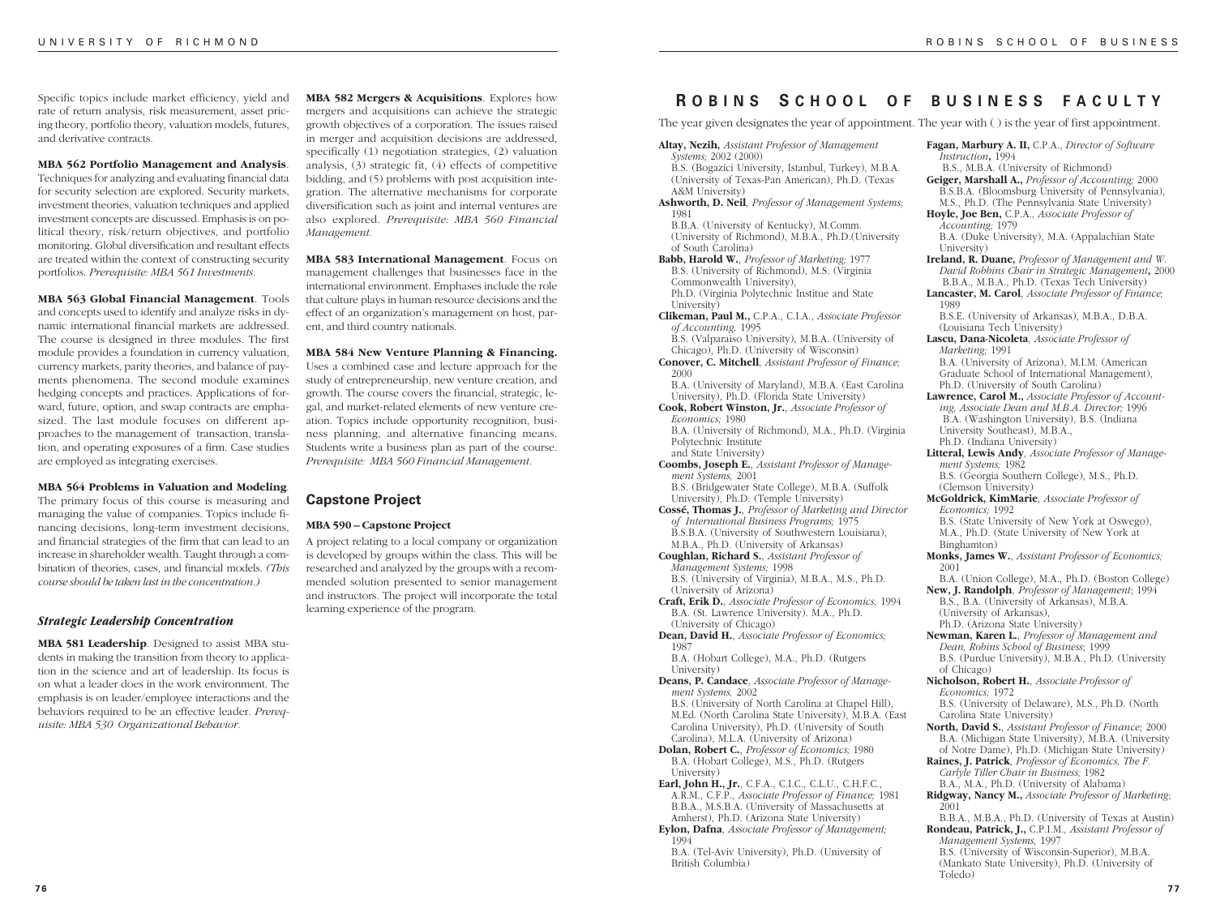Specific topics include market efficiency, yield and rate of return analysis, risk measurement, asset pricing theory, portfolio theory, valuation models, futures, and derivative contracts.

**MBA 562 Portfolio Management and Analysis**. Techniques for analyzing and evaluating financial data for security selection are explored. Security markets, investment theories, valuation techniques and applied investment concepts are discussed. Emphasis is on political theory, risk/return objectives, and portfolio monitoring. Global diversification and resultant effects are treated within the context of constructing security portfolios. *Prerequisite: MBA 561 Investments.*

**MBA 563 Global Financial Management**. Tools and concepts used to identify and analyze risks in dynamic international financial markets are addressed. The course is designed in three modules. The first module provides a foundation in currency valuation, currency markets, parity theories, and balance of payments phenomena. The second module examines hedging concepts and practices. Applications of forward, future, option, and swap contracts are emphasized. The last module focuses on different approaches to the management of transaction, translation, and operating exposures of a firm. Case studies are employed as integrating exercises.

**MBA 564 Problems in Valuation and Modeling**. The primary focus of this course is measuring and managing the value of companies. Topics include financing decisions, long-term investment decisions, and financial strategies of the firm that can lead to an increase in shareholder wealth. Taught through a combination of theories, cases, and financial models. *(This course should be taken last in the concentration.)*

### *Strategic Leadership Concentration*

**MBA 581 Leadership**. Designed to assist MBA students in making the transition from theory to application in the science and art of leadership. Its focus is on what a leader does in the work environment. The emphasis is on leader/employee interactions and the behaviors required to be an effective leader. *Prerequisite: MBA 530 Organizational Behavior.*

**MBA 582 Mergers & Acquisitions**. Explores how mergers and acquisitions can achieve the strategic growth objectives of a corporation. The issues raised in merger and acquisition decisions are addressed, specifically (1) negotiation strategies, (2) valuation analysis, (3) strategic fit, (4) effects of competitive bidding, and (5) problems with post acquisition integration. The alternative mechanisms for corporate diversification such as joint and internal ventures are also explored. *Prerequisite: MBA 560 Financial Management.*

**MBA 583 International Management**. Focus on management challenges that businesses face in the international environment. Emphases include the role that culture plays in human resource decisions and the effect of an organization's management on host, parent, and third country nationals.

**MBA 584 New Venture Planning & Financing.** Uses a combined case and lecture approach for the study of entrepreneurship, new venture creation, and growth. The course covers the financial, strategic, legal, and market-related elements of new venture creation. Topics include opportunity recognition, business planning, and alternative financing means. Students write a business plan as part of the course. *Prerequisite: MBA 560 Financial Management.*

## Capstone Project

**MBA 590 – Capstone Project**

A project relating to a local company or organization is developed by groups within the class. This will be researched and analyzed by the groups with a recommended solution presented to senior management and instructors. The project will incorporate the total learning experience of the program.

# Robins School of Business Faculty

The year given designates the year of appointment. The year with ( ) is the year of first appointment.

**Altay, Nezih,** *Assistant Professor of Management Systems;* 2002 (2000)
B.S. (Bogazici University, Istanbul, Turkey), M.B.A. (University of Texas-Pan American), Ph.D. (Texas A&M University)

**Ashworth, D. Neil**, *Professor of Management Systems;* 1981
B.B.A. (University of Kentucky), M.Comm. (University of Richmond), M.B.A., Ph.D.(University of South Carolina)

**Babb, Harold W.**, *Professor of Marketing;* 1977
B.S. (University of Richmond), M.S. (Virginia Commonwealth University), Ph.D. (Virginia Polytechnic Institue and State University)

**Clikeman, Paul M.,** C.P.A., C.I.A., *Associate Professor of Accounting,* 1995
B.S. (Valparaiso University), M.B.A. (University of Chicago), Ph.D. (University of Wisconsin)

**Conover, C. Mitchell**, *Assistant Professor of Finance;* 2000
B.A. (University of Maryland), M.B.A. (East Carolina University), Ph.D. (Florida State University)

**Cook, Robert Winston, Jr.**, *Associate Professor of Economics;* 1980
B.A. (University of Richmond), M.A., Ph.D. (Virginia Polytechnic Institute and State University)

**Coombs, Joseph E.**, *Assistant Professor of Management Systems,* 2001
B.S. (Bridgewater State College), M.B.A. (Suffolk University), Ph.D. (Temple University)

**Cossé, Thomas J.**, *Professor of Marketing and Director of International Business Programs;* 1975
B.S.B.A. (University of Southwestern Louisiana), M.B.A., Ph.D. (University of Arkansas)

**Coughlan, Richard S.**, *Assistant Professor of Management Systems;* 1998
B.S. (University of Virginia), M.B.A., M.S., Ph.D. (University of Arizona)

**Craft, Erik D.**, *Associate Professor of Economics,* 1994
B.A. (St. Lawrence University). M.A., Ph.D. (University of Chicago)

**Dean, David H.**, *Associate Professor of Economics;* 1987
B.A. (Hobart College), M.A., Ph.D. (Rutgers University)

**Deans, P. Candace**, *Associate Professor of Management Systems,* 2002
B.S. (University of North Carolina at Chapel Hill), M.Ed. (North Carolina State University), M.B.A. (East Carolina University), Ph.D. (University of South Carolina), M.L.A. (University of Arizona)

**Dolan, Robert C.**, *Professor of Economics;* 1980
B.A. (Hobart College), M.S., Ph.D. (Rutgers University)

**Earl, John H., Jr.**, C.F.A., C.I.C., C.L.U., C.H.F.C., A.R.M., C.F.P., *Associate Professor of Finance;* 1981
B.B.A., M.S.B.A. (University of Massachusetts at Amherst), Ph.D. (Arizona State University)

**Eylon, Dafna**, *Associate Professor of Management;* 1994
B.A. (Tel-Aviv University), Ph.D. (University of British Columbia)

**Fagan, Marbury A. II,** C.P.A., *Director of Software Instruction***,** 1994
B.S., M.B.A. (University of Richmond)

**Geiger, Marshall A.,** *Professor of Accounting;* 2000
B.S.B.A. (Bloomsburg University of Pennsylvania), M.S., Ph.D. (The Pennsylvania State University)

**Hoyle, Joe Ben,** C.P.A., *Associate Professor of Accounting;* 1979
B.A. (Duke University), M.A. (Appalachian State University)

**Ireland, R. Duane,** *Professor of Management and W. David Robbins Chair in Strategic Management***,** 2000
B.B.A., M.B.A., Ph.D. (Texas Tech University)

**Lancaster, M. Carol**, *Associate Professor of Finance;* 1989
B.S.E. (University of Arkansas), M.B.A., D.B.A. (Louisiana Tech University)

**Lascu, Dana-Nicoleta**, *Associate Professor of Marketing;* 1991
B.A. (University of Arizona), M.I.M. (American Graduate School of International Management), Ph.D. (University of South Carolina)

**Lawrence, Carol M.,** *Associate Professor of Accounting, Associate Dean and M.B.A. Director;* 1996
B.A. (Washington University), B.S. (Indiana University Southeast), M.B.A., Ph.D. (Indiana University)

**Litteral, Lewis Andy**, *Associate Professor of Management Systems;* 1982
B.S. (Georgia Southern College), M.S., Ph.D. (Clemson University)

**McGoldrick, KimMarie**, *Associate Professor of Economics;* 1992
B.S. (State University of New York at Oswego), M.A., Ph.D. (State University of New York at Binghamton)

**Monks, James W.**, *Assistant Professor of Economics;* 2001
B.A. (Union College), M.A., Ph.D. (Boston College)

**New, J. Randolph**, *Professor of Management*; 1994
B.S., B.A. (University of Arkansas), M.B.A. (University of Arkansas), Ph.D. (Arizona State University)

**Newman, Karen L.**, *Professor of Management and Dean, Robins School of Business*; 1999
B.S. (Purdue University), M.B.A., Ph.D. (University of Chicago)

**Nicholson, Robert H.**, *Associate Professor of Economics;* 1972
B.S. (University of Delaware), M.S., Ph.D. (North Carolina State University)

**North, David S.**, *Assistant Professor of Finance*; 2000
B.A. (Michigan State University), M.B.A. (University of Notre Dame), Ph.D. (Michigan State University)

**Raines, J. Patrick**, *Professor of Economics, The F. Carlyle Tiller Chair in Business;* 1982
B.A., M.A., Ph.D. (University of Alabama)

**Ridgway, Nancy M.,** *Associate Professor of Marketing;* 2001
B.B.A., M.B.A., Ph.D. (University of Texas at Austin)

**Rondeau, Patrick, J.,** C.P.I.M., *Assistant Professor of Management Systems,* 1997
B.S. (University of Wisconsin-Superior), M.B.A. (Mankato State University), Ph.D. (University of Toledo)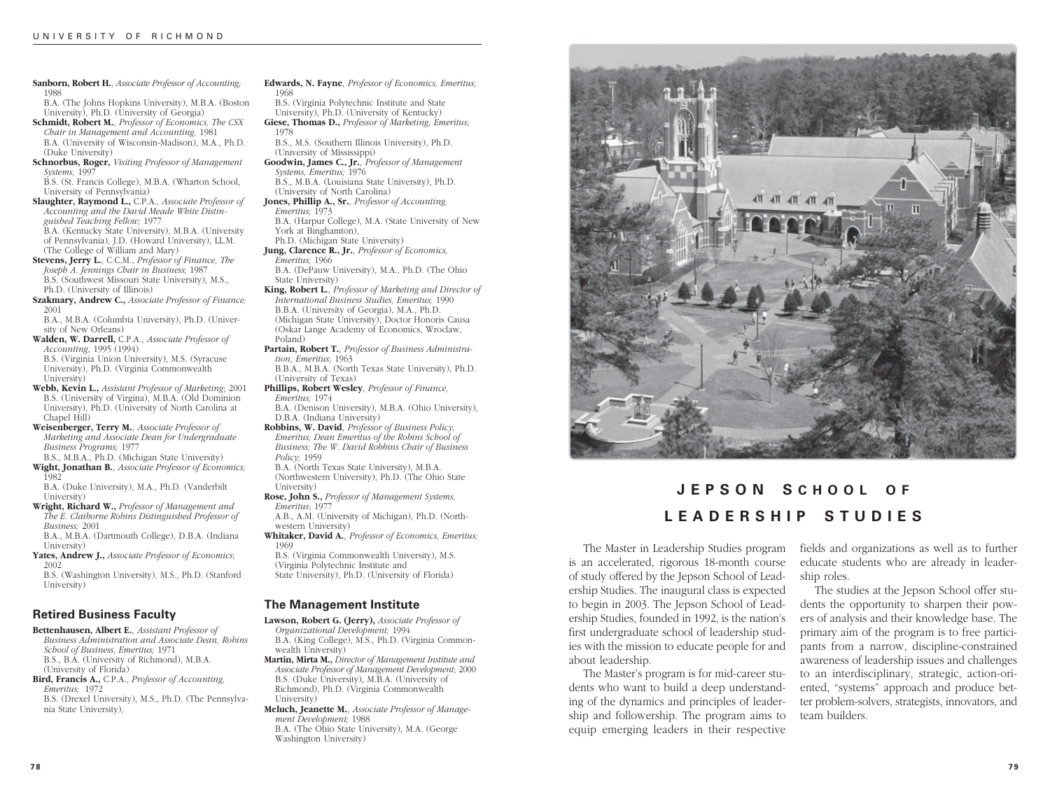**Sanborn, Robert H.**, *Associate Professor of Accounting;* 1988
B.A. (The Johns Hopkins University), M.B.A. (Boston University), Ph.D. (University of Georgia)

**Schmidt, Robert M.**, *Professor of Economics, The CSX Chair in Management and Accounting,* 1981
B.A. (University of Wisconsin-Madison), M.A., Ph.D. (Duke University)

**Schnorbus, Roger,** *Visiting Professor of Management Systems,* 1997
B.S. (St. Francis College), M.B.A. (Wharton School, University of Pennsylvania)

**Slaughter, Raymond L.,** C.P.A., *Associate Professor of Accounting and the David Meade White Distinguished Teaching Fellow;* 1977
B.A. (Kentucky State University), M.B.A. (University of Pennsylvania), J.D. (Howard University), LL.M. (The College of William and Mary)

**Stevens, Jerry L.**, C.C.M., *Professor of Finance, The Joseph A. Jennings Chair in Business;* 1987
B.S. (Southwest Missouri State University), M.S., Ph.D. (University of Illinois)

**Szakmary, Andrew C.,** *Associate Professor of Finance;* 2001
B.A., M.B.A. (Columbia University), Ph.D. (University of New Orleans)

**Walden, W. Darrell,** C.P.A., *Associate Professor of Accounting,* 1995 (1994)
B.S. (Virginia Union University), M.S. (Syracuse University), Ph.D. (Virginia Commonwealth University)

**Webb, Kevin L.,** *Assistant Professor of Marketing;* 2001
B.S. (University of Virgina), M.B.A. (Old Dominion University), Ph.D. (University of North Carolina at Chapel Hill)

**Weisenberger, Terry M.**, *Associate Professor of Marketing and Associate Dean for Undergraduate Business Programs;* 1977
B.S., M.B.A., Ph.D. (Michigan State University)

**Wight, Jonathan B.**, *Associate Professor of Economics;* 1982
B.A. (Duke University), M.A., Ph.D. (Vanderbilt University)

**Wright, Richard W.,** *Professor of Management and The E. Claiborne Robins Distinguished Professor of Business;* 2001
B.A., M.B.A. (Dartmouth College), D.B.A. (Indiana University)

**Yates, Andrew J.,** *Associate Professor of Economics*; 2002
B.S. (Washington University), M.S., Ph.D. (Stanford University)

## Retired Business Faculty

**Bettenhausen, Albert E.**, *Assistant Professor of Business Administration and Associate Dean, Robins School of Business, Emeritus;* 1971
B.S., B.A. (University of Richmond), M.B.A. (University of Florida)

**Bird, Francis A.,** C.P.A., *Professor of Accounting, Emeritus;* 1972
B.S. (Drexel University), M.S., Ph.D. (The Pennsylvania State University),

**Edwards, N. Fayne**, *Professor of Economics, Emeritus;* 1968
B.S. (Virginia Polytechnic Institute and State University), Ph.D. (University of Kentucky)

**Giese, Thomas D.,** *Professor of Marketing, Emeritus*; 1978
B.S., M.S. (Southern Illinois University), Ph.D. (University of Mississippi)

**Goodwin, James C., Jr.**, *Professor of Management Systems, Emeritus;* 1976
B.S., M.B.A. (Louisiana State University), Ph.D. (University of North Carolina)

**Jones, Phillip A., Sr.**, *Professor of Accounting, Emeritus;* 1973
B.A. (Harpur College), M.A. (State University of New York at Binghamton),
Ph.D. (Michigan State University)

**Jung, Clarence R., Jr.**, *Professor of Economics, Emeritus;* 1966
B.A. (DePauw University), M.A., Ph.D. (The Ohio State University)

**King, Robert L.**, *Professor of Marketing and Director of International Business Studies, Emeritus;* 1990
B.B.A. (University of Georgia), M.A., Ph.D. (Michigan State University), Doctor Honoris Causa (Oskar Lange Academy of Economics, Wroclaw, Poland)

**Partain, Robert T.**, *Professor of Business Administration, Emeritus;* 1963
B.B.A., M.B.A. (North Texas State University), Ph.D. (University of Texas)

**Phillips, Robert Wesley**, *Professor of Finance, Emeritus;* 1974
B.A. (Denison University), M.B.A. (Ohio University), D.B.A. (Indiana University)

**Robbins, W. David**, *Professor of Business Policy, Emeritus; Dean Emeritus of the Robins School of Business; The W. David Robbins Chair of Business Policy;* 1959
B.A. (North Texas State University), M.B.A. (Northwestern University), Ph.D. (The Ohio State University)

**Rose, John S.,** *Professor of Management Systems, Emeritus*; 1977
A.B., A.M. (University of Michigan), Ph.D. (Northwestern University)

**Whitaker, David A.**, *Professor of Economics, Emeritus;* 1969
B.S. (Virginia Commonwealth University), M.S. (Virginia Polytechnic Institute and State University), Ph.D. (University of Florida)

## The Management Institute

**Lawson, Robert G. (Jerry),** *Associate Professor of Organizational Development;* 1994
B.A. (King College), M.S., Ph.D. (Virginia Commonwealth University)

**Martin, Mirta M.,** *Director of Management Institute and Associate Professor of Management Development;* 2000
B.S. (Duke University), M.B.A. (University of Richmond), Ph.D. (Virginia Commonwealth University)

**Meluch, Jeanette M.**, *Associate Professor of Management Development;* 1988
B.A. (The Ohio State University), M.A. (George Washington University)

# JEPSON SCHOOL OF LEADERSHIP STUDIES

The Master in Leadership Studies program is an accelerated, rigorous 18-month course of study offered by the Jepson School of Leadership Studies. The inaugural class is expected to begin in 2003. The Jepson School of Leadership Studies, founded in 1992, is the nation's first undergraduate school of leadership studies with the mission to educate people for and about leadership.

The Master's program is for mid-career students who want to build a deep understanding of the dynamics and principles of leadership and followership. The program aims to equip emerging leaders in their respective fields and organizations as well as to further educate students who are already in leadership roles.

The studies at the Jepson School offer students the opportunity to sharpen their powers of analysis and their knowledge base. The primary aim of the program is to free participants from a narrow, discipline-constrained awareness of leadership issues and challenges to an interdisciplinary, strategic, action-oriented, "systems" approach and produce better problem-solvers, strategists, innovators, and team builders.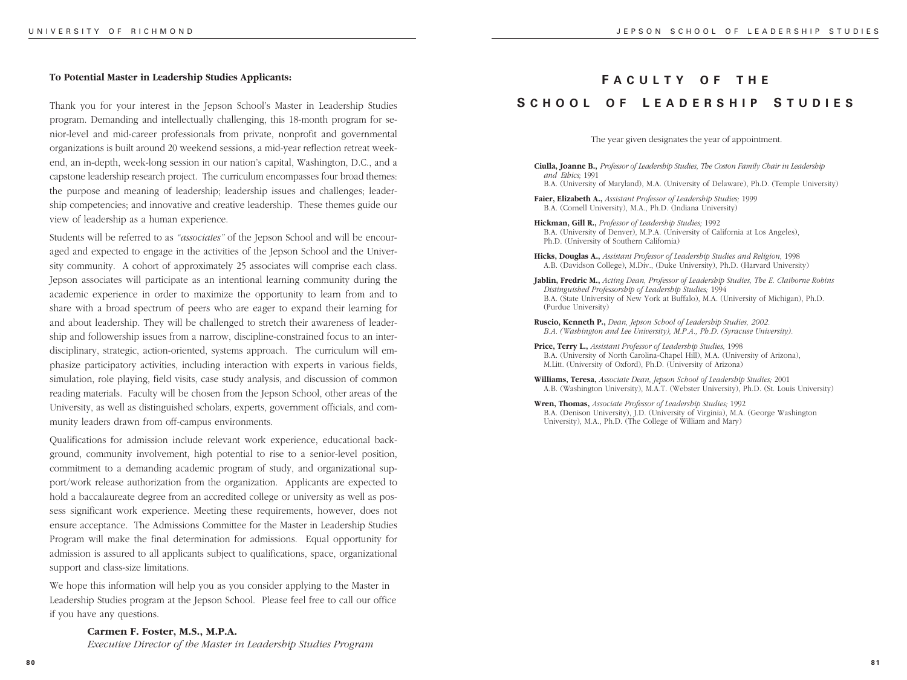**To Potential Master in Leadership Studies Applicants:**

Thank you for your interest in the Jepson School's Master in Leadership Studies program. Demanding and intellectually challenging, this 18-month program for senior-level and mid-career professionals from private, nonprofit and governmental organizations is built around 20 weekend sessions, a mid-year reflection retreat weekend, an in-depth, week-long session in our nation's capital, Washington, D.C., and a capstone leadership research project. The curriculum encompasses four broad themes: the purpose and meaning of leadership; leadership issues and challenges; leadership competencies; and innovative and creative leadership. These themes guide our view of leadership as a human experience.

Students will be referred to as *"associates"* of the Jepson School and will be encouraged and expected to engage in the activities of the Jepson School and the University community. A cohort of approximately 25 associates will comprise each class. Jepson associates will participate as an intentional learning community during the academic experience in order to maximize the opportunity to learn from and to share with a broad spectrum of peers who are eager to expand their learning for and about leadership. They will be challenged to stretch their awareness of leadership and followership issues from a narrow, discipline-constrained focus to an interdisciplinary, strategic, action-oriented, systems approach. The curriculum will emphasize participatory activities, including interaction with experts in various fields, simulation, role playing, field visits, case study analysis, and discussion of common reading materials. Faculty will be chosen from the Jepson School, other areas of the University, as well as distinguished scholars, experts, government officials, and community leaders drawn from off-campus environments.

Qualifications for admission include relevant work experience, educational background, community involvement, high potential to rise to a senior-level position, commitment to a demanding academic program of study, and organizational support/work release authorization from the organization. Applicants are expected to hold a baccalaureate degree from an accredited college or university as well as possess significant work experience. Meeting these requirements, however, does not ensure acceptance. The Admissions Committee for the Master in Leadership Studies Program will make the final determination for admissions. Equal opportunity for admission is assured to all applicants subject to qualifications, space, organizational support and class-size limitations.

We hope this information will help you as you consider applying to the Master in Leadership Studies program at the Jepson School. Please feel free to call our office if you have any questions.

**Carmen F. Foster, M.S., M.P.A.**
*Executive Director of the Master in Leadership Studies Program*

# Faculty of the School of Leadership Studies

The year given designates the year of appointment.

**Ciulla, Joanne B.,** *Professor of Leadership Studies, The Coston Family Chair in Leadership and Ethics;* 1991
B.A. (University of Maryland), M.A. (University of Delaware), Ph.D. (Temple University)

**Faier, Elizabeth A.,** *Assistant Professor of Leadership Studies;* 1999
B.A. (Cornell University), M.A., Ph.D. (Indiana University)

**Hickman, Gill R.,** *Professor of Leadership Studies;* 1992
B.A. (University of Denver), M.P.A. (University of California at Los Angeles), Ph.D. (University of Southern California)

**Hicks, Douglas A.,** *Assistant Professor of Leadership Studies and Religion,* 1998
A.B. (Davidson College), M.Div., (Duke University), Ph.D. (Harvard University)

**Jablin, Fredric M.,** *Acting Dean, Professor of Leadership Studies, The E. Claiborne Robins Distinguished Professorship of Leadership Studies;* 1994
B.A. (State University of New York at Buffalo), M.A. (University of Michigan), Ph.D. (Purdue University)

**Ruscio, Kenneth P.,** *Dean, Jepson School of Leadership Studies, 2002.*
*B.A. (Washington and Lee University), M.P.A., Ph.D. (Syracuse University).*

**Price, Terry L.,** *Assistant Professor of Leadership Studies,* 1998
B.A. (University of North Carolina-Chapel Hill), M.A. (University of Arizona), M.Litt. (University of Oxford), Ph.D. (University of Arizona)

**Williams, Teresa,** *Associate Dean, Jepson School of Leadership Studies;* 2001
A.B. (Washington University), M.A.T. (Webster University), Ph.D. (St. Louis University)

**Wren, Thomas,** *Associate Professor of Leadership Studies;* 1992
B.A. (Denison University), J.D. (University of Virginia), M.A. (George Washington University), M.A., Ph.D. (The College of William and Mary)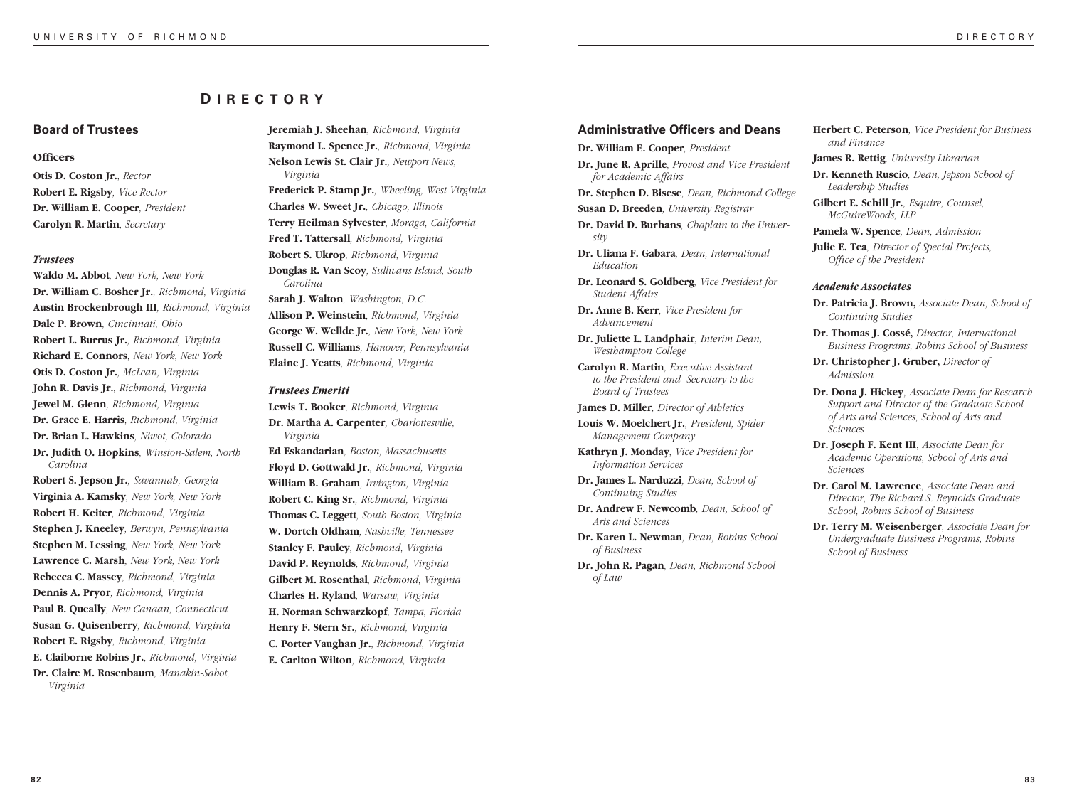# Directory

## Board of Trustees

### Officers

**Otis D. Coston Jr.**, *Rector*
**Robert E. Rigsby**, *Vice Rector*
**Dr. William E. Cooper**, *President*
**Carolyn R. Martin**, *Secretary*

### *Trustees*

**Waldo M. Abbot**, *New York, New York*
**Dr. William C. Bosher Jr.**, *Richmond, Virginia*
**Austin Brockenbrough III**, *Richmond, Virginia*
**Dale P. Brown**, *Cincinnati, Ohio*
**Robert L. Burrus Jr.**, *Richmond, Virginia*
**Richard E. Connors**, *New York, New York*
**Otis D. Coston Jr.**, *McLean, Virginia*
**John R. Davis Jr.**, *Richmond, Virginia*
**Jewel M. Glenn**, *Richmond, Virginia*
**Dr. Grace E. Harris**, *Richmond, Virginia*
**Dr. Brian L. Hawkins**, *Niwot, Colorado*
**Dr. Judith O. Hopkins**, *Winston-Salem, North Carolina*
**Robert S. Jepson Jr.**, *Savannah, Georgia*
**Virginia A. Kamsky**, *New York, New York*
**Robert H. Keiter**, *Richmond, Virginia*
**Stephen J. Kneeley**, *Berwyn, Pennsylvania*
**Stephen M. Lessing**, *New York, New York*
**Lawrence C. Marsh**, *New York, New York*
**Rebecca C. Massey**, *Richmond, Virginia*
**Dennis A. Pryor**, *Richmond, Virginia*
**Paul B. Queally**, *New Canaan, Connecticut*
**Susan G. Quisenberry**, *Richmond, Virginia*
**Robert E. Rigsby**, *Richmond, Virginia*
**E. Claiborne Robins Jr.**, *Richmond, Virginia*
**Dr. Claire M. Rosenbaum**, *Manakin-Sabot, Virginia*
**Jeremiah J. Sheehan**, *Richmond, Virginia*
**Raymond L. Spence Jr.**, *Richmond, Virginia*
**Nelson Lewis St. Clair Jr.**, *Newport News, Virginia*
**Frederick P. Stamp Jr.**, *Wheeling, West Virginia*
**Charles W. Sweet Jr.**, *Chicago, Illinois*
**Terry Heilman Sylvester**, *Moraga, California*
**Fred T. Tattersall**, *Richmond, Virginia*
**Robert S. Ukrop**, *Richmond, Virginia*
**Douglas R. Van Scoy**, *Sullivans Island, South Carolina*
**Sarah J. Walton**, *Washington, D.C.*
**Allison P. Weinstein**, *Richmond, Virginia*
**George W. Wellde Jr.**, *New York, New York*
**Russell C. Williams**, *Hanover, Pennsylvania*
**Elaine J. Yeatts**, *Richmond, Virginia*

### *Trustees Emeriti*

**Lewis T. Booker**, *Richmond, Virginia*
**Dr. Martha A. Carpenter**, *Charlottesville, Virginia*
**Ed Eskandarian**, *Boston, Massachusetts*
**Floyd D. Gottwald Jr.**, *Richmond, Virginia*
**William B. Graham**, *Irvington, Virginia*
**Robert C. King Sr.**, *Richmond, Virginia*
**Thomas C. Leggett**, *South Boston, Virginia*
**W. Dortch Oldham**, *Nashville, Tennessee*
**Stanley F. Pauley**, *Richmond, Virginia*
**David P. Reynolds**, *Richmond, Virginia*
**Gilbert M. Rosenthal**, *Richmond, Virginia*
**Charles H. Ryland**, *Warsaw, Virginia*
**H. Norman Schwarzkopf**, *Tampa, Florida*
**Henry F. Stern Sr.**, *Richmond, Virginia*
**C. Porter Vaughan Jr.**, *Richmond, Virginia*
**E. Carlton Wilton**, *Richmond, Virginia*

## Administrative Officers and Deans

**Dr. William E. Cooper**, *President*
**Dr. June R. Aprille**, *Provost and Vice President for Academic Affairs*
**Dr. Stephen D. Bisese**, *Dean, Richmond College*
**Susan D. Breeden**, *University Registrar*
**Dr. David D. Burhans**, *Chaplain to the University*
**Dr. Uliana F. Gabara**, *Dean, International Education*
**Dr. Leonard S. Goldberg**, *Vice President for Student Affairs*
**Dr. Anne B. Kerr**, *Vice President for Advancement*
**Dr. Juliette L. Landphair**, *Interim Dean, Westhampton College*
**Carolyn R. Martin**, *Executive Assistant to the President and Secretary to the Board of Trustees*
**James D. Miller**, *Director of Athletics*
**Louis W. Moelchert Jr.**, *President, Spider Management Company*
**Kathryn J. Monday**, *Vice President for Information Services*
**Dr. James L. Narduzzi**, *Dean, School of Continuing Studies*
**Dr. Andrew F. Newcomb**, *Dean, School of Arts and Sciences*
**Dr. Karen L. Newman**, *Dean, Robins School of Business*
**Dr. John R. Pagan**, *Dean, Richmond School of Law*
**Herbert C. Peterson**, *Vice President for Business and Finance*
**James R. Rettig**, *University Librarian*
**Dr. Kenneth Ruscio**, *Dean, Jepson School of Leadership Studies*
**Gilbert E. Schill Jr.**, *Esquire, Counsel, McGuireWoods, LLP*
**Pamela W. Spence**, *Dean, Admission*
**Julie E. Tea**, *Director of Special Projects, Office of the President*

### *Academic Associates*

**Dr. Patricia J. Brown,** *Associate Dean, School of Continuing Studies*
**Dr. Thomas J. Cossé,** *Director, International Business Programs, Robins School of Business*
**Dr. Christopher J. Gruber,** *Director of Admission*
**Dr. Dona J. Hickey**, *Associate Dean for Research Support and Director of the Graduate School of Arts and Sciences, School of Arts and Sciences*
**Dr. Joseph F. Kent III**, *Associate Dean for Academic Operations, School of Arts and Sciences*
**Dr. Carol M. Lawrence**, *Associate Dean and Director, The Richard S. Reynolds Graduate School, Robins School of Business*
**Dr. Terry M. Weisenberger**, *Associate Dean for Undergraduate Business Programs, Robins School of Business*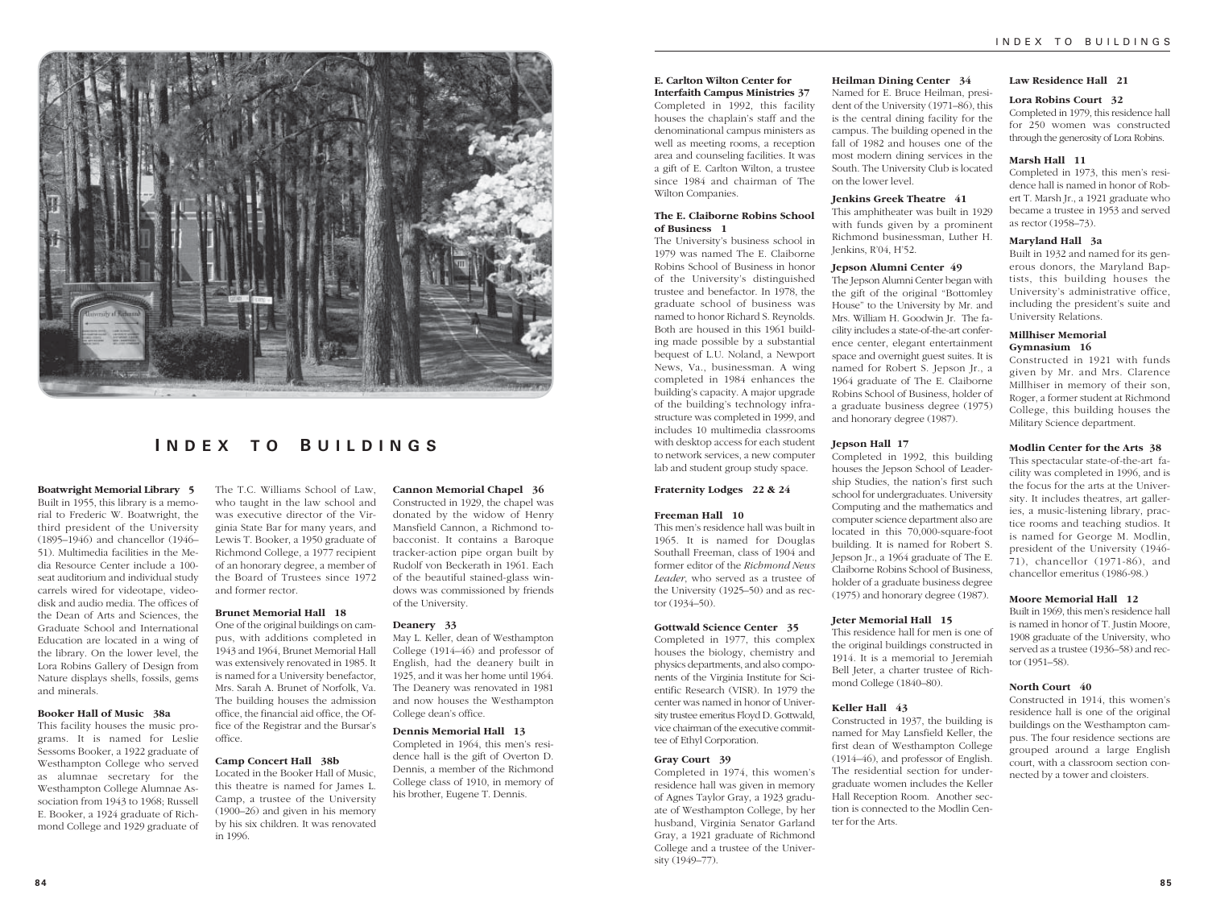# Index to Buildings

**Boatwright Memorial Library 5**
Built in 1955, this library is a memorial to Frederic W. Boatwright, the third president of the University (1895–1946) and chancellor (1946–51). Multimedia facilities in the Media Resource Center include a 100-seat auditorium and individual study carrels wired for videotape, videodisk and audio media. The offices of the Dean of Arts and Sciences, the Graduate School and International Education are located in a wing of the library. On the lower level, the Lora Robins Gallery of Design from Nature displays shells, fossils, gems and minerals.

**Booker Hall of Music 38a**
This facility houses the music programs. It is named for Leslie Sessoms Booker, a 1922 graduate of Westhampton College who served as alumnae secretary for the Westhampton College Alumnae Association from 1943 to 1968; Russell E. Booker, a 1924 graduate of Richmond College and 1929 graduate of The T.C. Williams School of Law, who taught in the law school and was executive director of the Virginia State Bar for many years, and Lewis T. Booker, a 1950 graduate of Richmond College, a 1977 recipient of an honorary degree, a member of the Board of Trustees since 1972 and former rector.

**Brunet Memorial Hall 18**
One of the original buildings on campus, with additions completed in 1943 and 1964, Brunet Memorial Hall was extensively renovated in 1985. It is named for a University benefactor, Mrs. Sarah A. Brunet of Norfolk, Va. The building houses the admission office, the financial aid office, the Office of the Registrar and the Bursar's office.

**Camp Concert Hall 38b**
Located in the Booker Hall of Music, this theatre is named for James L. Camp, a trustee of the University (1900–26) and given in his memory by his six children. It was renovated in 1996.

**Cannon Memorial Chapel 36**
Constructed in 1929, the chapel was donated by the widow of Henry Mansfield Cannon, a Richmond tobacconist. It contains a Baroque tracker-action pipe organ built by Rudolf von Beckerath in 1961. Each of the beautiful stained-glass windows was commissioned by friends of the University.

**Deanery 33**
May L. Keller, dean of Westhampton College (1914–46) and professor of English, had the deanery built in 1925, and it was her home until 1964. The Deanery was renovated in 1981 and now houses the Westhampton College dean's office.

**Dennis Memorial Hall 13**
Completed in 1964, this men's residence hall is the gift of Overton D. Dennis, a member of the Richmond College class of 1910, in memory of his brother, Eugene T. Dennis.

**E. Carlton Wilton Center for Interfaith Campus Ministries 37**
Completed in 1992, this facility houses the chaplain's staff and the denominational campus ministers as well as meeting rooms, a reception area and counseling facilities. It was a gift of E. Carlton Wilton, a trustee since 1984 and chairman of The Wilton Companies.

**The E. Claiborne Robins School of Business 1**
The University's business school in 1979 was named The E. Claiborne Robins School of Business in honor of the University's distinguished trustee and benefactor. In 1978, the graduate school of business was named to honor Richard S. Reynolds. Both are housed in this 1961 building made possible by a substantial bequest of L.U. Noland, a Newport News, Va., businessman. A wing completed in 1984 enhances the building's capacity. A major upgrade of the building's technology infrastructure was completed in 1999, and includes 10 multimedia classrooms with desktop access for each student to network services, a new computer lab and student group study space.

**Fraternity Lodges 22 & 24**

**Freeman Hall 10**
This men's residence hall was built in 1965. It is named for Douglas Southall Freeman, class of 1904 and former editor of the *Richmond News Leader*, who served as a trustee of the University (1925–50) and as rector (1934–50).

**Gottwald Science Center 35**
Completed in 1977, this complex houses the biology, chemistry and physics departments, and also components of the Virginia Institute for Scientific Research (VISR). In 1979 the center was named in honor of University trustee emeritus Floyd D. Gottwald, vice chairman of the executive committee of Ethyl Corporation.

**Gray Court 39**
Completed in 1974, this women's residence hall was given in memory of Agnes Taylor Gray, a 1923 graduate of Westhampton College, by her husband, Virginia Senator Garland Gray, a 1921 graduate of Richmond College and a trustee of the University (1949–77).

**Heilman Dining Center 34**
Named for E. Bruce Heilman, president of the University (1971–86), this is the central dining facility for the campus. The building opened in the fall of 1982 and houses one of the most modern dining services in the South. The University Club is located on the lower level.

**Jenkins Greek Theatre 41**
This amphitheater was built in 1929 with funds given by a prominent Richmond businessman, Luther H. Jenkins, R'04, H'52.

**Jepson Alumni Center 49**
The Jepson Alumni Center began with the gift of the original "Bottomley House" to the University by Mr. and Mrs. William H. Goodwin Jr. The facility includes a state-of-the-art conference center, elegant entertainment space and overnight guest suites. It is named for Robert S. Jepson Jr., a 1964 graduate of The E. Claiborne Robins School of Business, holder of a graduate business degree (1975) and honorary degree (1987).

**Jepson Hall 17**
Completed in 1992, this building houses the Jepson School of Leadership Studies, the nation's first such school for undergraduates. University Computing and the mathematics and computer science department also are located in this 70,000-square-foot building. It is named for Robert S. Jepson Jr., a 1964 graduate of The E. Claiborne Robins School of Business, holder of a graduate business degree (1975) and honorary degree (1987).

**Jeter Memorial Hall 15**
This residence hall for men is one of the original buildings constructed in 1914. It is a memorial to Jeremiah Bell Jeter, a charter trustee of Richmond College (1840–80).

**Keller Hall 43**
Constructed in 1937, the building is named for May Lansfield Keller, the first dean of Westhampton College (1914–46), and professor of English. The residential section for undergraduate women includes the Keller Hall Reception Room. Another section is connected to the Modlin Center for the Arts.

**Law Residence Hall 21**

**Lora Robins Court 32**
Completed in 1979, this residence hall for 250 women was constructed through the generosity of Lora Robins.

**Marsh Hall 11**
Completed in 1973, this men's residence hall is named in honor of Robert T. Marsh Jr., a 1921 graduate who became a trustee in 1953 and served as rector (1958–73).

**Maryland Hall 3a**
Built in 1932 and named for its generous donors, the Maryland Baptists, this building houses the University's administrative office, including the president's suite and University Relations.

**Millhiser Memorial Gymnasium 16**
Constructed in 1921 with funds given by Mr. and Mrs. Clarence Millhiser in memory of their son, Roger, a former student at Richmond College, this building houses the Military Science department.

**Modlin Center for the Arts 38**
This spectacular state-of-the-art facility was completed in 1996, and is the focus for the arts at the University. It includes theatres, art galleries, a music-listening library, practice rooms and teaching studios. It is named for George M. Modlin, president of the University (1946-71), chancellor (1971-86), and chancellor emeritus (1986-98.)

**Moore Memorial Hall 12**
Built in 1969, this men's residence hall is named in honor of T. Justin Moore, 1908 graduate of the University, who served as a trustee (1936–58) and rector (1951–58).

**North Court 40**
Constructed in 1914, this women's residence hall is one of the original buildings on the Westhampton campus. The four residence sections are grouped around a large English court, with a classroom section connected by a tower and cloisters.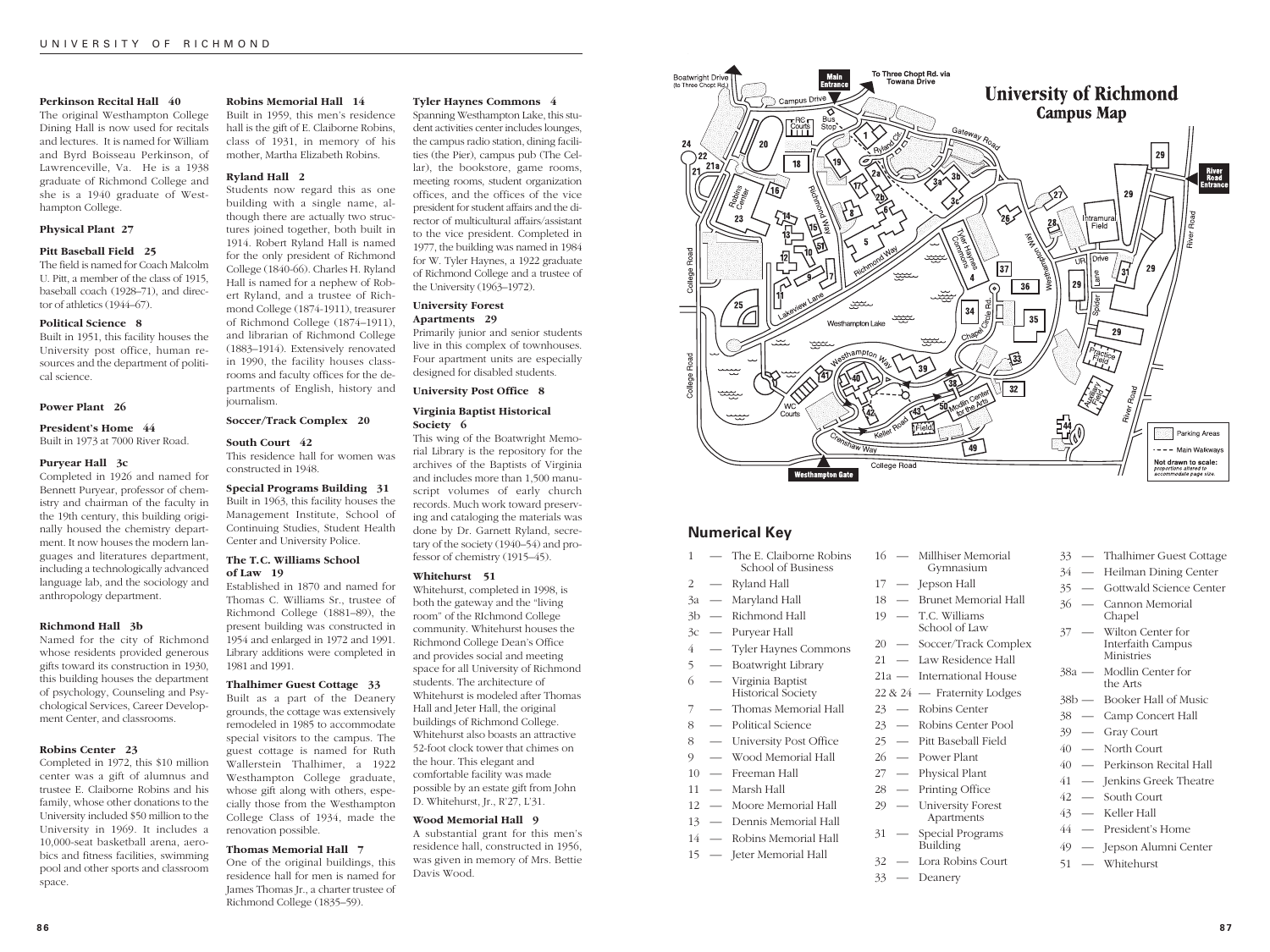**Perkinson Recital Hall 40**
The original Westhampton College Dining Hall is now used for recitals and lectures. It is named for William and Byrd Boisseau Perkinson, of Lawrenceville, Va. He is a 1938 graduate of Richmond College and she is a 1940 graduate of Westhampton College.

**Physical Plant 27**

**Pitt Baseball Field 25**
The field is named for Coach Malcolm U. Pitt, a member of the class of 1915, baseball coach (1928–71), and director of athletics (1944–67).

**Political Science 8**
Built in 1951, this facility houses the University post office, human resources and the department of political science.

**Power Plant 26**

**President's Home 44**
Built in 1973 at 7000 River Road.

**Puryear Hall 3c**
Completed in 1926 and named for Bennett Puryear, professor of chemistry and chairman of the faculty in the 19th century, this building originally housed the chemistry department. It now houses the modern languages and literatures department, including a technologically advanced language lab, and the sociology and anthropology department.

**Richmond Hall 3b**
Named for the city of Richmond whose residents provided generous gifts toward its construction in 1930, this building houses the department of psychology, Counseling and Psychological Services, Career Development Center, and classrooms.

**Robins Center 23**
Completed in 1972, this $10 million center was a gift of alumnus and trustee E. Claiborne Robins and his family, whose other donations to the University included $50 million to the University in 1969. It includes a 10,000-seat basketball arena, aerobics and fitness facilities, swimming pool and other sports and classroom space.

**Robins Memorial Hall 14**
Built in 1959, this men's residence hall is the gift of E. Claiborne Robins, class of 1931, in memory of his mother, Martha Elizabeth Robins.

**Ryland Hall 2**
Students now regard this as one building with a single name, although there are actually two structures joined together, both built in 1914. Robert Ryland Hall is named for the only president of Richmond College (1840-66). Charles H. Ryland Hall is named for a nephew of Robert Ryland, and a trustee of Richmond College (1874-1911), treasurer of Richmond College (1874–1911), and librarian of Richmond College (1883–1914). Extensively renovated in 1990, the facility houses classrooms and faculty offices for the departments of English, history and journalism.

**Soccer/Track Complex 20**

**South Court 42**
This residence hall for women was constructed in 1948.

**Special Programs Building 31**
Built in 1963, this facility houses the Management Institute, School of Continuing Studies, Student Health Center and University Police.

**The T.C. Williams School of Law 19**
Established in 1870 and named for Thomas C. Williams Sr., trustee of Richmond College (1881–89), the present building was constructed in 1954 and enlarged in 1972 and 1991. Library additions were completed in 1981 and 1991.

**Thalhimer Guest Cottage 33**
Built as a part of the Deanery grounds, the cottage was extensively remodeled in 1985 to accommodate special visitors to the campus. The guest cottage is named for Ruth Wallerstein Thalhimer, a 1922 Westhampton College graduate, whose gift along with others, especially those from the Westhampton College Class of 1934, made the renovation possible.

**Thomas Memorial Hall 7**
One of the original buildings, this residence hall for men is named for James Thomas Jr., a charter trustee of Richmond College (1835–59).

**Tyler Haynes Commons 4**
Spanning Westhampton Lake, this student activities center includes lounges, the campus radio station, dining facilities (the Pier), campus pub (The Cellar), the bookstore, game rooms, meeting rooms, student organization offices, and the offices of the vice president for student affairs and the director of multicultural affairs/assistant to the vice president. Completed in 1977, the building was named in 1984 for W. Tyler Haynes, a 1922 graduate of Richmond College and a trustee of the University (1963–1972).

**University Forest Apartments 29**
Primarily junior and senior students live in this complex of townhouses. Four apartment units are especially designed for disabled students.

**University Post Office 8**

**Virginia Baptist Historical Society 6**
This wing of the Boatwright Memorial Library is the repository for the archives of the Baptists of Virginia and includes more than 1,500 manuscript volumes of early church records. Much work toward preserving and cataloging the materials was done by Dr. Garnett Ryland, secretary of the society (1940–54) and professor of chemistry (1915–45).

**Whitehurst 51**
Whitehurst, completed in 1998, is both the gateway and the "living room" of the RIchmond College community. Whitehurst houses the Richmond College Dean's Office and provides social and meeting space for all University of Richmond students. The architecture of Whitehurst is modeled after Thomas Hall and Jeter Hall, the original buildings of Richmond College. Whitehurst also boasts an attractive 52-foot clock tower that chimes on the hour. This elegant and comfortable facility was made possible by an estate gift from John D. Whitehurst, Jr., R'27, L'31.

**Wood Memorial Hall 9**
A substantial grant for this men's residence hall, constructed in 1956, was given in memory of Mrs. Bettie Davis Wood.

## University of Richmond Campus Map

Boatwright Drive (to Three Chopt Rd.)
Main Entrance
To Three Chopt Rd. via Towana Drive
River Road Entrance
Westhampton Gate
Campus Drive
Gateway Road
Ryland Cir.
Richmond Way
Lakeview Lane
Westhampton Lake
Westhampton Way
Chapel Circle Rd.
Westhampton Way
UR Drive
Spider Lane
River Road
College Road
Keller Road
Crenshaw Way
RC Courts
Bus Stop
WC Courts
Robins Center
Tyler Haynes Commons
Modlin Center for the Arts
Intramural Field
Practice Field
Auxiliary Field
Field
Parking Areas
Main Walkways
Not drawn to scale: proportions altered to accommodate page size.

## Numerical Key

1 — The E. Claiborne Robins School of Business
2 — Ryland Hall
3a — Maryland Hall
3b — Richmond Hall
3c — Puryear Hall
4 — Tyler Haynes Commons
5 — Boatwright Library
6 — Virginia Baptist Historical Society
7 — Thomas Memorial Hall
8 — Political Science
8 — University Post Office
9 — Wood Memorial Hall
10 — Freeman Hall
11 — Marsh Hall
12 — Moore Memorial Hall
13 — Dennis Memorial Hall
14 — Robins Memorial Hall
15 — Jeter Memorial Hall
16 — Millhiser Memorial Gymnasium
17 — Jepson Hall
18 — Brunet Memorial Hall
19 — T.C. Williams School of Law
20 — Soccer/Track Complex
21 — Law Residence Hall
21a — International House
22 & 24 — Fraternity Lodges
23 — Robins Center
23 — Robins Center Pool
25 — Pitt Baseball Field
26 — Power Plant
27 — Physical Plant
28 — Printing Office
29 — University Forest Apartments
31 — Special Programs Building
32 — Lora Robins Court
33 — Deanery
33 — Thalhimer Guest Cottage
34 — Heilman Dining Center
35 — Gottwald Science Center
36 — Cannon Memorial Chapel
37 — Wilton Center for Interfaith Campus Ministries
38a — Modlin Center for the Arts
38b — Booker Hall of Music
38 — Camp Concert Hall
39 — Gray Court
40 — North Court
40 — Perkinson Recital Hall
41 — Jenkins Greek Theatre
42 — South Court
43 — Keller Hall
44 — President's Home
49 — Jepson Alumni Center
51 — Whitehurst